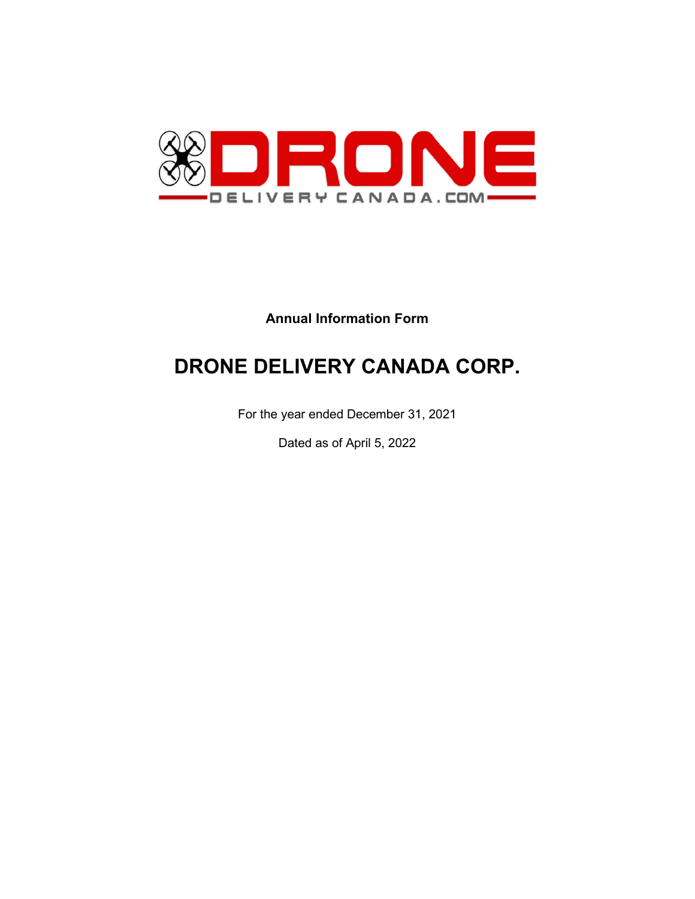**Annual Information Form**

# DRONE DELIVERY CANADA CORP.

For the year ended December 31, 2021

Dated as of April 5, 2022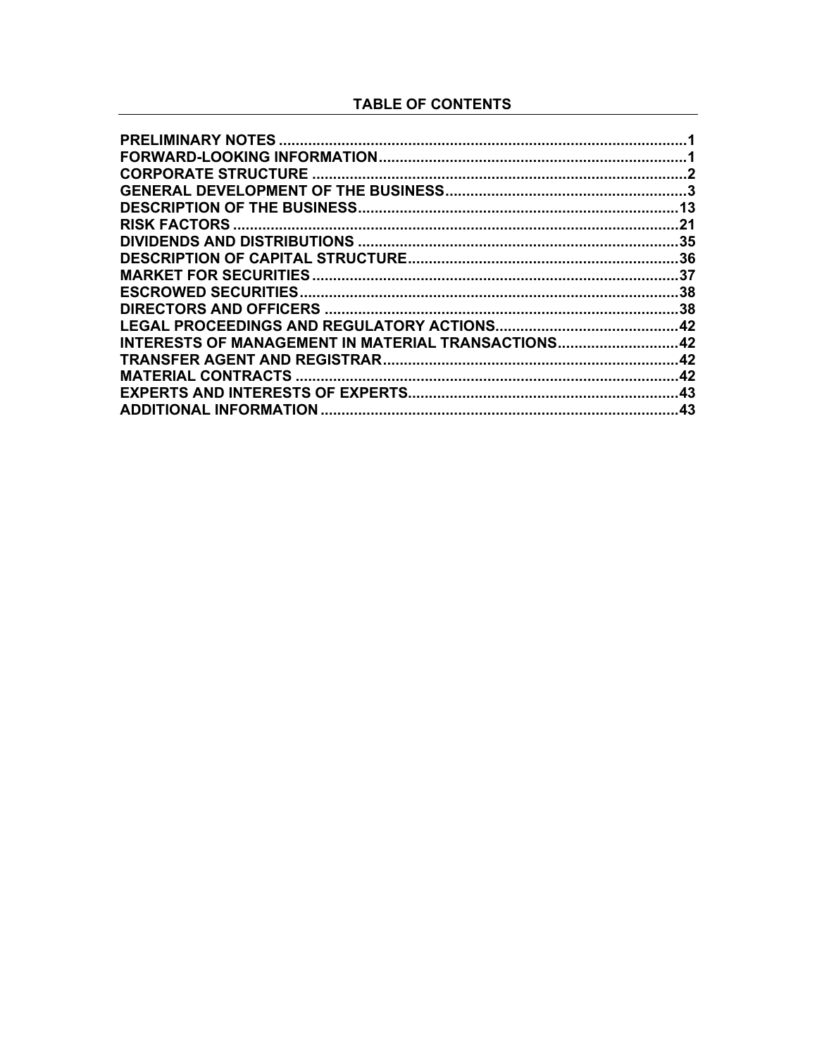# TABLE OF CONTENTS

| Section | Page |
|---|---|
| PRELIMINARY NOTES | 1 |
| FORWARD-LOOKING INFORMATION | 1 |
| CORPORATE STRUCTURE | 2 |
| GENERAL DEVELOPMENT OF THE BUSINESS | 3 |
| DESCRIPTION OF THE BUSINESS | 13 |
| RISK FACTORS | 21 |
| DIVIDENDS AND DISTRIBUTIONS | 35 |
| DESCRIPTION OF CAPITAL STRUCTURE | 36 |
| MARKET FOR SECURITIES | 37 |
| ESCROWED SECURITIES | 38 |
| DIRECTORS AND OFFICERS | 38 |
| LEGAL PROCEEDINGS AND REGULATORY ACTIONS | 42 |
| INTERESTS OF MANAGEMENT IN MATERIAL TRANSACTIONS | 42 |
| TRANSFER AGENT AND REGISTRAR | 42 |
| MATERIAL CONTRACTS | 42 |
| EXPERTS AND INTERESTS OF EXPERTS | 43 |
| ADDITIONAL INFORMATION | 43 |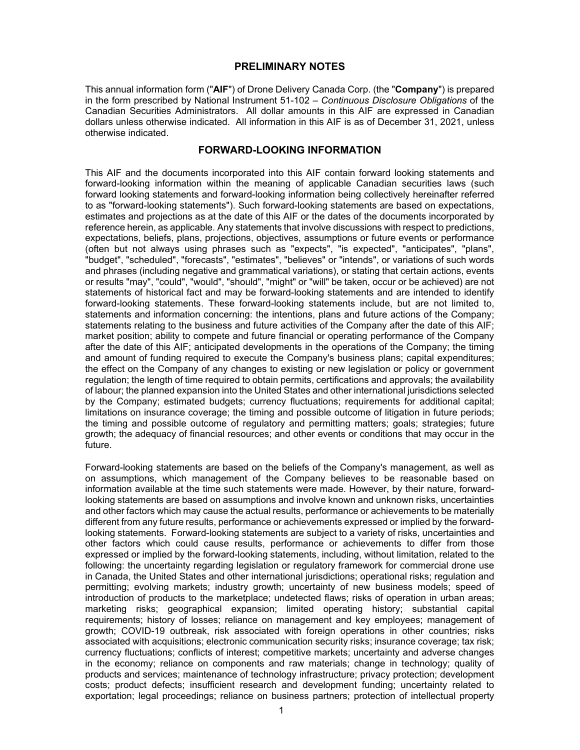## PRELIMINARY NOTES

This annual information form ("**AIF**") of Drone Delivery Canada Corp. (the "**Company**") is prepared in the form prescribed by National Instrument 51-102 – *Continuous Disclosure Obligations* of the Canadian Securities Administrators. All dollar amounts in this AIF are expressed in Canadian dollars unless otherwise indicated. All information in this AIF is as of December 31, 2021, unless otherwise indicated.

## FORWARD-LOOKING INFORMATION

This AIF and the documents incorporated into this AIF contain forward looking statements and forward-looking information within the meaning of applicable Canadian securities laws (such forward looking statements and forward-looking information being collectively hereinafter referred to as "forward-looking statements"). Such forward-looking statements are based on expectations, estimates and projections as at the date of this AIF or the dates of the documents incorporated by reference herein, as applicable. Any statements that involve discussions with respect to predictions, expectations, beliefs, plans, projections, objectives, assumptions or future events or performance (often but not always using phrases such as "expects", "is expected", "anticipates", "plans", "budget", "scheduled", "forecasts", "estimates", "believes" or "intends", or variations of such words and phrases (including negative and grammatical variations), or stating that certain actions, events or results "may", "could", "would", "should", "might" or "will" be taken, occur or be achieved) are not statements of historical fact and may be forward-looking statements and are intended to identify forward-looking statements. These forward-looking statements include, but are not limited to, statements and information concerning: the intentions, plans and future actions of the Company; statements relating to the business and future activities of the Company after the date of this AIF; market position; ability to compete and future financial or operating performance of the Company after the date of this AIF; anticipated developments in the operations of the Company; the timing and amount of funding required to execute the Company's business plans; capital expenditures; the effect on the Company of any changes to existing or new legislation or policy or government regulation; the length of time required to obtain permits, certifications and approvals; the availability of labour; the planned expansion into the United States and other international jurisdictions selected by the Company; estimated budgets; currency fluctuations; requirements for additional capital; limitations on insurance coverage; the timing and possible outcome of litigation in future periods; the timing and possible outcome of regulatory and permitting matters; goals; strategies; future growth; the adequacy of financial resources; and other events or conditions that may occur in the future.

Forward-looking statements are based on the beliefs of the Company's management, as well as on assumptions, which management of the Company believes to be reasonable based on information available at the time such statements were made. However, by their nature, forward-looking statements are based on assumptions and involve known and unknown risks, uncertainties and other factors which may cause the actual results, performance or achievements to be materially different from any future results, performance or achievements expressed or implied by the forward-looking statements. Forward-looking statements are subject to a variety of risks, uncertainties and other factors which could cause results, performance or achievements to differ from those expressed or implied by the forward-looking statements, including, without limitation, related to the following: the uncertainty regarding legislation or regulatory framework for commercial drone use in Canada, the United States and other international jurisdictions; operational risks; regulation and permitting; evolving markets; industry growth; uncertainty of new business models; speed of introduction of products to the marketplace; undetected flaws; risks of operation in urban areas; marketing risks; geographical expansion; limited operating history; substantial capital requirements; history of losses; reliance on management and key employees; management of growth; COVID-19 outbreak, risk associated with foreign operations in other countries; risks associated with acquisitions; electronic communication security risks; insurance coverage; tax risk; currency fluctuations; conflicts of interest; competitive markets; uncertainty and adverse changes in the economy; reliance on components and raw materials; change in technology; quality of products and services; maintenance of technology infrastructure; privacy protection; development costs; product defects; insufficient research and development funding; uncertainty related to exportation; legal proceedings; reliance on business partners; protection of intellectual property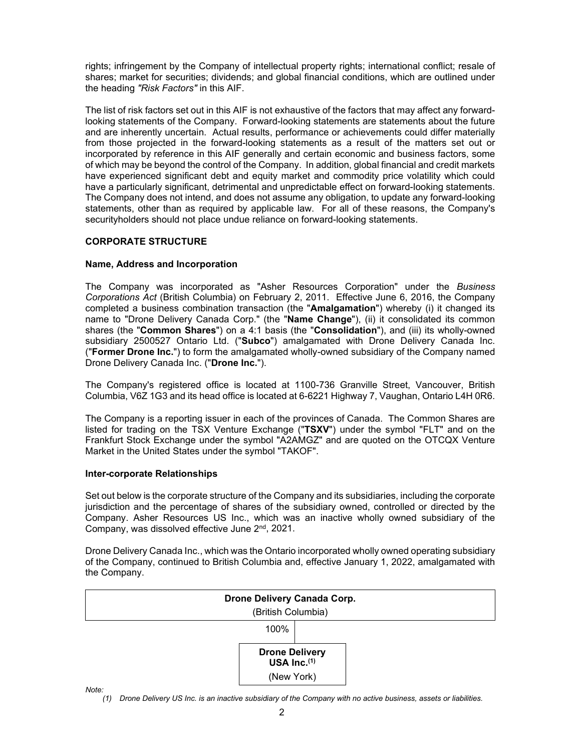rights; infringement by the Company of intellectual property rights; international conflict; resale of shares; market for securities; dividends; and global financial conditions, which are outlined under the heading *"Risk Factors"* in this AIF.

The list of risk factors set out in this AIF is not exhaustive of the factors that may affect any forward-looking statements of the Company. Forward-looking statements are statements about the future and are inherently uncertain. Actual results, performance or achievements could differ materially from those projected in the forward-looking statements as a result of the matters set out or incorporated by reference in this AIF generally and certain economic and business factors, some of which may be beyond the control of the Company. In addition, global financial and credit markets have experienced significant debt and equity market and commodity price volatility which could have a particularly significant, detrimental and unpredictable effect on forward-looking statements. The Company does not intend, and does not assume any obligation, to update any forward-looking statements, other than as required by applicable law. For all of these reasons, the Company's securityholders should not place undue reliance on forward-looking statements.

## CORPORATE STRUCTURE

### Name, Address and Incorporation

The Company was incorporated as "Asher Resources Corporation" under the *Business Corporations Act* (British Columbia) on February 2, 2011. Effective June 6, 2016, the Company completed a business combination transaction (the "**Amalgamation**") whereby (i) it changed its name to "Drone Delivery Canada Corp." (the "**Name Change**"), (ii) it consolidated its common shares (the "**Common Shares**") on a 4:1 basis (the "**Consolidation**"), and (iii) its wholly-owned subsidiary 2500527 Ontario Ltd. ("**Subco**") amalgamated with Drone Delivery Canada Inc. ("**Former Drone Inc.**") to form the amalgamated wholly-owned subsidiary of the Company named Drone Delivery Canada Inc. ("**Drone Inc.**").

The Company's registered office is located at 1100-736 Granville Street, Vancouver, British Columbia, V6Z 1G3 and its head office is located at 6-6221 Highway 7, Vaughan, Ontario L4H 0R6.

The Company is a reporting issuer in each of the provinces of Canada. The Common Shares are listed for trading on the TSX Venture Exchange ("**TSXV**") under the symbol "FLT" and on the Frankfurt Stock Exchange under the symbol "A2AMGZ" and are quoted on the OTCQX Venture Market in the United States under the symbol "TAKOF".

### Inter-corporate Relationships

Set out below is the corporate structure of the Company and its subsidiaries, including the corporate jurisdiction and the percentage of shares of the subsidiary owned, controlled or directed by the Company. Asher Resources US Inc., which was an inactive wholly owned subsidiary of the Company, was dissolved effective June 2nd, 2021.

Drone Delivery Canada Inc., which was the Ontario incorporated wholly owned operating subsidiary of the Company, continued to British Columbia and, effective January 1, 2022, amalgamated with the Company.

**Drone Delivery Canada Corp.**
(British Columbia)

100%

**Drone Delivery USA Inc.[(1)]**
(New York)

*Note:*

*(1) Drone Delivery US Inc. is an inactive subsidiary of the Company with no active business, assets or liabilities.*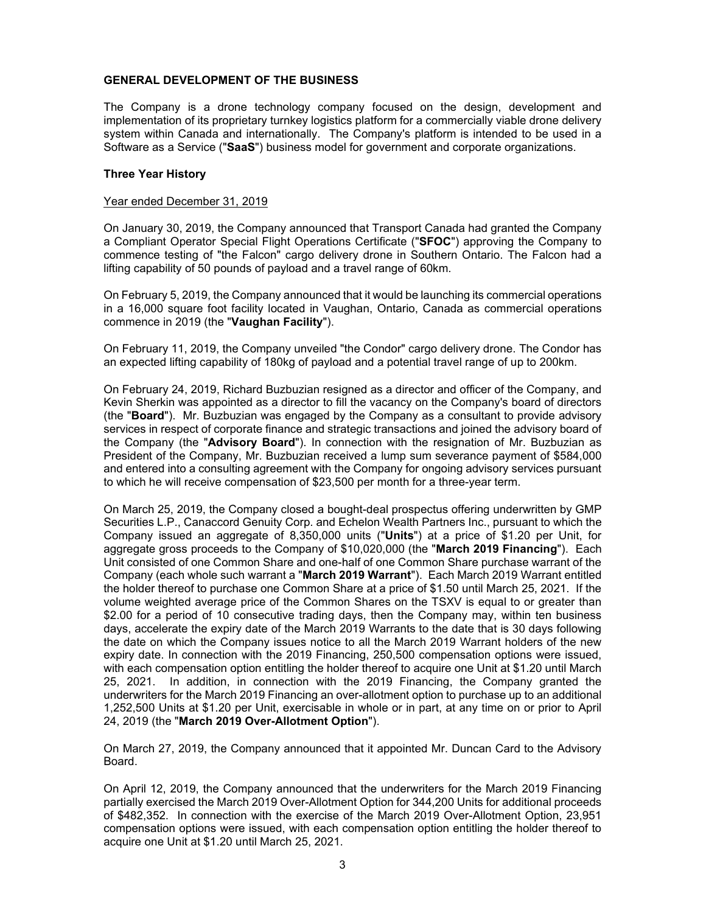## GENERAL DEVELOPMENT OF THE BUSINESS

The Company is a drone technology company focused on the design, development and implementation of its proprietary turnkey logistics platform for a commercially viable drone delivery system within Canada and internationally. The Company's platform is intended to be used in a Software as a Service ("**SaaS**") business model for government and corporate organizations.

### Three Year History

Year ended December 31, 2019

On January 30, 2019, the Company announced that Transport Canada had granted the Company a Compliant Operator Special Flight Operations Certificate ("**SFOC**") approving the Company to commence testing of "the Falcon" cargo delivery drone in Southern Ontario. The Falcon had a lifting capability of 50 pounds of payload and a travel range of 60km.

On February 5, 2019, the Company announced that it would be launching its commercial operations in a 16,000 square foot facility located in Vaughan, Ontario, Canada as commercial operations commence in 2019 (the "**Vaughan Facility**").

On February 11, 2019, the Company unveiled "the Condor" cargo delivery drone. The Condor has an expected lifting capability of 180kg of payload and a potential travel range of up to 200km.

On February 24, 2019, Richard Buzbuzian resigned as a director and officer of the Company, and Kevin Sherkin was appointed as a director to fill the vacancy on the Company's board of directors (the "**Board**"). Mr. Buzbuzian was engaged by the Company as a consultant to provide advisory services in respect of corporate finance and strategic transactions and joined the advisory board of the Company (the "**Advisory Board**"). In connection with the resignation of Mr. Buzbuzian as President of the Company, Mr. Buzbuzian received a lump sum severance payment of $584,000 and entered into a consulting agreement with the Company for ongoing advisory services pursuant to which he will receive compensation of $23,500 per month for a three-year term.

On March 25, 2019, the Company closed a bought-deal prospectus offering underwritten by GMP Securities L.P., Canaccord Genuity Corp. and Echelon Wealth Partners Inc., pursuant to which the Company issued an aggregate of 8,350,000 units ("**Units**") at a price of $1.20 per Unit, for aggregate gross proceeds to the Company of $10,020,000 (the "**March 2019 Financing**"). Each Unit consisted of one Common Share and one-half of one Common Share purchase warrant of the Company (each whole such warrant a "**March 2019 Warrant**"). Each March 2019 Warrant entitled the holder thereof to purchase one Common Share at a price of $1.50 until March 25, 2021. If the volume weighted average price of the Common Shares on the TSXV is equal to or greater than $2.00 for a period of 10 consecutive trading days, then the Company may, within ten business days, accelerate the expiry date of the March 2019 Warrants to the date that is 30 days following the date on which the Company issues notice to all the March 2019 Warrant holders of the new expiry date. In connection with the 2019 Financing, 250,500 compensation options were issued, with each compensation option entitling the holder thereof to acquire one Unit at $1.20 until March 25, 2021. In addition, in connection with the 2019 Financing, the Company granted the underwriters for the March 2019 Financing an over-allotment option to purchase up to an additional 1,252,500 Units at $1.20 per Unit, exercisable in whole or in part, at any time on or prior to April 24, 2019 (the "**March 2019 Over-Allotment Option**").

On March 27, 2019, the Company announced that it appointed Mr. Duncan Card to the Advisory Board.

On April 12, 2019, the Company announced that the underwriters for the March 2019 Financing partially exercised the March 2019 Over-Allotment Option for 344,200 Units for additional proceeds of $482,352. In connection with the exercise of the March 2019 Over-Allotment Option, 23,951 compensation options were issued, with each compensation option entitling the holder thereof to acquire one Unit at $1.20 until March 25, 2021.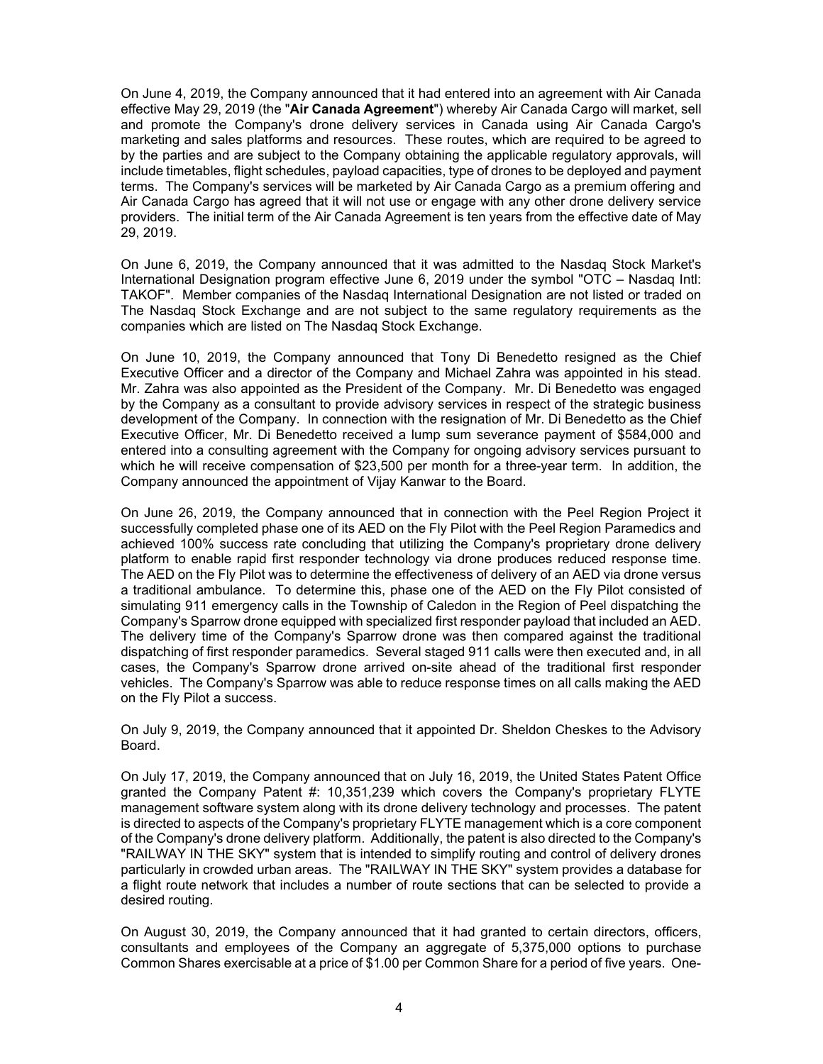On June 4, 2019, the Company announced that it had entered into an agreement with Air Canada effective May 29, 2019 (the "**Air Canada Agreement**") whereby Air Canada Cargo will market, sell and promote the Company's drone delivery services in Canada using Air Canada Cargo's marketing and sales platforms and resources. These routes, which are required to be agreed to by the parties and are subject to the Company obtaining the applicable regulatory approvals, will include timetables, flight schedules, payload capacities, type of drones to be deployed and payment terms. The Company's services will be marketed by Air Canada Cargo as a premium offering and Air Canada Cargo has agreed that it will not use or engage with any other drone delivery service providers. The initial term of the Air Canada Agreement is ten years from the effective date of May 29, 2019.

On June 6, 2019, the Company announced that it was admitted to the Nasdaq Stock Market's International Designation program effective June 6, 2019 under the symbol "OTC – Nasdaq Intl: TAKOF". Member companies of the Nasdaq International Designation are not listed or traded on The Nasdaq Stock Exchange and are not subject to the same regulatory requirements as the companies which are listed on The Nasdaq Stock Exchange.

On June 10, 2019, the Company announced that Tony Di Benedetto resigned as the Chief Executive Officer and a director of the Company and Michael Zahra was appointed in his stead. Mr. Zahra was also appointed as the President of the Company. Mr. Di Benedetto was engaged by the Company as a consultant to provide advisory services in respect of the strategic business development of the Company. In connection with the resignation of Mr. Di Benedetto as the Chief Executive Officer, Mr. Di Benedetto received a lump sum severance payment of $584,000 and entered into a consulting agreement with the Company for ongoing advisory services pursuant to which he will receive compensation of $23,500 per month for a three-year term. In addition, the Company announced the appointment of Vijay Kanwar to the Board.

On June 26, 2019, the Company announced that in connection with the Peel Region Project it successfully completed phase one of its AED on the Fly Pilot with the Peel Region Paramedics and achieved 100% success rate concluding that utilizing the Company's proprietary drone delivery platform to enable rapid first responder technology via drone produces reduced response time. The AED on the Fly Pilot was to determine the effectiveness of delivery of an AED via drone versus a traditional ambulance. To determine this, phase one of the AED on the Fly Pilot consisted of simulating 911 emergency calls in the Township of Caledon in the Region of Peel dispatching the Company's Sparrow drone equipped with specialized first responder payload that included an AED. The delivery time of the Company's Sparrow drone was then compared against the traditional dispatching of first responder paramedics. Several staged 911 calls were then executed and, in all cases, the Company's Sparrow drone arrived on-site ahead of the traditional first responder vehicles. The Company's Sparrow was able to reduce response times on all calls making the AED on the Fly Pilot a success.

On July 9, 2019, the Company announced that it appointed Dr. Sheldon Cheskes to the Advisory Board.

On July 17, 2019, the Company announced that on July 16, 2019, the United States Patent Office granted the Company Patent #: 10,351,239 which covers the Company's proprietary FLYTE management software system along with its drone delivery technology and processes. The patent is directed to aspects of the Company's proprietary FLYTE management which is a core component of the Company's drone delivery platform. Additionally, the patent is also directed to the Company's "RAILWAY IN THE SKY" system that is intended to simplify routing and control of delivery drones particularly in crowded urban areas. The "RAILWAY IN THE SKY" system provides a database for a flight route network that includes a number of route sections that can be selected to provide a desired routing.

On August 30, 2019, the Company announced that it had granted to certain directors, officers, consultants and employees of the Company an aggregate of 5,375,000 options to purchase Common Shares exercisable at a price of $1.00 per Common Share for a period of five years. One-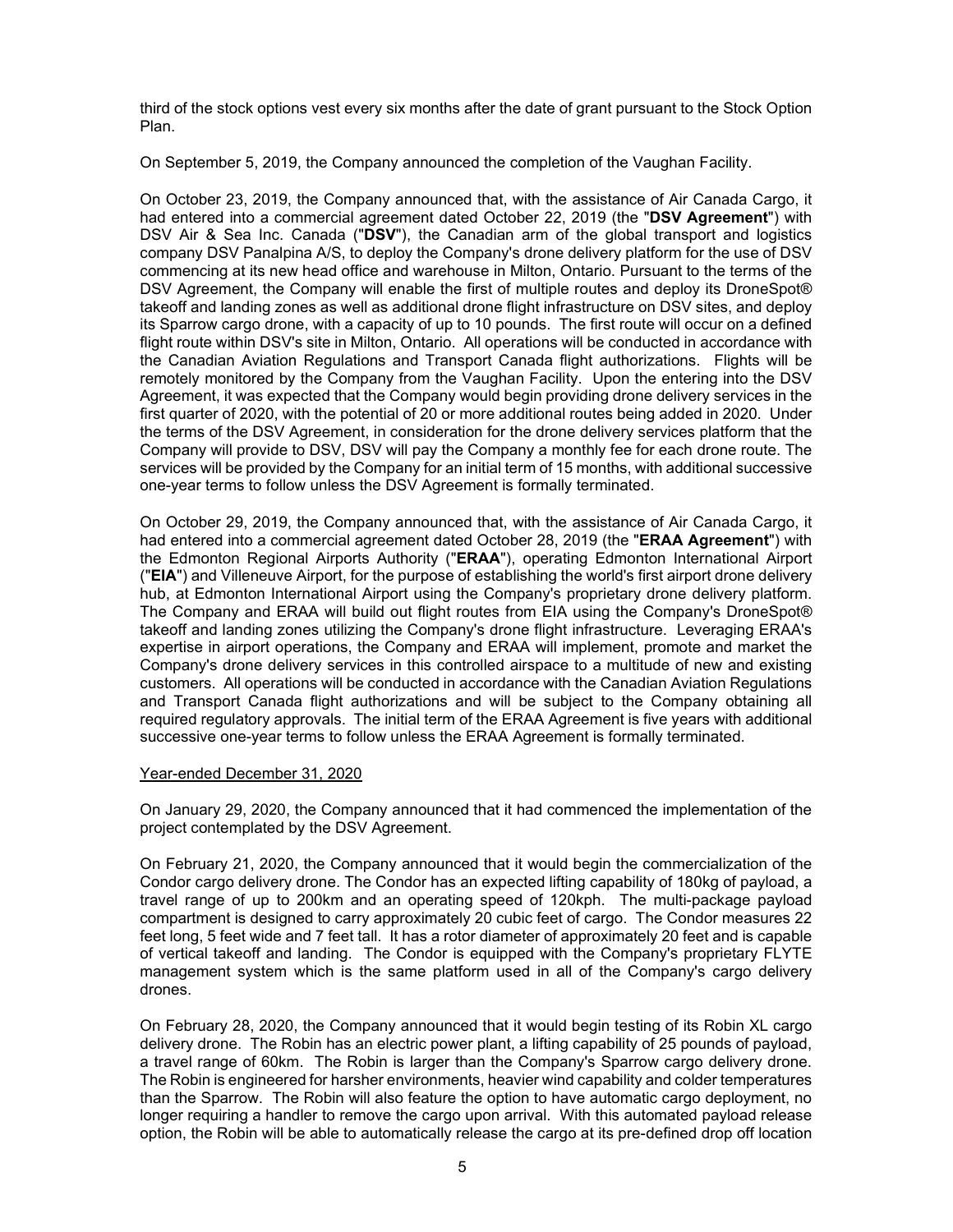third of the stock options vest every six months after the date of grant pursuant to the Stock Option Plan.

On September 5, 2019, the Company announced the completion of the Vaughan Facility.

On October 23, 2019, the Company announced that, with the assistance of Air Canada Cargo, it had entered into a commercial agreement dated October 22, 2019 (the "**DSV Agreement**") with DSV Air & Sea Inc. Canada ("**DSV**"), the Canadian arm of the global transport and logistics company DSV Panalpina A/S, to deploy the Company's drone delivery platform for the use of DSV commencing at its new head office and warehouse in Milton, Ontario. Pursuant to the terms of the DSV Agreement, the Company will enable the first of multiple routes and deploy its DroneSpot® takeoff and landing zones as well as additional drone flight infrastructure on DSV sites, and deploy its Sparrow cargo drone, with a capacity of up to 10 pounds. The first route will occur on a defined flight route within DSV's site in Milton, Ontario. All operations will be conducted in accordance with the Canadian Aviation Regulations and Transport Canada flight authorizations. Flights will be remotely monitored by the Company from the Vaughan Facility. Upon the entering into the DSV Agreement, it was expected that the Company would begin providing drone delivery services in the first quarter of 2020, with the potential of 20 or more additional routes being added in 2020. Under the terms of the DSV Agreement, in consideration for the drone delivery services platform that the Company will provide to DSV, DSV will pay the Company a monthly fee for each drone route. The services will be provided by the Company for an initial term of 15 months, with additional successive one-year terms to follow unless the DSV Agreement is formally terminated.

On October 29, 2019, the Company announced that, with the assistance of Air Canada Cargo, it had entered into a commercial agreement dated October 28, 2019 (the "**ERAA Agreement**") with the Edmonton Regional Airports Authority ("**ERAA**"), operating Edmonton International Airport ("**EIA**") and Villeneuve Airport, for the purpose of establishing the world's first airport drone delivery hub, at Edmonton International Airport using the Company's proprietary drone delivery platform. The Company and ERAA will build out flight routes from EIA using the Company's DroneSpot® takeoff and landing zones utilizing the Company's drone flight infrastructure. Leveraging ERAA's expertise in airport operations, the Company and ERAA will implement, promote and market the Company's drone delivery services in this controlled airspace to a multitude of new and existing customers. All operations will be conducted in accordance with the Canadian Aviation Regulations and Transport Canada flight authorizations and will be subject to the Company obtaining all required regulatory approvals. The initial term of the ERAA Agreement is five years with additional successive one-year terms to follow unless the ERAA Agreement is formally terminated.

Year-ended December 31, 2020

On January 29, 2020, the Company announced that it had commenced the implementation of the project contemplated by the DSV Agreement.

On February 21, 2020, the Company announced that it would begin the commercialization of the Condor cargo delivery drone. The Condor has an expected lifting capability of 180kg of payload, a travel range of up to 200km and an operating speed of 120kph. The multi-package payload compartment is designed to carry approximately 20 cubic feet of cargo. The Condor measures 22 feet long, 5 feet wide and 7 feet tall. It has a rotor diameter of approximately 20 feet and is capable of vertical takeoff and landing. The Condor is equipped with the Company's proprietary FLYTE management system which is the same platform used in all of the Company's cargo delivery drones.

On February 28, 2020, the Company announced that it would begin testing of its Robin XL cargo delivery drone. The Robin has an electric power plant, a lifting capability of 25 pounds of payload, a travel range of 60km. The Robin is larger than the Company's Sparrow cargo delivery drone. The Robin is engineered for harsher environments, heavier wind capability and colder temperatures than the Sparrow. The Robin will also feature the option to have automatic cargo deployment, no longer requiring a handler to remove the cargo upon arrival. With this automated payload release option, the Robin will be able to automatically release the cargo at its pre-defined drop off location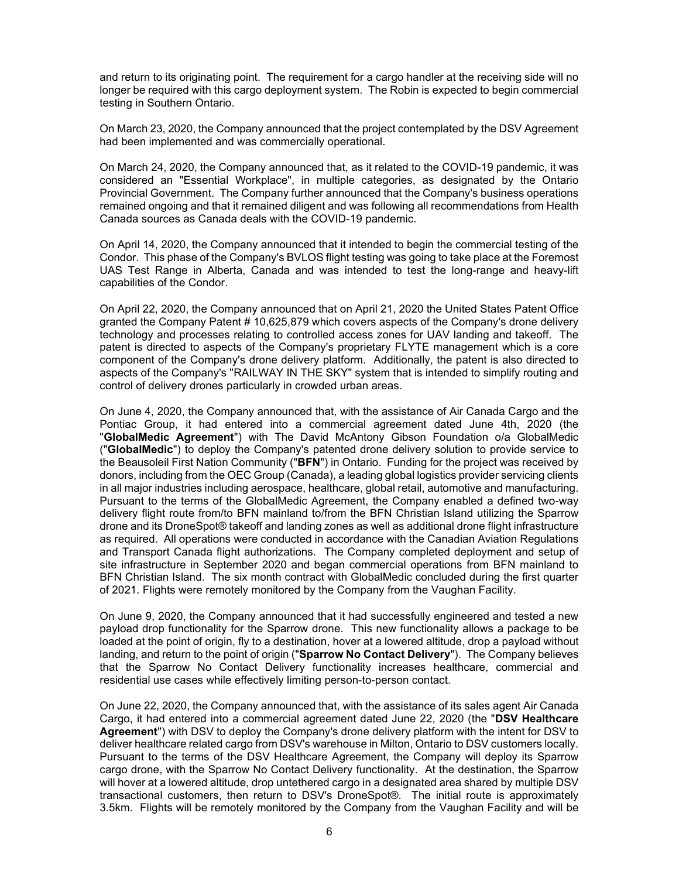and return to its originating point. The requirement for a cargo handler at the receiving side will no longer be required with this cargo deployment system. The Robin is expected to begin commercial testing in Southern Ontario.

On March 23, 2020, the Company announced that the project contemplated by the DSV Agreement had been implemented and was commercially operational.

On March 24, 2020, the Company announced that, as it related to the COVID-19 pandemic, it was considered an "Essential Workplace", in multiple categories, as designated by the Ontario Provincial Government. The Company further announced that the Company's business operations remained ongoing and that it remained diligent and was following all recommendations from Health Canada sources as Canada deals with the COVID-19 pandemic.

On April 14, 2020, the Company announced that it intended to begin the commercial testing of the Condor. This phase of the Company's BVLOS flight testing was going to take place at the Foremost UAS Test Range in Alberta, Canada and was intended to test the long-range and heavy-lift capabilities of the Condor.

On April 22, 2020, the Company announced that on April 21, 2020 the United States Patent Office granted the Company Patent # 10,625,879 which covers aspects of the Company's drone delivery technology and processes relating to controlled access zones for UAV landing and takeoff. The patent is directed to aspects of the Company's proprietary FLYTE management which is a core component of the Company's drone delivery platform. Additionally, the patent is also directed to aspects of the Company's "RAILWAY IN THE SKY" system that is intended to simplify routing and control of delivery drones particularly in crowded urban areas.

On June 4, 2020, the Company announced that, with the assistance of Air Canada Cargo and the Pontiac Group, it had entered into a commercial agreement dated June 4th, 2020 (the "**GlobalMedic Agreement**") with The David McAntony Gibson Foundation o/a GlobalMedic ("**GlobalMedic**") to deploy the Company's patented drone delivery solution to provide service to the Beausoleil First Nation Community ("**BFN**") in Ontario. Funding for the project was received by donors, including from the OEC Group (Canada), a leading global logistics provider servicing clients in all major industries including aerospace, healthcare, global retail, automotive and manufacturing. Pursuant to the terms of the GlobalMedic Agreement, the Company enabled a defined two-way delivery flight route from/to BFN mainland to/from the BFN Christian Island utilizing the Sparrow drone and its DroneSpot® takeoff and landing zones as well as additional drone flight infrastructure as required. All operations were conducted in accordance with the Canadian Aviation Regulations and Transport Canada flight authorizations. The Company completed deployment and setup of site infrastructure in September 2020 and began commercial operations from BFN mainland to BFN Christian Island. The six month contract with GlobalMedic concluded during the first quarter of 2021. Flights were remotely monitored by the Company from the Vaughan Facility.

On June 9, 2020, the Company announced that it had successfully engineered and tested a new payload drop functionality for the Sparrow drone. This new functionality allows a package to be loaded at the point of origin, fly to a destination, hover at a lowered altitude, drop a payload without landing, and return to the point of origin ("**Sparrow No Contact Delivery**"). The Company believes that the Sparrow No Contact Delivery functionality increases healthcare, commercial and residential use cases while effectively limiting person-to-person contact.

On June 22, 2020, the Company announced that, with the assistance of its sales agent Air Canada Cargo, it had entered into a commercial agreement dated June 22, 2020 (the "**DSV Healthcare Agreement**") with DSV to deploy the Company's drone delivery platform with the intent for DSV to deliver healthcare related cargo from DSV's warehouse in Milton, Ontario to DSV customers locally. Pursuant to the terms of the DSV Healthcare Agreement, the Company will deploy its Sparrow cargo drone, with the Sparrow No Contact Delivery functionality. At the destination, the Sparrow will hover at a lowered altitude, drop untethered cargo in a designated area shared by multiple DSV transactional customers, then return to DSV's DroneSpot®. The initial route is approximately 3.5km. Flights will be remotely monitored by the Company from the Vaughan Facility and will be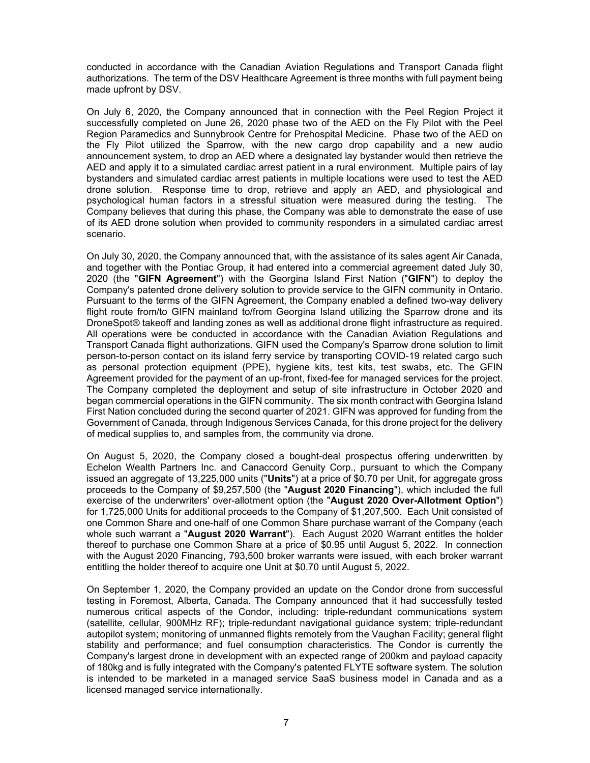conducted in accordance with the Canadian Aviation Regulations and Transport Canada flight authorizations. The term of the DSV Healthcare Agreement is three months with full payment being made upfront by DSV.

On July 6, 2020, the Company announced that in connection with the Peel Region Project it successfully completed on June 26, 2020 phase two of the AED on the Fly Pilot with the Peel Region Paramedics and Sunnybrook Centre for Prehospital Medicine. Phase two of the AED on the Fly Pilot utilized the Sparrow, with the new cargo drop capability and a new audio announcement system, to drop an AED where a designated lay bystander would then retrieve the AED and apply it to a simulated cardiac arrest patient in a rural environment. Multiple pairs of lay bystanders and simulated cardiac arrest patients in multiple locations were used to test the AED drone solution. Response time to drop, retrieve and apply an AED, and physiological and psychological human factors in a stressful situation were measured during the testing. The Company believes that during this phase, the Company was able to demonstrate the ease of use of its AED drone solution when provided to community responders in a simulated cardiac arrest scenario.

On July 30, 2020, the Company announced that, with the assistance of its sales agent Air Canada, and together with the Pontiac Group, it had entered into a commercial agreement dated July 30, 2020 (the "**GIFN Agreement**") with the Georgina Island First Nation ("**GIFN**") to deploy the Company's patented drone delivery solution to provide service to the GIFN community in Ontario. Pursuant to the terms of the GIFN Agreement, the Company enabled a defined two-way delivery flight route from/to GIFN mainland to/from Georgina Island utilizing the Sparrow drone and its DroneSpot® takeoff and landing zones as well as additional drone flight infrastructure as required. All operations were be conducted in accordance with the Canadian Aviation Regulations and Transport Canada flight authorizations. GIFN used the Company's Sparrow drone solution to limit person-to-person contact on its island ferry service by transporting COVID-19 related cargo such as personal protection equipment (PPE), hygiene kits, test kits, test swabs, etc. The GFIN Agreement provided for the payment of an up-front, fixed-fee for managed services for the project. The Company completed the deployment and setup of site infrastructure in October 2020 and began commercial operations in the GIFN community. The six month contract with Georgina Island First Nation concluded during the second quarter of 2021. GIFN was approved for funding from the Government of Canada, through Indigenous Services Canada, for this drone project for the delivery of medical supplies to, and samples from, the community via drone.

On August 5, 2020, the Company closed a bought-deal prospectus offering underwritten by Echelon Wealth Partners Inc. and Canaccord Genuity Corp., pursuant to which the Company issued an aggregate of 13,225,000 units ("**Units**") at a price of $0.70 per Unit, for aggregate gross proceeds to the Company of $9,257,500 (the "**August 2020 Financing**"), which included the full exercise of the underwriters' over-allotment option (the "**August 2020 Over-Allotment Option**") for 1,725,000 Units for additional proceeds to the Company of $1,207,500. Each Unit consisted of one Common Share and one-half of one Common Share purchase warrant of the Company (each whole such warrant a "**August 2020 Warrant**"). Each August 2020 Warrant entitles the holder thereof to purchase one Common Share at a price of $0.95 until August 5, 2022. In connection with the August 2020 Financing, 793,500 broker warrants were issued, with each broker warrant entitling the holder thereof to acquire one Unit at $0.70 until August 5, 2022.

On September 1, 2020, the Company provided an update on the Condor drone from successful testing in Foremost, Alberta, Canada. The Company announced that it had successfully tested numerous critical aspects of the Condor, including: triple-redundant communications system (satellite, cellular, 900MHz RF); triple-redundant navigational guidance system; triple-redundant autopilot system; monitoring of unmanned flights remotely from the Vaughan Facility; general flight stability and performance; and fuel consumption characteristics. The Condor is currently the Company's largest drone in development with an expected range of 200km and payload capacity of 180kg and is fully integrated with the Company's patented FLYTE software system. The solution is intended to be marketed in a managed service SaaS business model in Canada and as a licensed managed service internationally.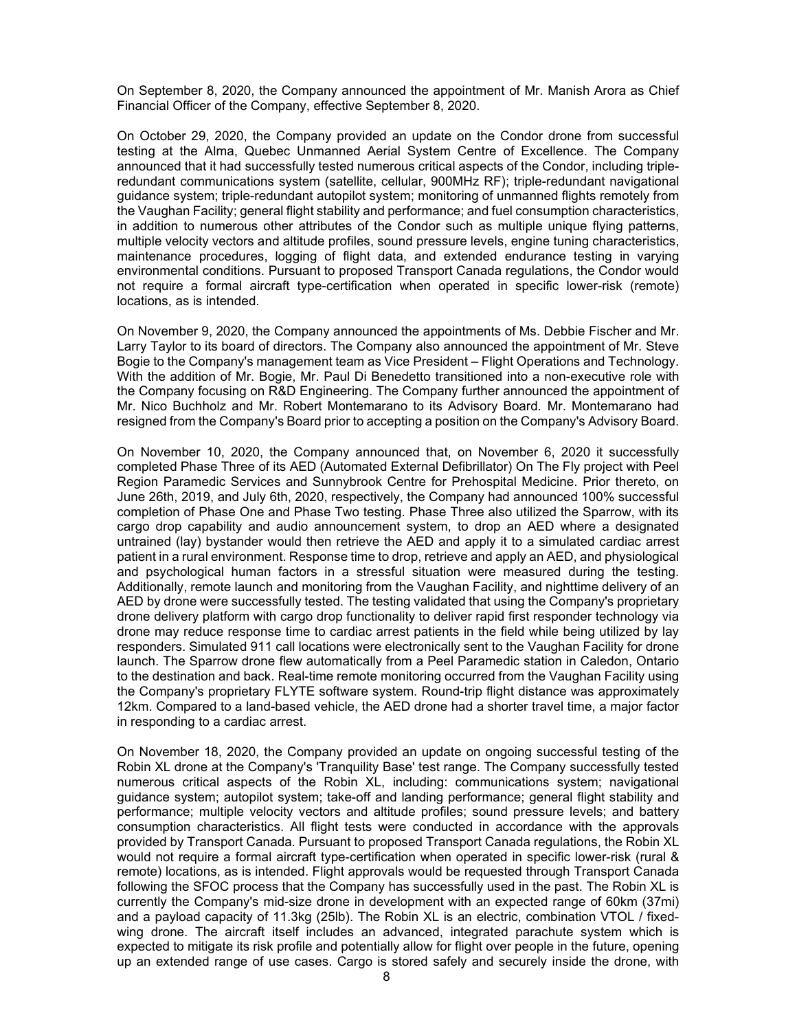On September 8, 2020, the Company announced the appointment of Mr. Manish Arora as Chief Financial Officer of the Company, effective September 8, 2020.

On October 29, 2020, the Company provided an update on the Condor drone from successful testing at the Alma, Quebec Unmanned Aerial System Centre of Excellence. The Company announced that it had successfully tested numerous critical aspects of the Condor, including triple-redundant communications system (satellite, cellular, 900MHz RF); triple-redundant navigational guidance system; triple-redundant autopilot system; monitoring of unmanned flights remotely from the Vaughan Facility; general flight stability and performance; and fuel consumption characteristics, in addition to numerous other attributes of the Condor such as multiple unique flying patterns, multiple velocity vectors and altitude profiles, sound pressure levels, engine tuning characteristics, maintenance procedures, logging of flight data, and extended endurance testing in varying environmental conditions. Pursuant to proposed Transport Canada regulations, the Condor would not require a formal aircraft type-certification when operated in specific lower-risk (remote) locations, as is intended.

On November 9, 2020, the Company announced the appointments of Ms. Debbie Fischer and Mr. Larry Taylor to its board of directors. The Company also announced the appointment of Mr. Steve Bogie to the Company's management team as Vice President – Flight Operations and Technology. With the addition of Mr. Bogie, Mr. Paul Di Benedetto transitioned into a non-executive role with the Company focusing on R&D Engineering. The Company further announced the appointment of Mr. Nico Buchholz and Mr. Robert Montemarano to its Advisory Board. Mr. Montemarano had resigned from the Company's Board prior to accepting a position on the Company's Advisory Board.

On November 10, 2020, the Company announced that, on November 6, 2020 it successfully completed Phase Three of its AED (Automated External Defibrillator) On The Fly project with Peel Region Paramedic Services and Sunnybrook Centre for Prehospital Medicine. Prior thereto, on June 26th, 2019, and July 6th, 2020, respectively, the Company had announced 100% successful completion of Phase One and Phase Two testing. Phase Three also utilized the Sparrow, with its cargo drop capability and audio announcement system, to drop an AED where a designated untrained (lay) bystander would then retrieve the AED and apply it to a simulated cardiac arrest patient in a rural environment. Response time to drop, retrieve and apply an AED, and physiological and psychological human factors in a stressful situation were measured during the testing. Additionally, remote launch and monitoring from the Vaughan Facility, and nighttime delivery of an AED by drone were successfully tested. The testing validated that using the Company's proprietary drone delivery platform with cargo drop functionality to deliver rapid first responder technology via drone may reduce response time to cardiac arrest patients in the field while being utilized by lay responders. Simulated 911 call locations were electronically sent to the Vaughan Facility for drone launch. The Sparrow drone flew automatically from a Peel Paramedic station in Caledon, Ontario to the destination and back. Real-time remote monitoring occurred from the Vaughan Facility using the Company's proprietary FLYTE software system. Round-trip flight distance was approximately 12km. Compared to a land-based vehicle, the AED drone had a shorter travel time, a major factor in responding to a cardiac arrest.

On November 18, 2020, the Company provided an update on ongoing successful testing of the Robin XL drone at the Company's 'Tranquility Base' test range. The Company successfully tested numerous critical aspects of the Robin XL, including: communications system; navigational guidance system; autopilot system; take-off and landing performance; general flight stability and performance; multiple velocity vectors and altitude profiles; sound pressure levels; and battery consumption characteristics. All flight tests were conducted in accordance with the approvals provided by Transport Canada. Pursuant to proposed Transport Canada regulations, the Robin XL would not require a formal aircraft type-certification when operated in specific lower-risk (rural & remote) locations, as is intended. Flight approvals would be requested through Transport Canada following the SFOC process that the Company has successfully used in the past. The Robin XL is currently the Company's mid-size drone in development with an expected range of 60km (37mi) and a payload capacity of 11.3kg (25lb). The Robin XL is an electric, combination VTOL / fixed-wing drone. The aircraft itself includes an advanced, integrated parachute system which is expected to mitigate its risk profile and potentially allow for flight over people in the future, opening up an extended range of use cases. Cargo is stored safely and securely inside the drone, with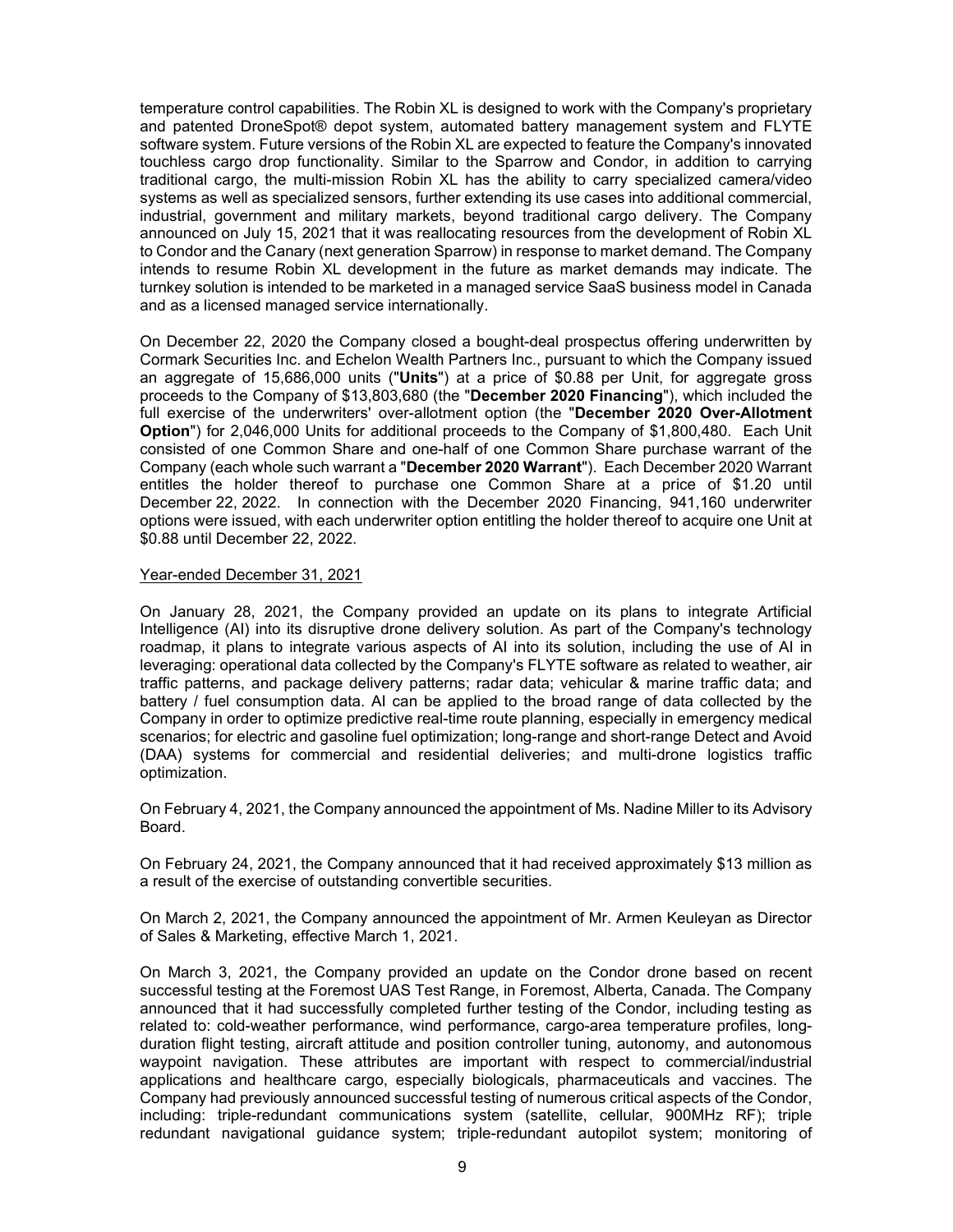temperature control capabilities. The Robin XL is designed to work with the Company's proprietary and patented DroneSpot® depot system, automated battery management system and FLYTE software system. Future versions of the Robin XL are expected to feature the Company's innovated touchless cargo drop functionality. Similar to the Sparrow and Condor, in addition to carrying traditional cargo, the multi-mission Robin XL has the ability to carry specialized camera/video systems as well as specialized sensors, further extending its use cases into additional commercial, industrial, government and military markets, beyond traditional cargo delivery. The Company announced on July 15, 2021 that it was reallocating resources from the development of Robin XL to Condor and the Canary (next generation Sparrow) in response to market demand. The Company intends to resume Robin XL development in the future as market demands may indicate. The turnkey solution is intended to be marketed in a managed service SaaS business model in Canada and as a licensed managed service internationally.

On December 22, 2020 the Company closed a bought-deal prospectus offering underwritten by Cormark Securities Inc. and Echelon Wealth Partners Inc., pursuant to which the Company issued an aggregate of 15,686,000 units ("**Units**") at a price of $0.88 per Unit, for aggregate gross proceeds to the Company of $13,803,680 (the "**December 2020 Financing**"), which included the full exercise of the underwriters' over-allotment option (the "**December 2020 Over-Allotment Option**") for 2,046,000 Units for additional proceeds to the Company of $1,800,480. Each Unit consisted of one Common Share and one-half of one Common Share purchase warrant of the Company (each whole such warrant a "**December 2020 Warrant**"). Each December 2020 Warrant entitles the holder thereof to purchase one Common Share at a price of $1.20 until December 22, 2022. In connection with the December 2020 Financing, 941,160 underwriter options were issued, with each underwriter option entitling the holder thereof to acquire one Unit at $0.88 until December 22, 2022.

Year-ended December 31, 2021

On January 28, 2021, the Company provided an update on its plans to integrate Artificial Intelligence (AI) into its disruptive drone delivery solution. As part of the Company's technology roadmap, it plans to integrate various aspects of AI into its solution, including the use of AI in leveraging: operational data collected by the Company's FLYTE software as related to weather, air traffic patterns, and package delivery patterns; radar data; vehicular & marine traffic data; and battery / fuel consumption data. AI can be applied to the broad range of data collected by the Company in order to optimize predictive real-time route planning, especially in emergency medical scenarios; for electric and gasoline fuel optimization; long-range and short-range Detect and Avoid (DAA) systems for commercial and residential deliveries; and multi-drone logistics traffic optimization.

On February 4, 2021, the Company announced the appointment of Ms. Nadine Miller to its Advisory Board.

On February 24, 2021, the Company announced that it had received approximately $13 million as a result of the exercise of outstanding convertible securities.

On March 2, 2021, the Company announced the appointment of Mr. Armen Keuleyan as Director of Sales & Marketing, effective March 1, 2021.

On March 3, 2021, the Company provided an update on the Condor drone based on recent successful testing at the Foremost UAS Test Range, in Foremost, Alberta, Canada. The Company announced that it had successfully completed further testing of the Condor, including testing as related to: cold-weather performance, wind performance, cargo-area temperature profiles, long-duration flight testing, aircraft attitude and position controller tuning, autonomy, and autonomous waypoint navigation. These attributes are important with respect to commercial/industrial applications and healthcare cargo, especially biologicals, pharmaceuticals and vaccines. The Company had previously announced successful testing of numerous critical aspects of the Condor, including: triple-redundant communications system (satellite, cellular, 900MHz RF); triple redundant navigational guidance system; triple-redundant autopilot system; monitoring of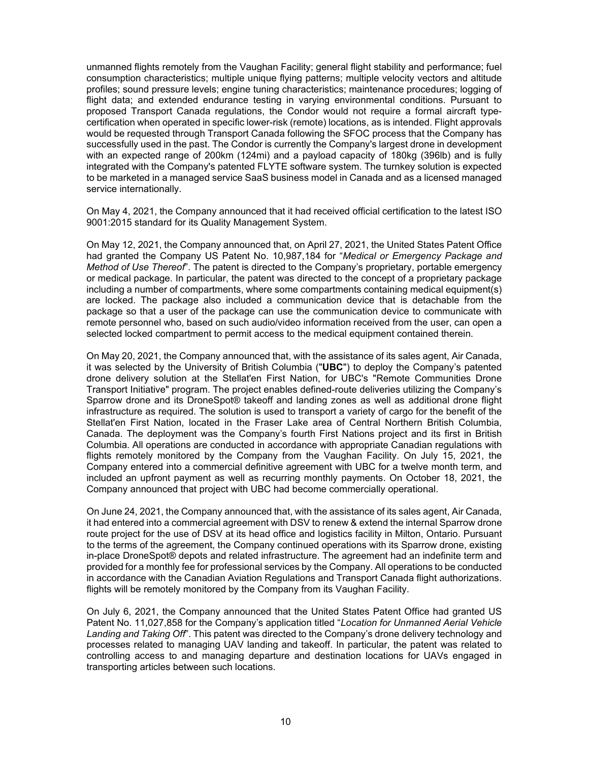unmanned flights remotely from the Vaughan Facility; general flight stability and performance; fuel consumption characteristics; multiple unique flying patterns; multiple velocity vectors and altitude profiles; sound pressure levels; engine tuning characteristics; maintenance procedures; logging of flight data; and extended endurance testing in varying environmental conditions. Pursuant to proposed Transport Canada regulations, the Condor would not require a formal aircraft type-certification when operated in specific lower-risk (remote) locations, as is intended. Flight approvals would be requested through Transport Canada following the SFOC process that the Company has successfully used in the past. The Condor is currently the Company's largest drone in development with an expected range of 200km (124mi) and a payload capacity of 180kg (396lb) and is fully integrated with the Company's patented FLYTE software system. The turnkey solution is expected to be marketed in a managed service SaaS business model in Canada and as a licensed managed service internationally.

On May 4, 2021, the Company announced that it had received official certification to the latest ISO 9001:2015 standard for its Quality Management System.

On May 12, 2021, the Company announced that, on April 27, 2021, the United States Patent Office had granted the Company US Patent No. 10,987,184 for "*Medical or Emergency Package and Method of Use Thereof*". The patent is directed to the Company's proprietary, portable emergency or medical package. In particular, the patent was directed to the concept of a proprietary package including a number of compartments, where some compartments containing medical equipment(s) are locked. The package also included a communication device that is detachable from the package so that a user of the package can use the communication device to communicate with remote personnel who, based on such audio/video information received from the user, can open a selected locked compartment to permit access to the medical equipment contained therein.

On May 20, 2021, the Company announced that, with the assistance of its sales agent, Air Canada, it was selected by the University of British Columbia ("**UBC**") to deploy the Company's patented drone delivery solution at the Stellat'en First Nation, for UBC's "Remote Communities Drone Transport Initiative" program. The project enables defined-route deliveries utilizing the Company's Sparrow drone and its DroneSpot® takeoff and landing zones as well as additional drone flight infrastructure as required. The solution is used to transport a variety of cargo for the benefit of the Stellat'en First Nation, located in the Fraser Lake area of Central Northern British Columbia, Canada. The deployment was the Company's fourth First Nations project and its first in British Columbia. All operations are conducted in accordance with appropriate Canadian regulations with flights remotely monitored by the Company from the Vaughan Facility. On July 15, 2021, the Company entered into a commercial definitive agreement with UBC for a twelve month term, and included an upfront payment as well as recurring monthly payments. On October 18, 2021, the Company announced that project with UBC had become commercially operational.

On June 24, 2021, the Company announced that, with the assistance of its sales agent, Air Canada, it had entered into a commercial agreement with DSV to renew & extend the internal Sparrow drone route project for the use of DSV at its head office and logistics facility in Milton, Ontario. Pursuant to the terms of the agreement, the Company continued operations with its Sparrow drone, existing in-place DroneSpot® depots and related infrastructure. The agreement had an indefinite term and provided for a monthly fee for professional services by the Company. All operations to be conducted in accordance with the Canadian Aviation Regulations and Transport Canada flight authorizations. flights will be remotely monitored by the Company from its Vaughan Facility.

On July 6, 2021, the Company announced that the United States Patent Office had granted US Patent No. 11,027,858 for the Company's application titled "*Location for Unmanned Aerial Vehicle Landing and Taking Off*". This patent was directed to the Company's drone delivery technology and processes related to managing UAV landing and takeoff. In particular, the patent was related to controlling access to and managing departure and destination locations for UAVs engaged in transporting articles between such locations.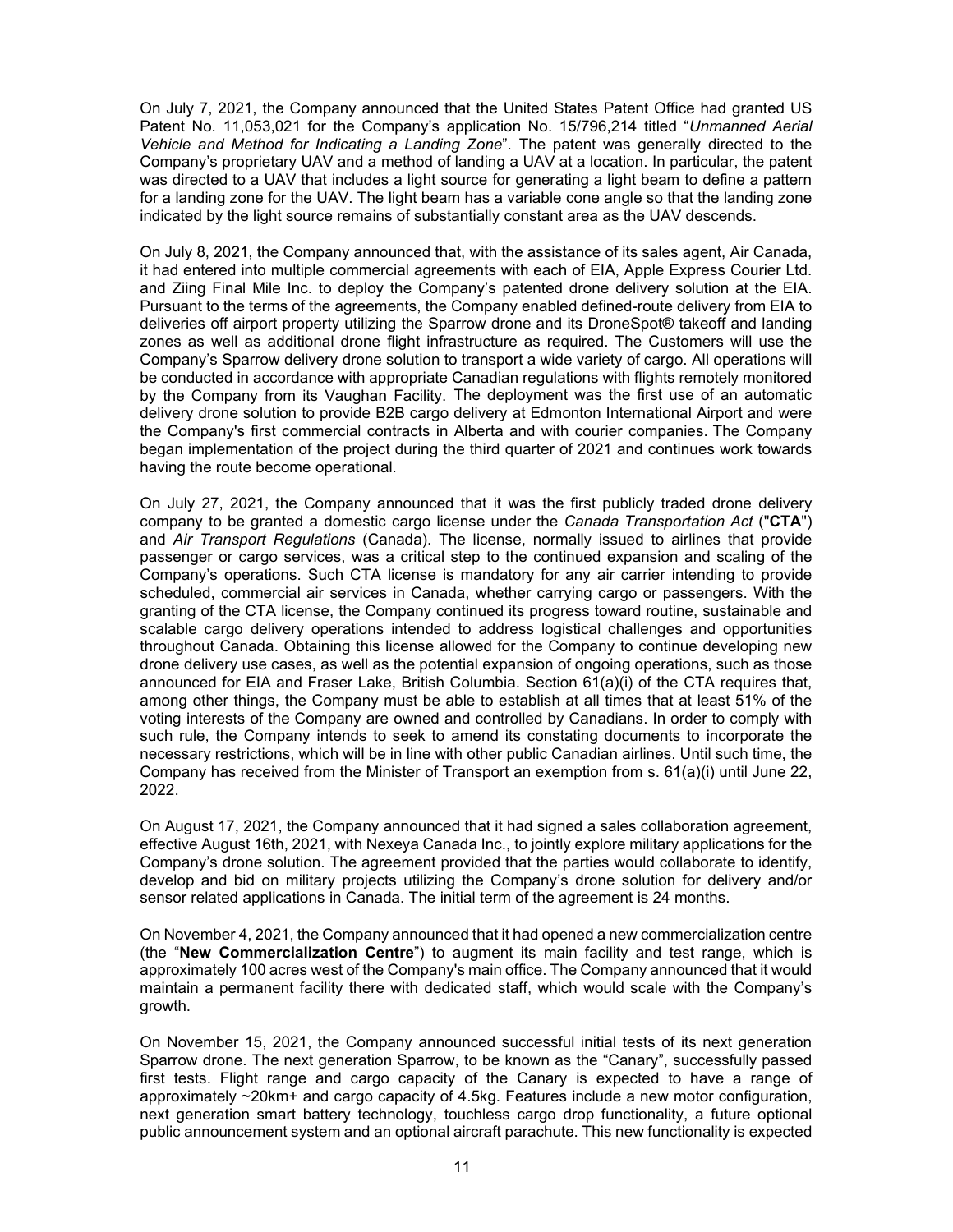On July 7, 2021, the Company announced that the United States Patent Office had granted US Patent No. 11,053,021 for the Company's application No. 15/796,214 titled "*Unmanned Aerial Vehicle and Method for Indicating a Landing Zone*". The patent was generally directed to the Company's proprietary UAV and a method of landing a UAV at a location. In particular, the patent was directed to a UAV that includes a light source for generating a light beam to define a pattern for a landing zone for the UAV. The light beam has a variable cone angle so that the landing zone indicated by the light source remains of substantially constant area as the UAV descends.

On July 8, 2021, the Company announced that, with the assistance of its sales agent, Air Canada, it had entered into multiple commercial agreements with each of EIA, Apple Express Courier Ltd. and Ziing Final Mile Inc. to deploy the Company's patented drone delivery solution at the EIA. Pursuant to the terms of the agreements, the Company enabled defined-route delivery from EIA to deliveries off airport property utilizing the Sparrow drone and its DroneSpot® takeoff and landing zones as well as additional drone flight infrastructure as required. The Customers will use the Company's Sparrow delivery drone solution to transport a wide variety of cargo. All operations will be conducted in accordance with appropriate Canadian regulations with flights remotely monitored by the Company from its Vaughan Facility. The deployment was the first use of an automatic delivery drone solution to provide B2B cargo delivery at Edmonton International Airport and were the Company's first commercial contracts in Alberta and with courier companies. The Company began implementation of the project during the third quarter of 2021 and continues work towards having the route become operational.

On July 27, 2021, the Company announced that it was the first publicly traded drone delivery company to be granted a domestic cargo license under the *Canada Transportation Act* ("**CTA**") and *Air Transport Regulations* (Canada). The license, normally issued to airlines that provide passenger or cargo services, was a critical step to the continued expansion and scaling of the Company's operations. Such CTA license is mandatory for any air carrier intending to provide scheduled, commercial air services in Canada, whether carrying cargo or passengers. With the granting of the CTA license, the Company continued its progress toward routine, sustainable and scalable cargo delivery operations intended to address logistical challenges and opportunities throughout Canada. Obtaining this license allowed for the Company to continue developing new drone delivery use cases, as well as the potential expansion of ongoing operations, such as those announced for EIA and Fraser Lake, British Columbia. Section 61(a)(i) of the CTA requires that, among other things, the Company must be able to establish at all times that at least 51% of the voting interests of the Company are owned and controlled by Canadians. In order to comply with such rule, the Company intends to seek to amend its constating documents to incorporate the necessary restrictions, which will be in line with other public Canadian airlines. Until such time, the Company has received from the Minister of Transport an exemption from s. 61(a)(i) until June 22, 2022.

On August 17, 2021, the Company announced that it had signed a sales collaboration agreement, effective August 16th, 2021, with Nexeya Canada Inc., to jointly explore military applications for the Company's drone solution. The agreement provided that the parties would collaborate to identify, develop and bid on military projects utilizing the Company's drone solution for delivery and/or sensor related applications in Canada. The initial term of the agreement is 24 months.

On November 4, 2021, the Company announced that it had opened a new commercialization centre (the "**New Commercialization Centre**") to augment its main facility and test range, which is approximately 100 acres west of the Company's main office. The Company announced that it would maintain a permanent facility there with dedicated staff, which would scale with the Company's growth.

On November 15, 2021, the Company announced successful initial tests of its next generation Sparrow drone. The next generation Sparrow, to be known as the "Canary", successfully passed first tests. Flight range and cargo capacity of the Canary is expected to have a range of approximately ~20km+ and cargo capacity of 4.5kg. Features include a new motor configuration, next generation smart battery technology, touchless cargo drop functionality, a future optional public announcement system and an optional aircraft parachute. This new functionality is expected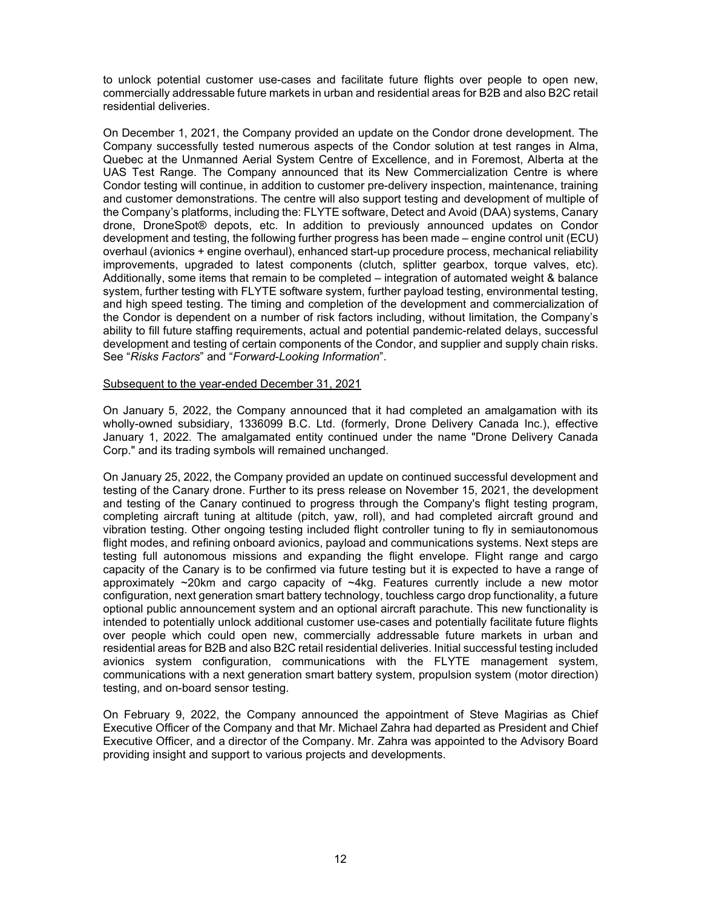to unlock potential customer use-cases and facilitate future flights over people to open new, commercially addressable future markets in urban and residential areas for B2B and also B2C retail residential deliveries.

On December 1, 2021, the Company provided an update on the Condor drone development. The Company successfully tested numerous aspects of the Condor solution at test ranges in Alma, Quebec at the Unmanned Aerial System Centre of Excellence, and in Foremost, Alberta at the UAS Test Range. The Company announced that its New Commercialization Centre is where Condor testing will continue, in addition to customer pre-delivery inspection, maintenance, training and customer demonstrations. The centre will also support testing and development of multiple of the Company's platforms, including the: FLYTE software, Detect and Avoid (DAA) systems, Canary drone, DroneSpot® depots, etc. In addition to previously announced updates on Condor development and testing, the following further progress has been made – engine control unit (ECU) overhaul (avionics + engine overhaul), enhanced start-up procedure process, mechanical reliability improvements, upgraded to latest components (clutch, splitter gearbox, torque valves, etc). Additionally, some items that remain to be completed – integration of automated weight & balance system, further testing with FLYTE software system, further payload testing, environmental testing, and high speed testing. The timing and completion of the development and commercialization of the Condor is dependent on a number of risk factors including, without limitation, the Company's ability to fill future staffing requirements, actual and potential pandemic-related delays, successful development and testing of certain components of the Condor, and supplier and supply chain risks. See "*Risks Factors*" and "*Forward-Looking Information*".

<u>Subsequent to the year-ended December 31, 2021</u>

On January 5, 2022, the Company announced that it had completed an amalgamation with its wholly-owned subsidiary, 1336099 B.C. Ltd. (formerly, Drone Delivery Canada Inc.), effective January 1, 2022. The amalgamated entity continued under the name "Drone Delivery Canada Corp." and its trading symbols will remained unchanged.

On January 25, 2022, the Company provided an update on continued successful development and testing of the Canary drone. Further to its press release on November 15, 2021, the development and testing of the Canary continued to progress through the Company's flight testing program, completing aircraft tuning at altitude (pitch, yaw, roll), and had completed aircraft ground and vibration testing. Other ongoing testing included flight controller tuning to fly in semiautonomous flight modes, and refining onboard avionics, payload and communications systems. Next steps are testing full autonomous missions and expanding the flight envelope. Flight range and cargo capacity of the Canary is to be confirmed via future testing but it is expected to have a range of approximately ~20km and cargo capacity of ~4kg. Features currently include a new motor configuration, next generation smart battery technology, touchless cargo drop functionality, a future optional public announcement system and an optional aircraft parachute. This new functionality is intended to potentially unlock additional customer use-cases and potentially facilitate future flights over people which could open new, commercially addressable future markets in urban and residential areas for B2B and also B2C retail residential deliveries. Initial successful testing included avionics system configuration, communications with the FLYTE management system, communications with a next generation smart battery system, propulsion system (motor direction) testing, and on-board sensor testing.

On February 9, 2022, the Company announced the appointment of Steve Magirias as Chief Executive Officer of the Company and that Mr. Michael Zahra had departed as President and Chief Executive Officer, and a director of the Company. Mr. Zahra was appointed to the Advisory Board providing insight and support to various projects and developments.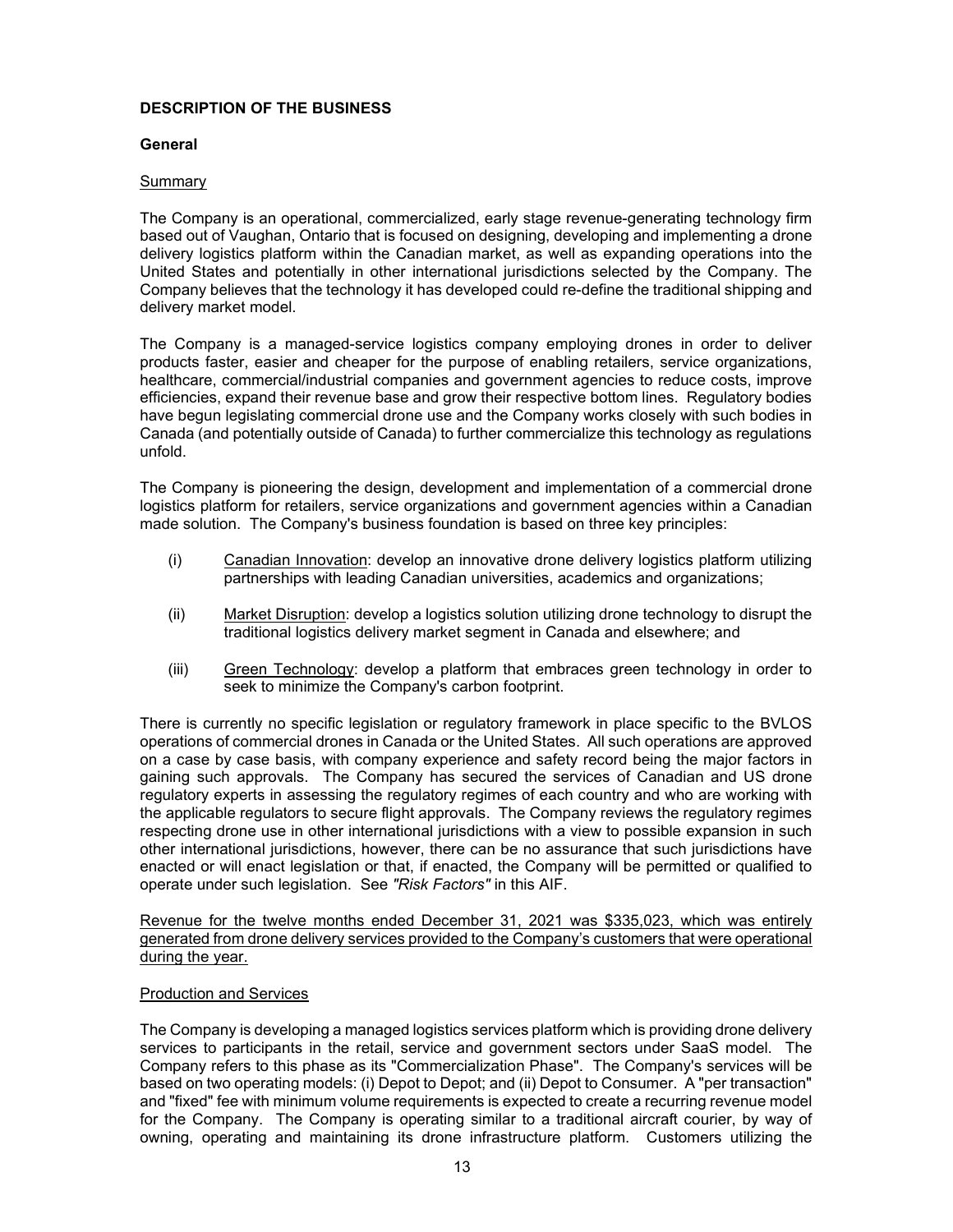## DESCRIPTION OF THE BUSINESS

### General

#### Summary

The Company is an operational, commercialized, early stage revenue-generating technology firm based out of Vaughan, Ontario that is focused on designing, developing and implementing a drone delivery logistics platform within the Canadian market, as well as expanding operations into the United States and potentially in other international jurisdictions selected by the Company. The Company believes that the technology it has developed could re-define the traditional shipping and delivery market model.

The Company is a managed-service logistics company employing drones in order to deliver products faster, easier and cheaper for the purpose of enabling retailers, service organizations, healthcare, commercial/industrial companies and government agencies to reduce costs, improve efficiencies, expand their revenue base and grow their respective bottom lines. Regulatory bodies have begun legislating commercial drone use and the Company works closely with such bodies in Canada (and potentially outside of Canada) to further commercialize this technology as regulations unfold.

The Company is pioneering the design, development and implementation of a commercial drone logistics platform for retailers, service organizations and government agencies within a Canadian made solution. The Company's business foundation is based on three key principles:

(i) Canadian Innovation: develop an innovative drone delivery logistics platform utilizing partnerships with leading Canadian universities, academics and organizations;

(ii) Market Disruption: develop a logistics solution utilizing drone technology to disrupt the traditional logistics delivery market segment in Canada and elsewhere; and

(iii) Green Technology: develop a platform that embraces green technology in order to seek to minimize the Company's carbon footprint.

There is currently no specific legislation or regulatory framework in place specific to the BVLOS operations of commercial drones in Canada or the United States. All such operations are approved on a case by case basis, with company experience and safety record being the major factors in gaining such approvals. The Company has secured the services of Canadian and US drone regulatory experts in assessing the regulatory regimes of each country and who are working with the applicable regulators to secure flight approvals. The Company reviews the regulatory regimes respecting drone use in other international jurisdictions with a view to possible expansion in such other international jurisdictions, however, there can be no assurance that such jurisdictions have enacted or will enact legislation or that, if enacted, the Company will be permitted or qualified to operate under such legislation. See *"Risk Factors"* in this AIF.

Revenue for the twelve months ended December 31, 2021 was $335,023, which was entirely generated from drone delivery services provided to the Company's customers that were operational during the year.

#### Production and Services

The Company is developing a managed logistics services platform which is providing drone delivery services to participants in the retail, service and government sectors under SaaS model. The Company refers to this phase as its "Commercialization Phase". The Company's services will be based on two operating models: (i) Depot to Depot; and (ii) Depot to Consumer. A "per transaction" and "fixed" fee with minimum volume requirements is expected to create a recurring revenue model for the Company. The Company is operating similar to a traditional aircraft courier, by way of owning, operating and maintaining its drone infrastructure platform. Customers utilizing the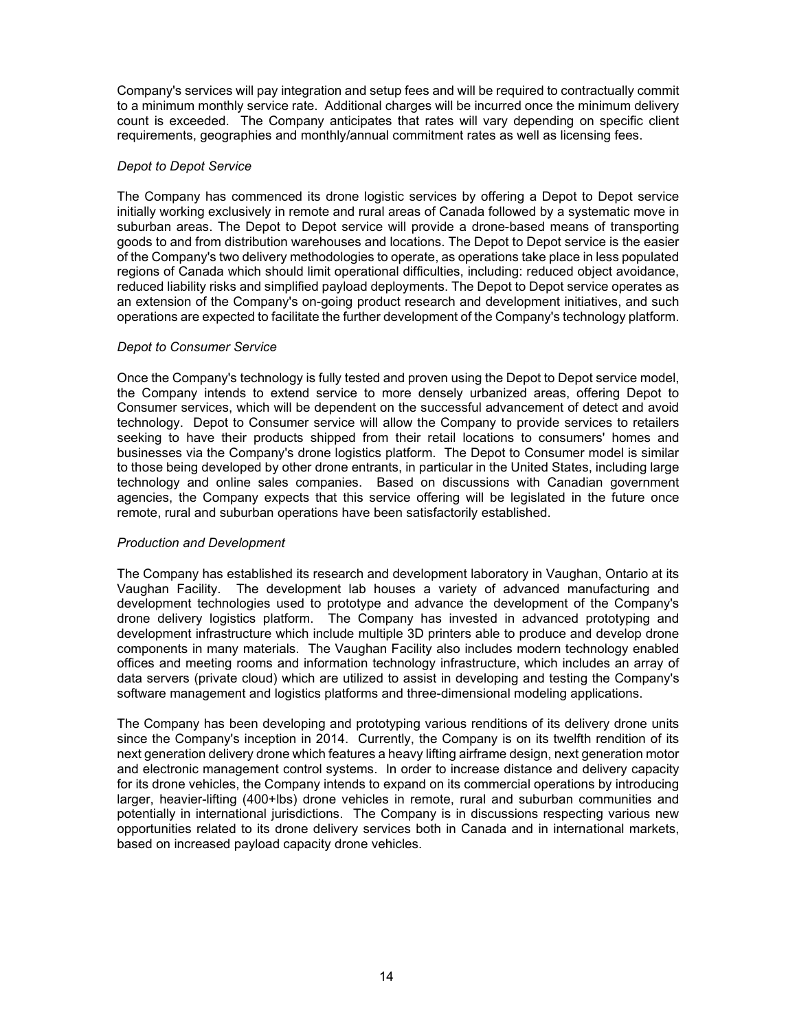Company's services will pay integration and setup fees and will be required to contractually commit to a minimum monthly service rate. Additional charges will be incurred once the minimum delivery count is exceeded. The Company anticipates that rates will vary depending on specific client requirements, geographies and monthly/annual commitment rates as well as licensing fees.

*Depot to Depot Service*

The Company has commenced its drone logistic services by offering a Depot to Depot service initially working exclusively in remote and rural areas of Canada followed by a systematic move in suburban areas. The Depot to Depot service will provide a drone-based means of transporting goods to and from distribution warehouses and locations. The Depot to Depot service is the easier of the Company's two delivery methodologies to operate, as operations take place in less populated regions of Canada which should limit operational difficulties, including: reduced object avoidance, reduced liability risks and simplified payload deployments. The Depot to Depot service operates as an extension of the Company's on-going product research and development initiatives, and such operations are expected to facilitate the further development of the Company's technology platform.

*Depot to Consumer Service*

Once the Company's technology is fully tested and proven using the Depot to Depot service model, the Company intends to extend service to more densely urbanized areas, offering Depot to Consumer services, which will be dependent on the successful advancement of detect and avoid technology. Depot to Consumer service will allow the Company to provide services to retailers seeking to have their products shipped from their retail locations to consumers' homes and businesses via the Company's drone logistics platform. The Depot to Consumer model is similar to those being developed by other drone entrants, in particular in the United States, including large technology and online sales companies. Based on discussions with Canadian government agencies, the Company expects that this service offering will be legislated in the future once remote, rural and suburban operations have been satisfactorily established.

*Production and Development*

The Company has established its research and development laboratory in Vaughan, Ontario at its Vaughan Facility. The development lab houses a variety of advanced manufacturing and development technologies used to prototype and advance the development of the Company's drone delivery logistics platform. The Company has invested in advanced prototyping and development infrastructure which include multiple 3D printers able to produce and develop drone components in many materials. The Vaughan Facility also includes modern technology enabled offices and meeting rooms and information technology infrastructure, which includes an array of data servers (private cloud) which are utilized to assist in developing and testing the Company's software management and logistics platforms and three-dimensional modeling applications.

The Company has been developing and prototyping various renditions of its delivery drone units since the Company's inception in 2014. Currently, the Company is on its twelfth rendition of its next generation delivery drone which features a heavy lifting airframe design, next generation motor and electronic management control systems. In order to increase distance and delivery capacity for its drone vehicles, the Company intends to expand on its commercial operations by introducing larger, heavier-lifting (400+lbs) drone vehicles in remote, rural and suburban communities and potentially in international jurisdictions. The Company is in discussions respecting various new opportunities related to its drone delivery services both in Canada and in international markets, based on increased payload capacity drone vehicles.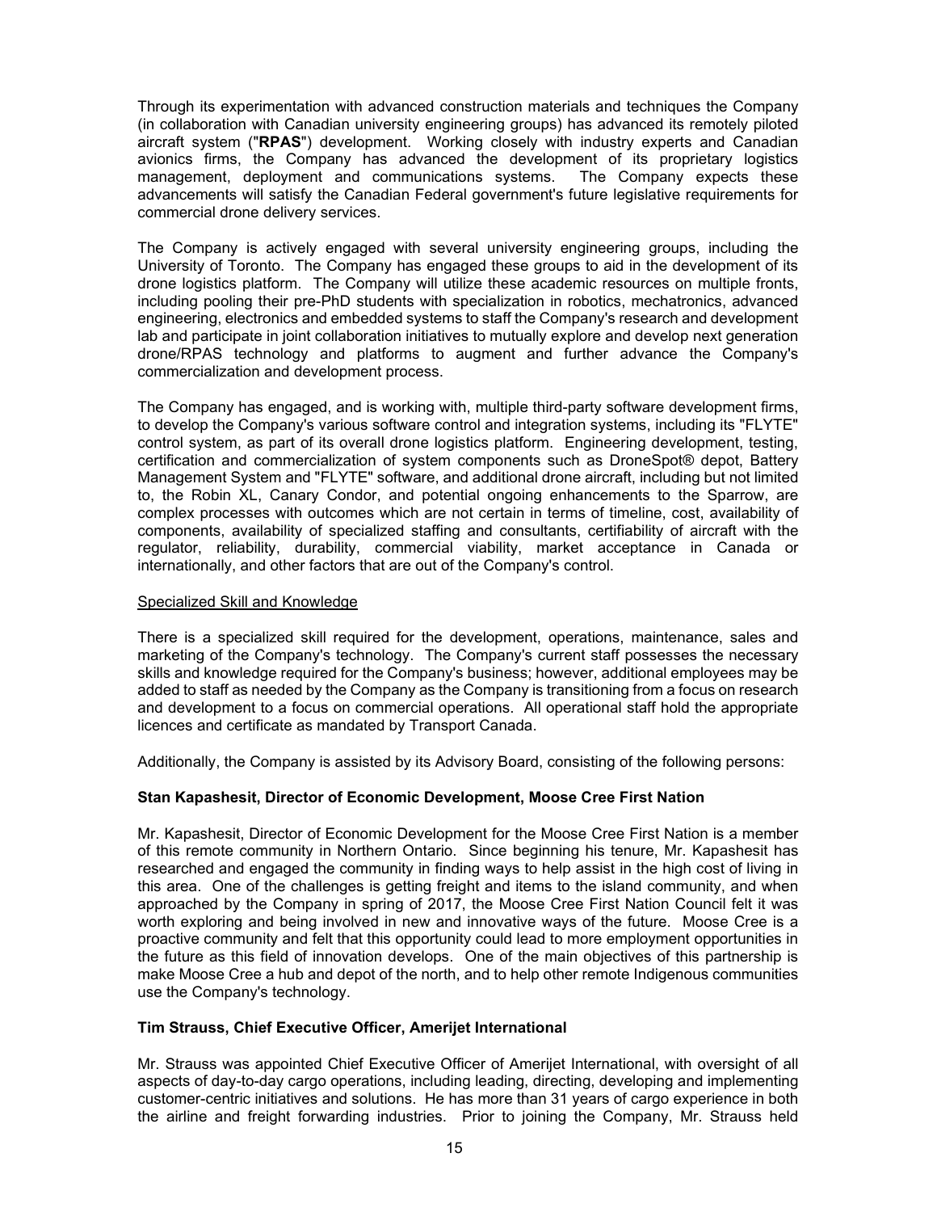Through its experimentation with advanced construction materials and techniques the Company (in collaboration with Canadian university engineering groups) has advanced its remotely piloted aircraft system ("**RPAS**") development. Working closely with industry experts and Canadian avionics firms, the Company has advanced the development of its proprietary logistics management, deployment and communications systems. The Company expects these advancements will satisfy the Canadian Federal government's future legislative requirements for commercial drone delivery services.

The Company is actively engaged with several university engineering groups, including the University of Toronto. The Company has engaged these groups to aid in the development of its drone logistics platform. The Company will utilize these academic resources on multiple fronts, including pooling their pre-PhD students with specialization in robotics, mechatronics, advanced engineering, electronics and embedded systems to staff the Company's research and development lab and participate in joint collaboration initiatives to mutually explore and develop next generation drone/RPAS technology and platforms to augment and further advance the Company's commercialization and development process.

The Company has engaged, and is working with, multiple third-party software development firms, to develop the Company's various software control and integration systems, including its "FLYTE" control system, as part of its overall drone logistics platform. Engineering development, testing, certification and commercialization of system components such as DroneSpot® depot, Battery Management System and "FLYTE" software, and additional drone aircraft, including but not limited to, the Robin XL, Canary Condor, and potential ongoing enhancements to the Sparrow, are complex processes with outcomes which are not certain in terms of timeline, cost, availability of components, availability of specialized staffing and consultants, certifiability of aircraft with the regulator, reliability, durability, commercial viability, market acceptance in Canada or internationally, and other factors that are out of the Company's control.

<u>Specialized Skill and Knowledge</u>

There is a specialized skill required for the development, operations, maintenance, sales and marketing of the Company's technology. The Company's current staff possesses the necessary skills and knowledge required for the Company's business; however, additional employees may be added to staff as needed by the Company as the Company is transitioning from a focus on research and development to a focus on commercial operations. All operational staff hold the appropriate licences and certificate as mandated by Transport Canada.

Additionally, the Company is assisted by its Advisory Board, consisting of the following persons:

**Stan Kapashesit, Director of Economic Development, Moose Cree First Nation**

Mr. Kapashesit, Director of Economic Development for the Moose Cree First Nation is a member of this remote community in Northern Ontario. Since beginning his tenure, Mr. Kapashesit has researched and engaged the community in finding ways to help assist in the high cost of living in this area. One of the challenges is getting freight and items to the island community, and when approached by the Company in spring of 2017, the Moose Cree First Nation Council felt it was worth exploring and being involved in new and innovative ways of the future. Moose Cree is a proactive community and felt that this opportunity could lead to more employment opportunities in the future as this field of innovation develops. One of the main objectives of this partnership is make Moose Cree a hub and depot of the north, and to help other remote Indigenous communities use the Company's technology.

**Tim Strauss, Chief Executive Officer, Amerijet International**

Mr. Strauss was appointed Chief Executive Officer of Amerijet International, with oversight of all aspects of day-to-day cargo operations, including leading, directing, developing and implementing customer-centric initiatives and solutions. He has more than 31 years of cargo experience in both the airline and freight forwarding industries. Prior to joining the Company, Mr. Strauss held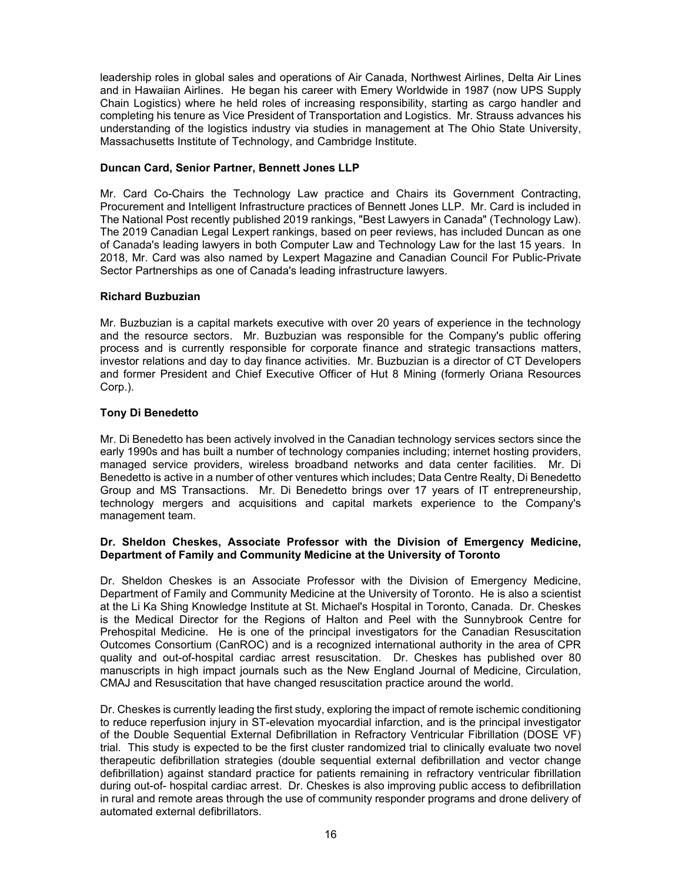leadership roles in global sales and operations of Air Canada, Northwest Airlines, Delta Air Lines and in Hawaiian Airlines. He began his career with Emery Worldwide in 1987 (now UPS Supply Chain Logistics) where he held roles of increasing responsibility, starting as cargo handler and completing his tenure as Vice President of Transportation and Logistics. Mr. Strauss advances his understanding of the logistics industry via studies in management at The Ohio State University, Massachusetts Institute of Technology, and Cambridge Institute.

**Duncan Card, Senior Partner, Bennett Jones LLP**

Mr. Card Co-Chairs the Technology Law practice and Chairs its Government Contracting, Procurement and Intelligent Infrastructure practices of Bennett Jones LLP. Mr. Card is included in The National Post recently published 2019 rankings, "Best Lawyers in Canada" (Technology Law). The 2019 Canadian Legal Lexpert rankings, based on peer reviews, has included Duncan as one of Canada's leading lawyers in both Computer Law and Technology Law for the last 15 years. In 2018, Mr. Card was also named by Lexpert Magazine and Canadian Council For Public-Private Sector Partnerships as one of Canada's leading infrastructure lawyers.

**Richard Buzbuzian**

Mr. Buzbuzian is a capital markets executive with over 20 years of experience in the technology and the resource sectors. Mr. Buzbuzian was responsible for the Company's public offering process and is currently responsible for corporate finance and strategic transactions matters, investor relations and day to day finance activities. Mr. Buzbuzian is a director of CT Developers and former President and Chief Executive Officer of Hut 8 Mining (formerly Oriana Resources Corp.).

**Tony Di Benedetto**

Mr. Di Benedetto has been actively involved in the Canadian technology services sectors since the early 1990s and has built a number of technology companies including; internet hosting providers, managed service providers, wireless broadband networks and data center facilities. Mr. Di Benedetto is active in a number of other ventures which includes; Data Centre Realty, Di Benedetto Group and MS Transactions. Mr. Di Benedetto brings over 17 years of IT entrepreneurship, technology mergers and acquisitions and capital markets experience to the Company's management team.

**Dr. Sheldon Cheskes, Associate Professor with the Division of Emergency Medicine, Department of Family and Community Medicine at the University of Toronto**

Dr. Sheldon Cheskes is an Associate Professor with the Division of Emergency Medicine, Department of Family and Community Medicine at the University of Toronto. He is also a scientist at the Li Ka Shing Knowledge Institute at St. Michael's Hospital in Toronto, Canada. Dr. Cheskes is the Medical Director for the Regions of Halton and Peel with the Sunnybrook Centre for Prehospital Medicine. He is one of the principal investigators for the Canadian Resuscitation Outcomes Consortium (CanROC) and is a recognized international authority in the area of CPR quality and out-of-hospital cardiac arrest resuscitation. Dr. Cheskes has published over 80 manuscripts in high impact journals such as the New England Journal of Medicine, Circulation, CMAJ and Resuscitation that have changed resuscitation practice around the world.

Dr. Cheskes is currently leading the first study, exploring the impact of remote ischemic conditioning to reduce reperfusion injury in ST-elevation myocardial infarction, and is the principal investigator of the Double Sequential External Defibrillation in Refractory Ventricular Fibrillation (DOSE VF) trial. This study is expected to be the first cluster randomized trial to clinically evaluate two novel therapeutic defibrillation strategies (double sequential external defibrillation and vector change defibrillation) against standard practice for patients remaining in refractory ventricular fibrillation during out-of- hospital cardiac arrest. Dr. Cheskes is also improving public access to defibrillation in rural and remote areas through the use of community responder programs and drone delivery of automated external defibrillators.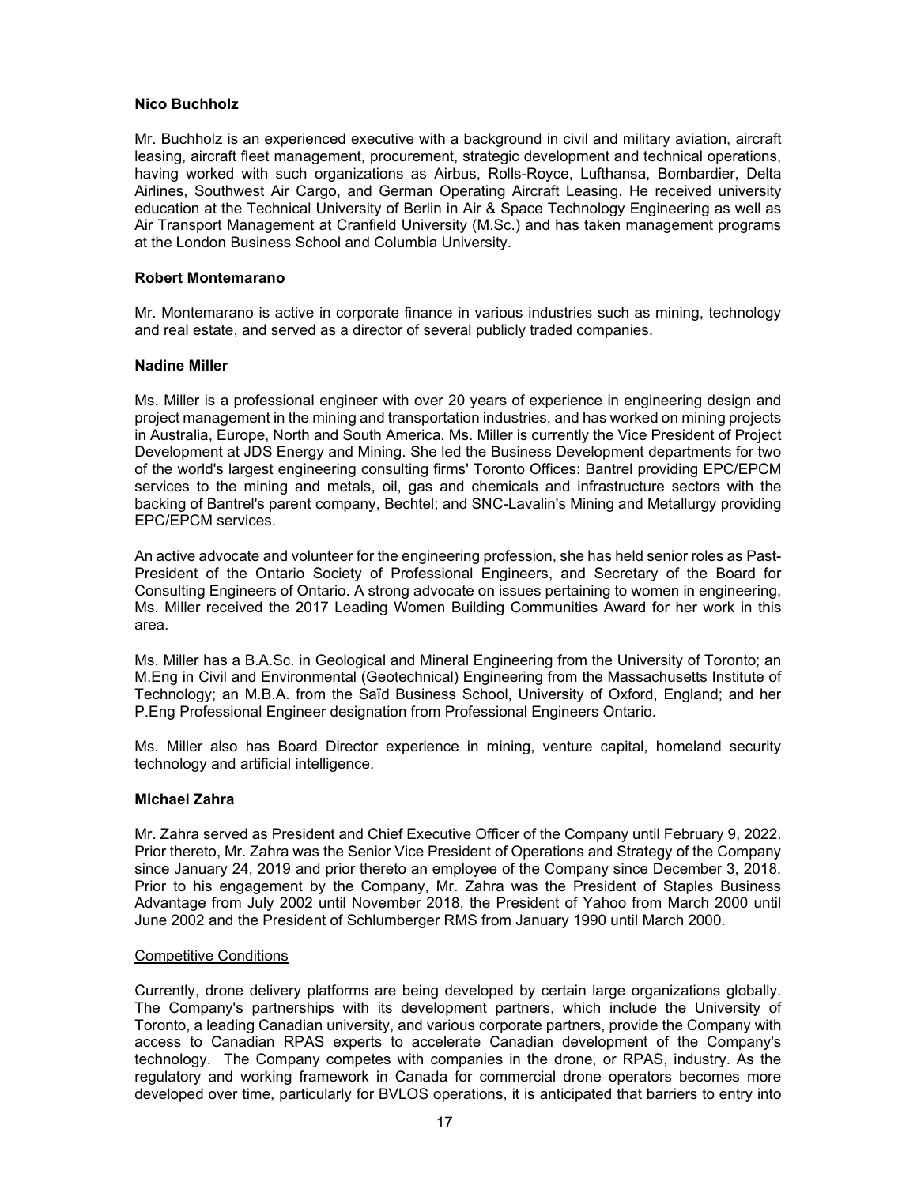#### Nico Buchholz

Mr. Buchholz is an experienced executive with a background in civil and military aviation, aircraft leasing, aircraft fleet management, procurement, strategic development and technical operations, having worked with such organizations as Airbus, Rolls-Royce, Lufthansa, Bombardier, Delta Airlines, Southwest Air Cargo, and German Operating Aircraft Leasing. He received university education at the Technical University of Berlin in Air & Space Technology Engineering as well as Air Transport Management at Cranfield University (M.Sc.) and has taken management programs at the London Business School and Columbia University.

#### Robert Montemarano

Mr. Montemarano is active in corporate finance in various industries such as mining, technology and real estate, and served as a director of several publicly traded companies.

#### Nadine Miller

Ms. Miller is a professional engineer with over 20 years of experience in engineering design and project management in the mining and transportation industries, and has worked on mining projects in Australia, Europe, North and South America. Ms. Miller is currently the Vice President of Project Development at JDS Energy and Mining. She led the Business Development departments for two of the world's largest engineering consulting firms' Toronto Offices: Bantrel providing EPC/EPCM services to the mining and metals, oil, gas and chemicals and infrastructure sectors with the backing of Bantrel's parent company, Bechtel; and SNC-Lavalin's Mining and Metallurgy providing EPC/EPCM services.

An active advocate and volunteer for the engineering profession, she has held senior roles as Past-President of the Ontario Society of Professional Engineers, and Secretary of the Board for Consulting Engineers of Ontario. A strong advocate on issues pertaining to women in engineering, Ms. Miller received the 2017 Leading Women Building Communities Award for her work in this area.

Ms. Miller has a B.A.Sc. in Geological and Mineral Engineering from the University of Toronto; an M.Eng in Civil and Environmental (Geotechnical) Engineering from the Massachusetts Institute of Technology; an M.B.A. from the Saïd Business School, University of Oxford, England; and her P.Eng Professional Engineer designation from Professional Engineers Ontario.

Ms. Miller also has Board Director experience in mining, venture capital, homeland security technology and artificial intelligence.

#### Michael Zahra

Mr. Zahra served as President and Chief Executive Officer of the Company until February 9, 2022. Prior thereto, Mr. Zahra was the Senior Vice President of Operations and Strategy of the Company since January 24, 2019 and prior thereto an employee of the Company since December 3, 2018. Prior to his engagement by the Company, Mr. Zahra was the President of Staples Business Advantage from July 2002 until November 2018, the President of Yahoo from March 2000 until June 2002 and the President of Schlumberger RMS from January 1990 until March 2000.

### Competitive Conditions

Currently, drone delivery platforms are being developed by certain large organizations globally. The Company's partnerships with its development partners, which include the University of Toronto, a leading Canadian university, and various corporate partners, provide the Company with access to Canadian RPAS experts to accelerate Canadian development of the Company's technology. The Company competes with companies in the drone, or RPAS, industry. As the regulatory and working framework in Canada for commercial drone operators becomes more developed over time, particularly for BVLOS operations, it is anticipated that barriers to entry into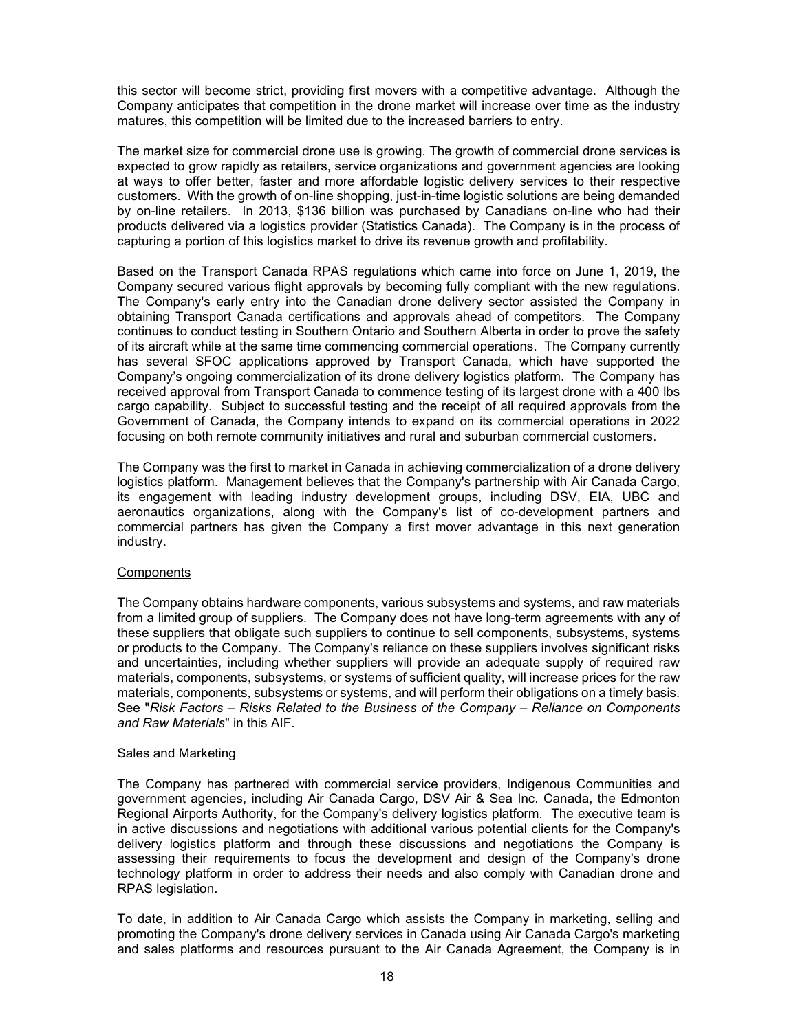this sector will become strict, providing first movers with a competitive advantage. Although the Company anticipates that competition in the drone market will increase over time as the industry matures, this competition will be limited due to the increased barriers to entry.

The market size for commercial drone use is growing. The growth of commercial drone services is expected to grow rapidly as retailers, service organizations and government agencies are looking at ways to offer better, faster and more affordable logistic delivery services to their respective customers. With the growth of on-line shopping, just-in-time logistic solutions are being demanded by on-line retailers. In 2013, $136 billion was purchased by Canadians on-line who had their products delivered via a logistics provider (Statistics Canada). The Company is in the process of capturing a portion of this logistics market to drive its revenue growth and profitability.

Based on the Transport Canada RPAS regulations which came into force on June 1, 2019, the Company secured various flight approvals by becoming fully compliant with the new regulations. The Company's early entry into the Canadian drone delivery sector assisted the Company in obtaining Transport Canada certifications and approvals ahead of competitors. The Company continues to conduct testing in Southern Ontario and Southern Alberta in order to prove the safety of its aircraft while at the same time commencing commercial operations. The Company currently has several SFOC applications approved by Transport Canada, which have supported the Company's ongoing commercialization of its drone delivery logistics platform. The Company has received approval from Transport Canada to commence testing of its largest drone with a 400 lbs cargo capability. Subject to successful testing and the receipt of all required approvals from the Government of Canada, the Company intends to expand on its commercial operations in 2022 focusing on both remote community initiatives and rural and suburban commercial customers.

The Company was the first to market in Canada in achieving commercialization of a drone delivery logistics platform. Management believes that the Company's partnership with Air Canada Cargo, its engagement with leading industry development groups, including DSV, EIA, UBC and aeronautics organizations, along with the Company's list of co-development partners and commercial partners has given the Company a first mover advantage in this next generation industry.

Components

The Company obtains hardware components, various subsystems and systems, and raw materials from a limited group of suppliers. The Company does not have long-term agreements with any of these suppliers that obligate such suppliers to continue to sell components, subsystems, systems or products to the Company. The Company's reliance on these suppliers involves significant risks and uncertainties, including whether suppliers will provide an adequate supply of required raw materials, components, subsystems, or systems of sufficient quality, will increase prices for the raw materials, components, subsystems or systems, and will perform their obligations on a timely basis. See "*Risk Factors – Risks Related to the Business of the Company – Reliance on Components and Raw Materials*" in this AIF.

Sales and Marketing

The Company has partnered with commercial service providers, Indigenous Communities and government agencies, including Air Canada Cargo, DSV Air & Sea Inc. Canada, the Edmonton Regional Airports Authority, for the Company's delivery logistics platform. The executive team is in active discussions and negotiations with additional various potential clients for the Company's delivery logistics platform and through these discussions and negotiations the Company is assessing their requirements to focus the development and design of the Company's drone technology platform in order to address their needs and also comply with Canadian drone and RPAS legislation.

To date, in addition to Air Canada Cargo which assists the Company in marketing, selling and promoting the Company's drone delivery services in Canada using Air Canada Cargo's marketing and sales platforms and resources pursuant to the Air Canada Agreement, the Company is in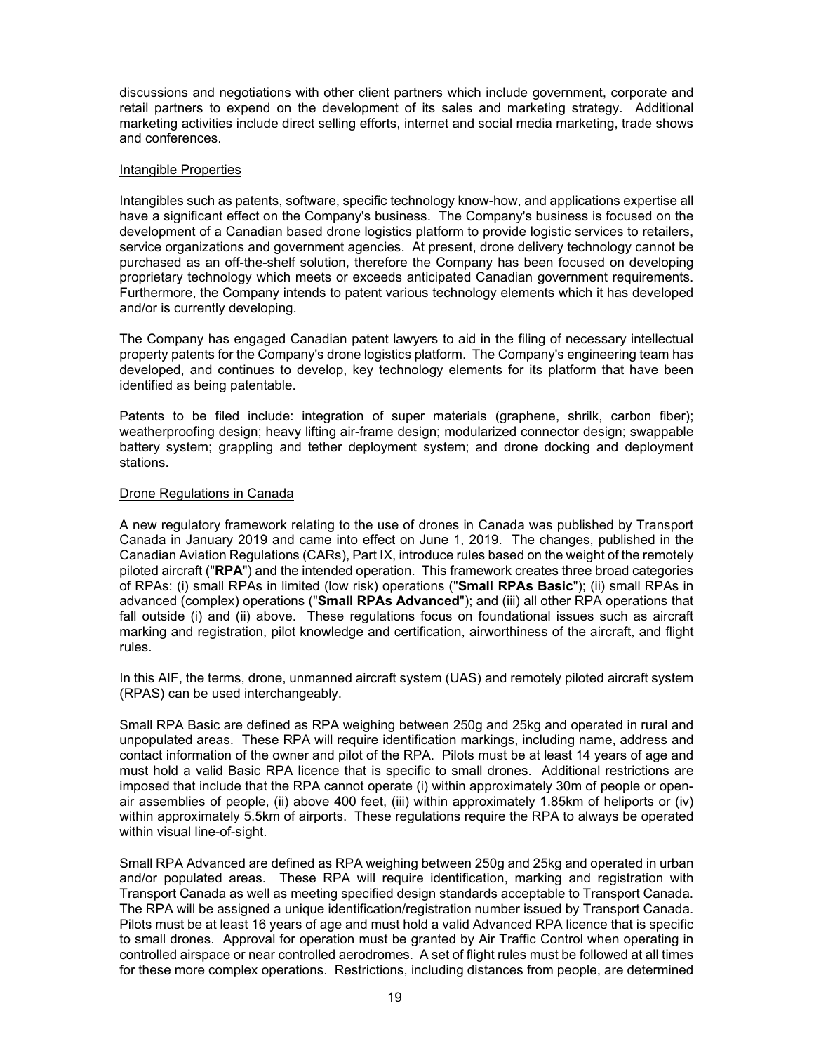discussions and negotiations with other client partners which include government, corporate and retail partners to expend on the development of its sales and marketing strategy. Additional marketing activities include direct selling efforts, internet and social media marketing, trade shows and conferences.

Intangible Properties

Intangibles such as patents, software, specific technology know-how, and applications expertise all have a significant effect on the Company's business. The Company's business is focused on the development of a Canadian based drone logistics platform to provide logistic services to retailers, service organizations and government agencies. At present, drone delivery technology cannot be purchased as an off-the-shelf solution, therefore the Company has been focused on developing proprietary technology which meets or exceeds anticipated Canadian government requirements. Furthermore, the Company intends to patent various technology elements which it has developed and/or is currently developing.

The Company has engaged Canadian patent lawyers to aid in the filing of necessary intellectual property patents for the Company's drone logistics platform. The Company's engineering team has developed, and continues to develop, key technology elements for its platform that have been identified as being patentable.

Patents to be filed include: integration of super materials (graphene, shrilk, carbon fiber); weatherproofing design; heavy lifting air-frame design; modularized connector design; swappable battery system; grappling and tether deployment system; and drone docking and deployment stations.

Drone Regulations in Canada

A new regulatory framework relating to the use of drones in Canada was published by Transport Canada in January 2019 and came into effect on June 1, 2019. The changes, published in the Canadian Aviation Regulations (CARs), Part IX, introduce rules based on the weight of the remotely piloted aircraft ("**RPA**") and the intended operation. This framework creates three broad categories of RPAs: (i) small RPAs in limited (low risk) operations ("**Small RPAs Basic**"); (ii) small RPAs in advanced (complex) operations ("**Small RPAs Advanced**"); and (iii) all other RPA operations that fall outside (i) and (ii) above. These regulations focus on foundational issues such as aircraft marking and registration, pilot knowledge and certification, airworthiness of the aircraft, and flight rules.

In this AIF, the terms, drone, unmanned aircraft system (UAS) and remotely piloted aircraft system (RPAS) can be used interchangeably.

Small RPA Basic are defined as RPA weighing between 250g and 25kg and operated in rural and unpopulated areas. These RPA will require identification markings, including name, address and contact information of the owner and pilot of the RPA. Pilots must be at least 14 years of age and must hold a valid Basic RPA licence that is specific to small drones. Additional restrictions are imposed that include that the RPA cannot operate (i) within approximately 30m of people or open-air assemblies of people, (ii) above 400 feet, (iii) within approximately 1.85km of heliports or (iv) within approximately 5.5km of airports. These regulations require the RPA to always be operated within visual line-of-sight.

Small RPA Advanced are defined as RPA weighing between 250g and 25kg and operated in urban and/or populated areas. These RPA will require identification, marking and registration with Transport Canada as well as meeting specified design standards acceptable to Transport Canada. The RPA will be assigned a unique identification/registration number issued by Transport Canada. Pilots must be at least 16 years of age and must hold a valid Advanced RPA licence that is specific to small drones. Approval for operation must be granted by Air Traffic Control when operating in controlled airspace or near controlled aerodromes. A set of flight rules must be followed at all times for these more complex operations. Restrictions, including distances from people, are determined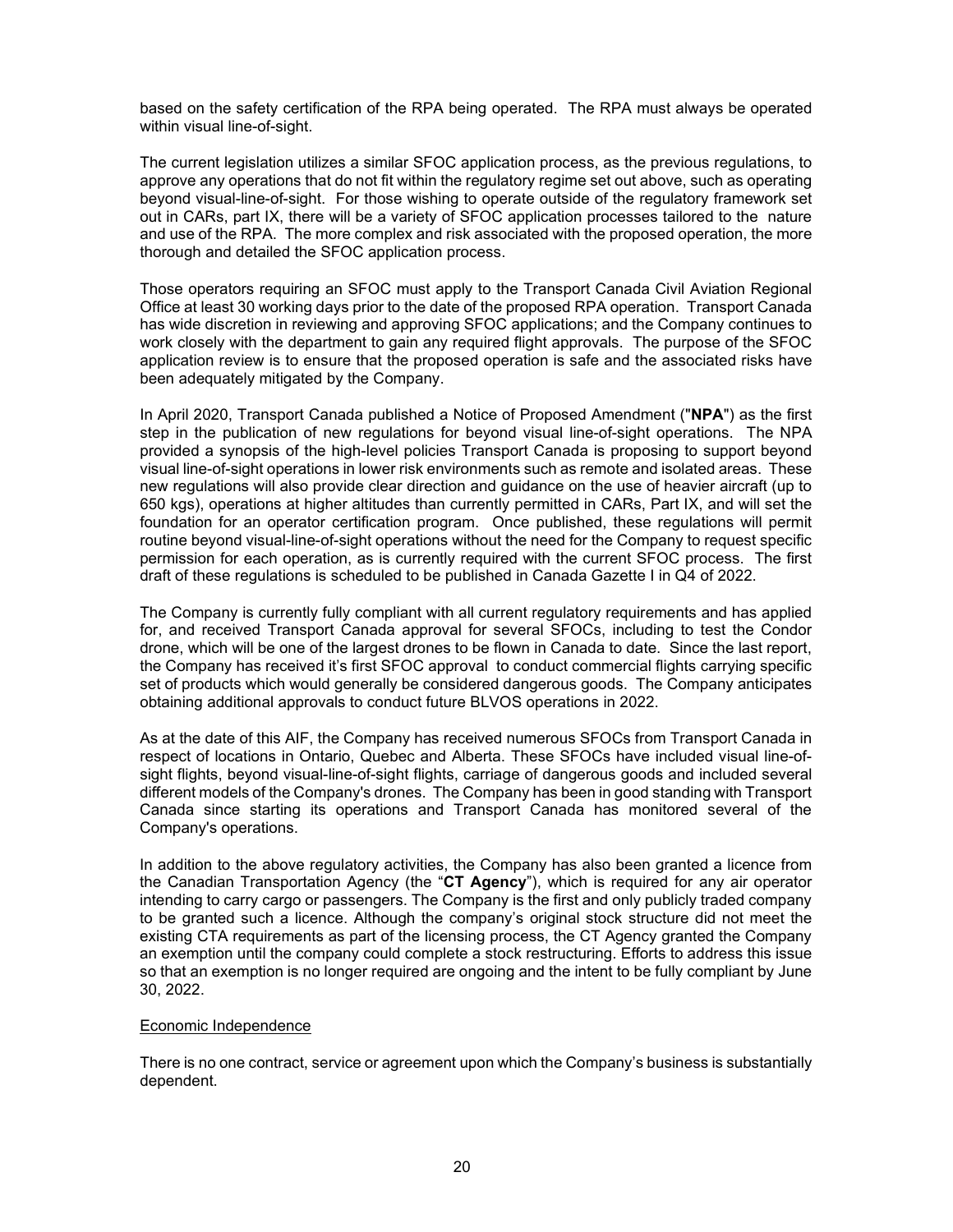based on the safety certification of the RPA being operated. The RPA must always be operated within visual line-of-sight.

The current legislation utilizes a similar SFOC application process, as the previous regulations, to approve any operations that do not fit within the regulatory regime set out above, such as operating beyond visual-line-of-sight. For those wishing to operate outside of the regulatory framework set out in CARs, part IX, there will be a variety of SFOC application processes tailored to the nature and use of the RPA. The more complex and risk associated with the proposed operation, the more thorough and detailed the SFOC application process.

Those operators requiring an SFOC must apply to the Transport Canada Civil Aviation Regional Office at least 30 working days prior to the date of the proposed RPA operation. Transport Canada has wide discretion in reviewing and approving SFOC applications; and the Company continues to work closely with the department to gain any required flight approvals. The purpose of the SFOC application review is to ensure that the proposed operation is safe and the associated risks have been adequately mitigated by the Company.

In April 2020, Transport Canada published a Notice of Proposed Amendment ("**NPA**") as the first step in the publication of new regulations for beyond visual line-of-sight operations. The NPA provided a synopsis of the high-level policies Transport Canada is proposing to support beyond visual line-of-sight operations in lower risk environments such as remote and isolated areas. These new regulations will also provide clear direction and guidance on the use of heavier aircraft (up to 650 kgs), operations at higher altitudes than currently permitted in CARs, Part IX, and will set the foundation for an operator certification program. Once published, these regulations will permit routine beyond visual-line-of-sight operations without the need for the Company to request specific permission for each operation, as is currently required with the current SFOC process. The first draft of these regulations is scheduled to be published in Canada Gazette I in Q4 of 2022.

The Company is currently fully compliant with all current regulatory requirements and has applied for, and received Transport Canada approval for several SFOCs, including to test the Condor drone, which will be one of the largest drones to be flown in Canada to date. Since the last report, the Company has received it's first SFOC approval to conduct commercial flights carrying specific set of products which would generally be considered dangerous goods. The Company anticipates obtaining additional approvals to conduct future BLVOS operations in 2022.

As at the date of this AIF, the Company has received numerous SFOCs from Transport Canada in respect of locations in Ontario, Quebec and Alberta. These SFOCs have included visual line-of-sight flights, beyond visual-line-of-sight flights, carriage of dangerous goods and included several different models of the Company's drones. The Company has been in good standing with Transport Canada since starting its operations and Transport Canada has monitored several of the Company's operations.

In addition to the above regulatory activities, the Company has also been granted a licence from the Canadian Transportation Agency (the "**CT Agency**"), which is required for any air operator intending to carry cargo or passengers. The Company is the first and only publicly traded company to be granted such a licence. Although the company's original stock structure did not meet the existing CTA requirements as part of the licensing process, the CT Agency granted the Company an exemption until the company could complete a stock restructuring. Efforts to address this issue so that an exemption is no longer required are ongoing and the intent to be fully compliant by June 30, 2022.

Economic Independence

There is no one contract, service or agreement upon which the Company's business is substantially dependent.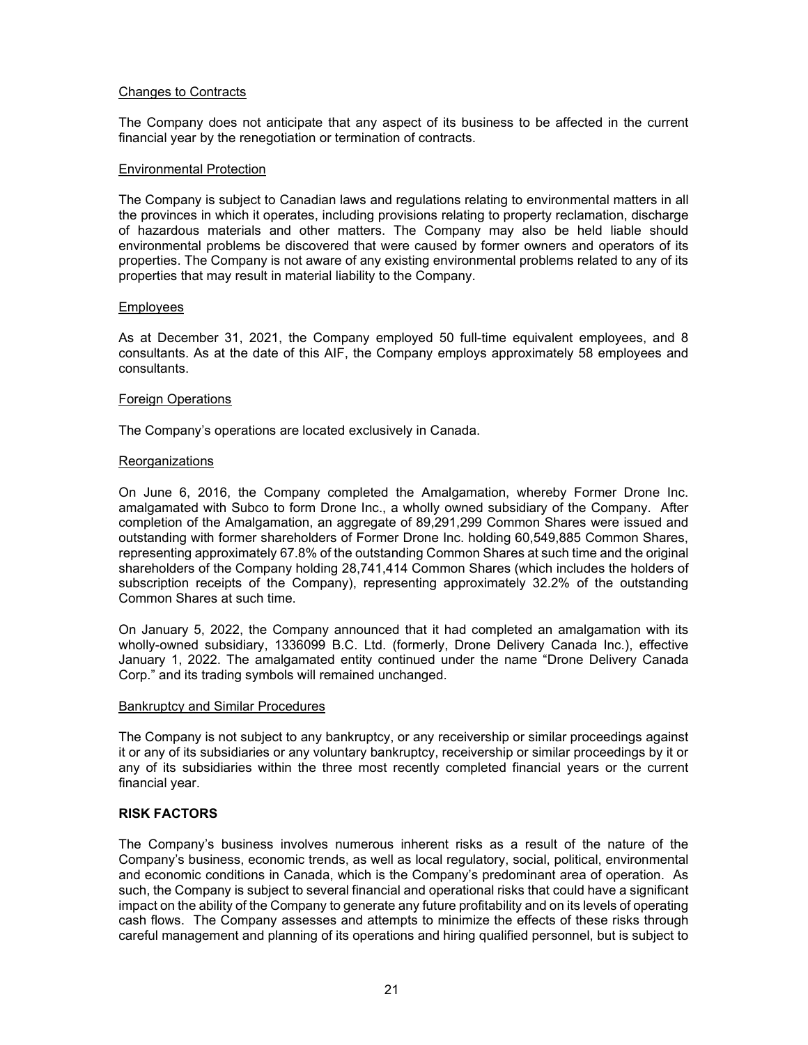### Changes to Contracts

The Company does not anticipate that any aspect of its business to be affected in the current financial year by the renegotiation or termination of contracts.

### Environmental Protection

The Company is subject to Canadian laws and regulations relating to environmental matters in all the provinces in which it operates, including provisions relating to property reclamation, discharge of hazardous materials and other matters. The Company may also be held liable should environmental problems be discovered that were caused by former owners and operators of its properties. The Company is not aware of any existing environmental problems related to any of its properties that may result in material liability to the Company.

### Employees

As at December 31, 2021, the Company employed 50 full-time equivalent employees, and 8 consultants. As at the date of this AIF, the Company employs approximately 58 employees and consultants.

### Foreign Operations

The Company's operations are located exclusively in Canada.

### Reorganizations

On June 6, 2016, the Company completed the Amalgamation, whereby Former Drone Inc. amalgamated with Subco to form Drone Inc., a wholly owned subsidiary of the Company. After completion of the Amalgamation, an aggregate of 89,291,299 Common Shares were issued and outstanding with former shareholders of Former Drone Inc. holding 60,549,885 Common Shares, representing approximately 67.8% of the outstanding Common Shares at such time and the original shareholders of the Company holding 28,741,414 Common Shares (which includes the holders of subscription receipts of the Company), representing approximately 32.2% of the outstanding Common Shares at such time.

On January 5, 2022, the Company announced that it had completed an amalgamation with its wholly-owned subsidiary, 1336099 B.C. Ltd. (formerly, Drone Delivery Canada Inc.), effective January 1, 2022. The amalgamated entity continued under the name "Drone Delivery Canada Corp." and its trading symbols will remained unchanged.

### Bankruptcy and Similar Procedures

The Company is not subject to any bankruptcy, or any receivership or similar proceedings against it or any of its subsidiaries or any voluntary bankruptcy, receivership or similar proceedings by it or any of its subsidiaries within the three most recently completed financial years or the current financial year.

## RISK FACTORS

The Company's business involves numerous inherent risks as a result of the nature of the Company's business, economic trends, as well as local regulatory, social, political, environmental and economic conditions in Canada, which is the Company's predominant area of operation. As such, the Company is subject to several financial and operational risks that could have a significant impact on the ability of the Company to generate any future profitability and on its levels of operating cash flows. The Company assesses and attempts to minimize the effects of these risks through careful management and planning of its operations and hiring qualified personnel, but is subject to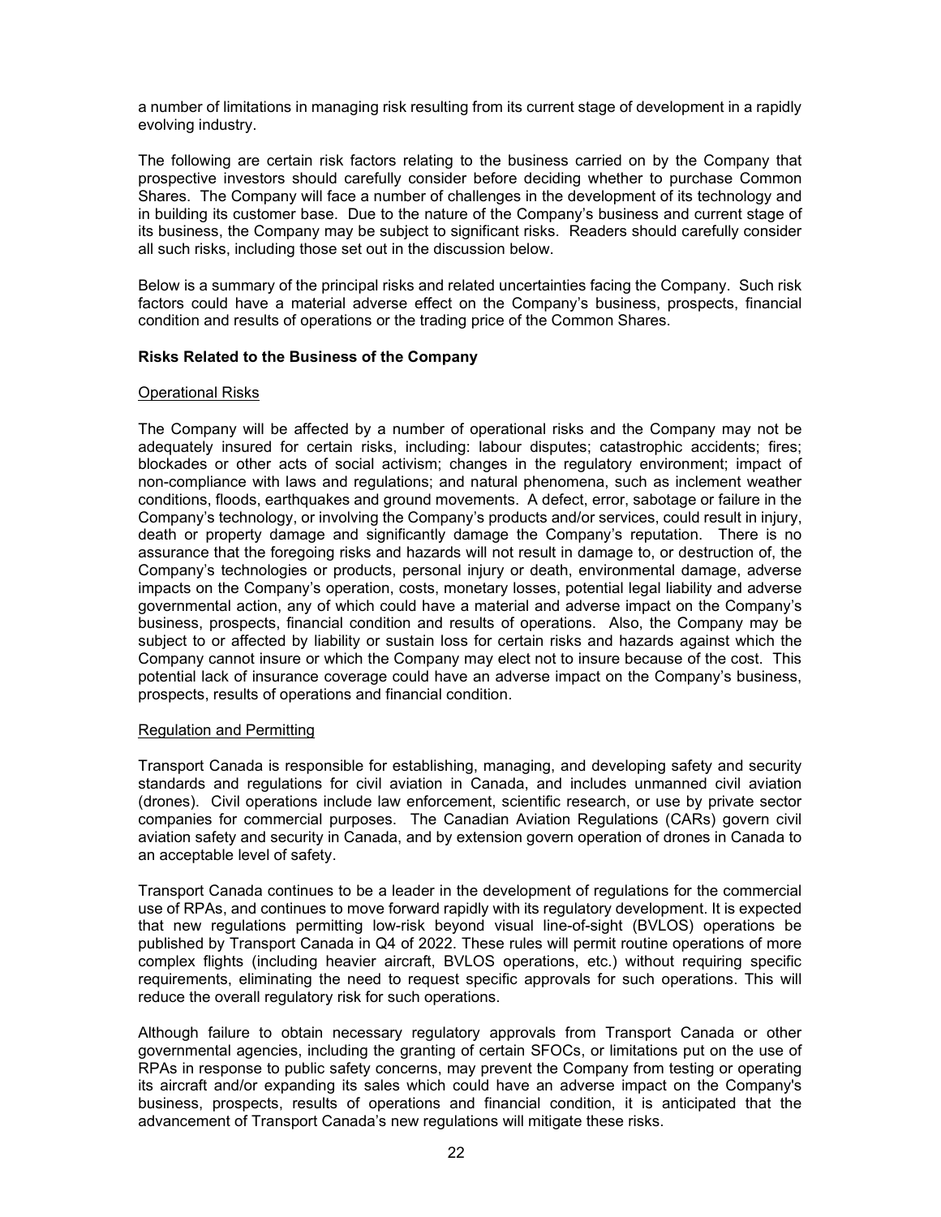a number of limitations in managing risk resulting from its current stage of development in a rapidly evolving industry.

The following are certain risk factors relating to the business carried on by the Company that prospective investors should carefully consider before deciding whether to purchase Common Shares. The Company will face a number of challenges in the development of its technology and in building its customer base. Due to the nature of the Company's business and current stage of its business, the Company may be subject to significant risks. Readers should carefully consider all such risks, including those set out in the discussion below.

Below is a summary of the principal risks and related uncertainties facing the Company. Such risk factors could have a material adverse effect on the Company's business, prospects, financial condition and results of operations or the trading price of the Common Shares.

**Risks Related to the Business of the Company**

Operational Risks

The Company will be affected by a number of operational risks and the Company may not be adequately insured for certain risks, including: labour disputes; catastrophic accidents; fires; blockades or other acts of social activism; changes in the regulatory environment; impact of non-compliance with laws and regulations; and natural phenomena, such as inclement weather conditions, floods, earthquakes and ground movements. A defect, error, sabotage or failure in the Company's technology, or involving the Company's products and/or services, could result in injury, death or property damage and significantly damage the Company's reputation. There is no assurance that the foregoing risks and hazards will not result in damage to, or destruction of, the Company's technologies or products, personal injury or death, environmental damage, adverse impacts on the Company's operation, costs, monetary losses, potential legal liability and adverse governmental action, any of which could have a material and adverse impact on the Company's business, prospects, financial condition and results of operations. Also, the Company may be subject to or affected by liability or sustain loss for certain risks and hazards against which the Company cannot insure or which the Company may elect not to insure because of the cost. This potential lack of insurance coverage could have an adverse impact on the Company's business, prospects, results of operations and financial condition.

Regulation and Permitting

Transport Canada is responsible for establishing, managing, and developing safety and security standards and regulations for civil aviation in Canada, and includes unmanned civil aviation (drones). Civil operations include law enforcement, scientific research, or use by private sector companies for commercial purposes. The Canadian Aviation Regulations (CARs) govern civil aviation safety and security in Canada, and by extension govern operation of drones in Canada to an acceptable level of safety.

Transport Canada continues to be a leader in the development of regulations for the commercial use of RPAs, and continues to move forward rapidly with its regulatory development. It is expected that new regulations permitting low-risk beyond visual line-of-sight (BVLOS) operations be published by Transport Canada in Q4 of 2022. These rules will permit routine operations of more complex flights (including heavier aircraft, BVLOS operations, etc.) without requiring specific requirements, eliminating the need to request specific approvals for such operations. This will reduce the overall regulatory risk for such operations.

Although failure to obtain necessary regulatory approvals from Transport Canada or other governmental agencies, including the granting of certain SFOCs, or limitations put on the use of RPAs in response to public safety concerns, may prevent the Company from testing or operating its aircraft and/or expanding its sales which could have an adverse impact on the Company's business, prospects, results of operations and financial condition, it is anticipated that the advancement of Transport Canada's new regulations will mitigate these risks.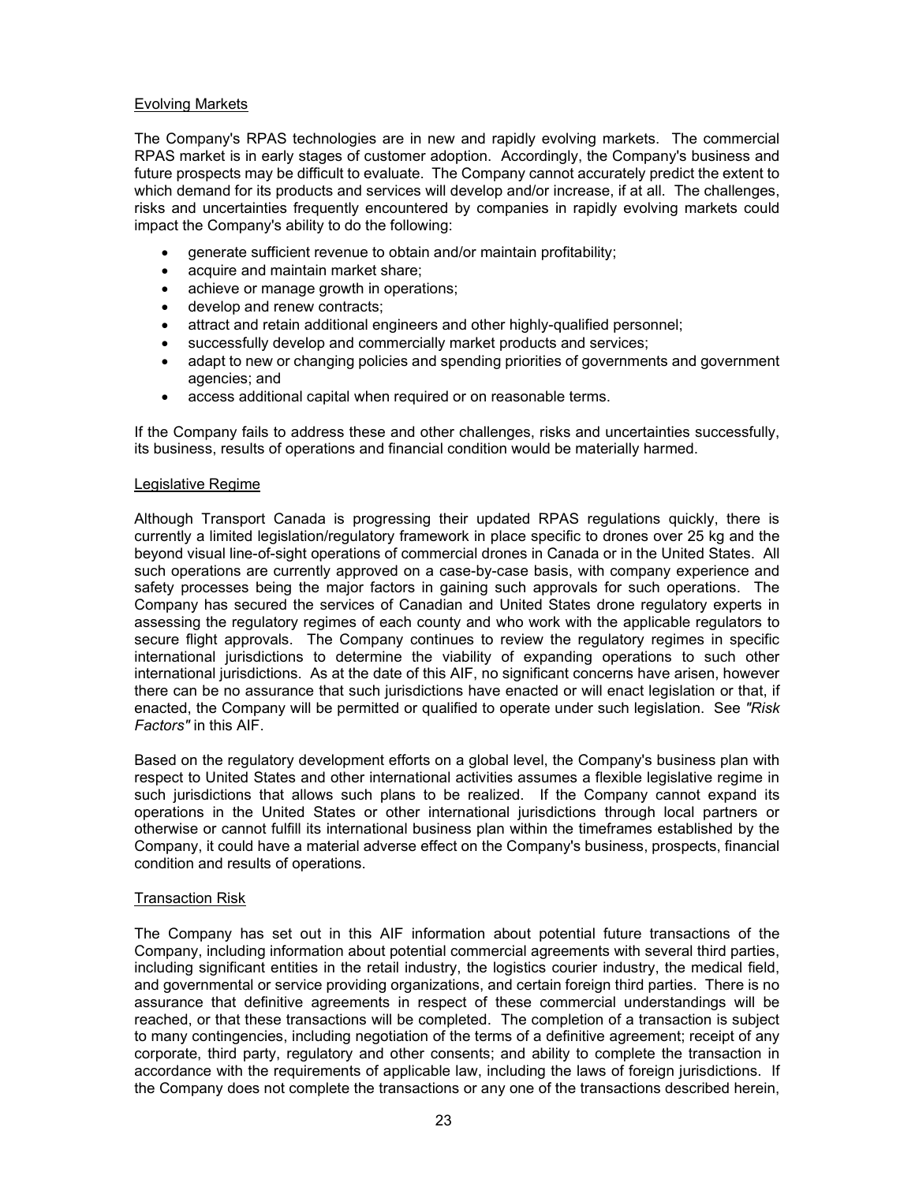### Evolving Markets

The Company's RPAS technologies are in new and rapidly evolving markets. The commercial RPAS market is in early stages of customer adoption. Accordingly, the Company's business and future prospects may be difficult to evaluate. The Company cannot accurately predict the extent to which demand for its products and services will develop and/or increase, if at all. The challenges, risks and uncertainties frequently encountered by companies in rapidly evolving markets could impact the Company's ability to do the following:

- generate sufficient revenue to obtain and/or maintain profitability;
- acquire and maintain market share;
- achieve or manage growth in operations;
- develop and renew contracts;
- attract and retain additional engineers and other highly-qualified personnel;
- successfully develop and commercially market products and services;
- adapt to new or changing policies and spending priorities of governments and government agencies; and
- access additional capital when required or on reasonable terms.

If the Company fails to address these and other challenges, risks and uncertainties successfully, its business, results of operations and financial condition would be materially harmed.

### Legislative Regime

Although Transport Canada is progressing their updated RPAS regulations quickly, there is currently a limited legislation/regulatory framework in place specific to drones over 25 kg and the beyond visual line-of-sight operations of commercial drones in Canada or in the United States. All such operations are currently approved on a case-by-case basis, with company experience and safety processes being the major factors in gaining such approvals for such operations. The Company has secured the services of Canadian and United States drone regulatory experts in assessing the regulatory regimes of each county and who work with the applicable regulators to secure flight approvals. The Company continues to review the regulatory regimes in specific international jurisdictions to determine the viability of expanding operations to such other international jurisdictions. As at the date of this AIF, no significant concerns have arisen, however there can be no assurance that such jurisdictions have enacted or will enact legislation or that, if enacted, the Company will be permitted or qualified to operate under such legislation. See *"Risk Factors"* in this AIF.

Based on the regulatory development efforts on a global level, the Company's business plan with respect to United States and other international activities assumes a flexible legislative regime in such jurisdictions that allows such plans to be realized. If the Company cannot expand its operations in the United States or other international jurisdictions through local partners or otherwise or cannot fulfill its international business plan within the timeframes established by the Company, it could have a material adverse effect on the Company's business, prospects, financial condition and results of operations.

### Transaction Risk

The Company has set out in this AIF information about potential future transactions of the Company, including information about potential commercial agreements with several third parties, including significant entities in the retail industry, the logistics courier industry, the medical field, and governmental or service providing organizations, and certain foreign third parties. There is no assurance that definitive agreements in respect of these commercial understandings will be reached, or that these transactions will be completed. The completion of a transaction is subject to many contingencies, including negotiation of the terms of a definitive agreement; receipt of any corporate, third party, regulatory and other consents; and ability to complete the transaction in accordance with the requirements of applicable law, including the laws of foreign jurisdictions. If the Company does not complete the transactions or any one of the transactions described herein,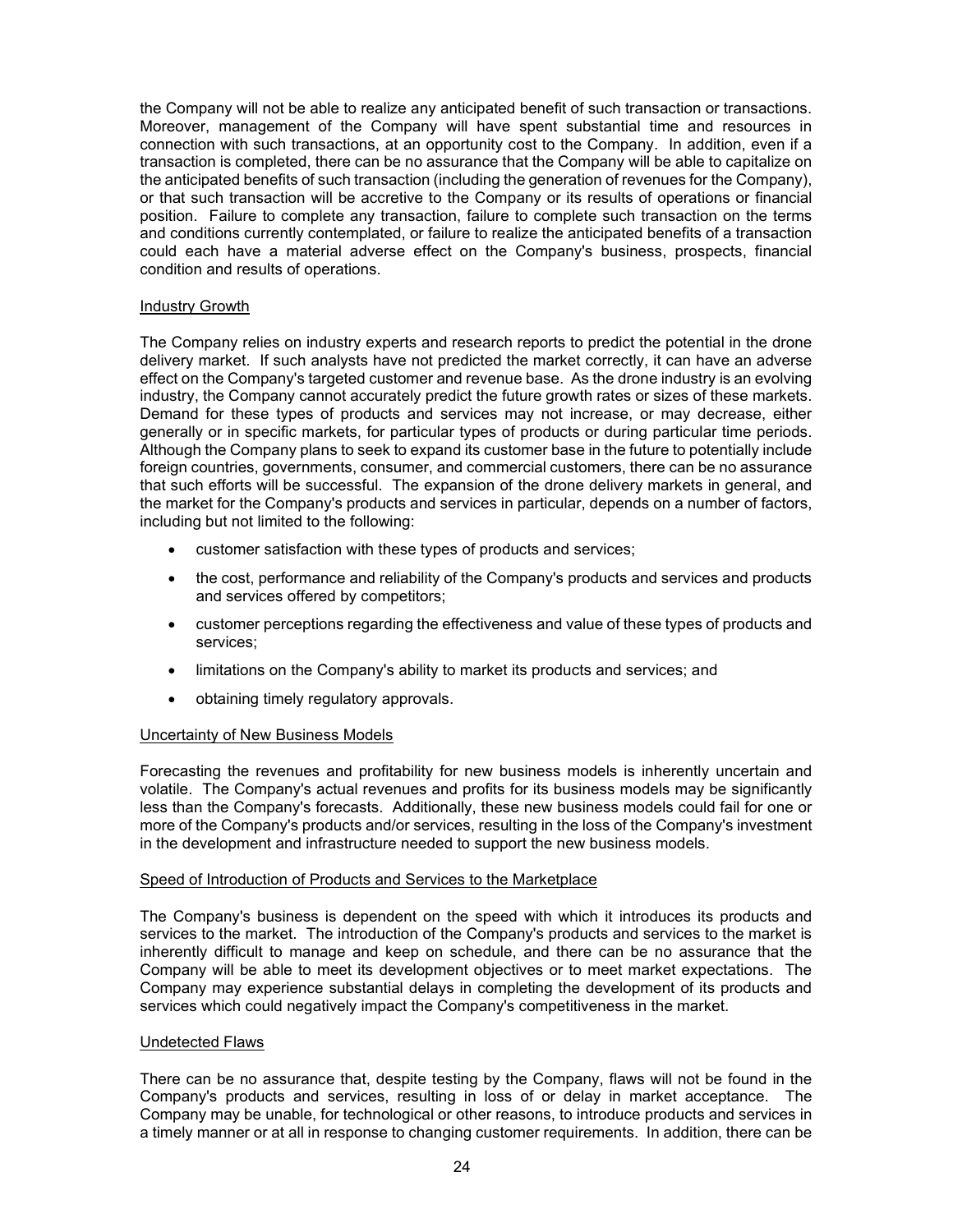the Company will not be able to realize any anticipated benefit of such transaction or transactions. Moreover, management of the Company will have spent substantial time and resources in connection with such transactions, at an opportunity cost to the Company. In addition, even if a transaction is completed, there can be no assurance that the Company will be able to capitalize on the anticipated benefits of such transaction (including the generation of revenues for the Company), or that such transaction will be accretive to the Company or its results of operations or financial position. Failure to complete any transaction, failure to complete such transaction on the terms and conditions currently contemplated, or failure to realize the anticipated benefits of a transaction could each have a material adverse effect on the Company's business, prospects, financial condition and results of operations.

### Industry Growth

The Company relies on industry experts and research reports to predict the potential in the drone delivery market. If such analysts have not predicted the market correctly, it can have an adverse effect on the Company's targeted customer and revenue base. As the drone industry is an evolving industry, the Company cannot accurately predict the future growth rates or sizes of these markets. Demand for these types of products and services may not increase, or may decrease, either generally or in specific markets, for particular types of products or during particular time periods. Although the Company plans to seek to expand its customer base in the future to potentially include foreign countries, governments, consumer, and commercial customers, there can be no assurance that such efforts will be successful. The expansion of the drone delivery markets in general, and the market for the Company's products and services in particular, depends on a number of factors, including but not limited to the following:

- customer satisfaction with these types of products and services;
- the cost, performance and reliability of the Company's products and services and products and services offered by competitors;
- customer perceptions regarding the effectiveness and value of these types of products and services;
- limitations on the Company's ability to market its products and services; and
- obtaining timely regulatory approvals.

### Uncertainty of New Business Models

Forecasting the revenues and profitability for new business models is inherently uncertain and volatile. The Company's actual revenues and profits for its business models may be significantly less than the Company's forecasts. Additionally, these new business models could fail for one or more of the Company's products and/or services, resulting in the loss of the Company's investment in the development and infrastructure needed to support the new business models.

### Speed of Introduction of Products and Services to the Marketplace

The Company's business is dependent on the speed with which it introduces its products and services to the market. The introduction of the Company's products and services to the market is inherently difficult to manage and keep on schedule, and there can be no assurance that the Company will be able to meet its development objectives or to meet market expectations. The Company may experience substantial delays in completing the development of its products and services which could negatively impact the Company's competitiveness in the market.

### Undetected Flaws

There can be no assurance that, despite testing by the Company, flaws will not be found in the Company's products and services, resulting in loss of or delay in market acceptance. The Company may be unable, for technological or other reasons, to introduce products and services in a timely manner or at all in response to changing customer requirements. In addition, there can be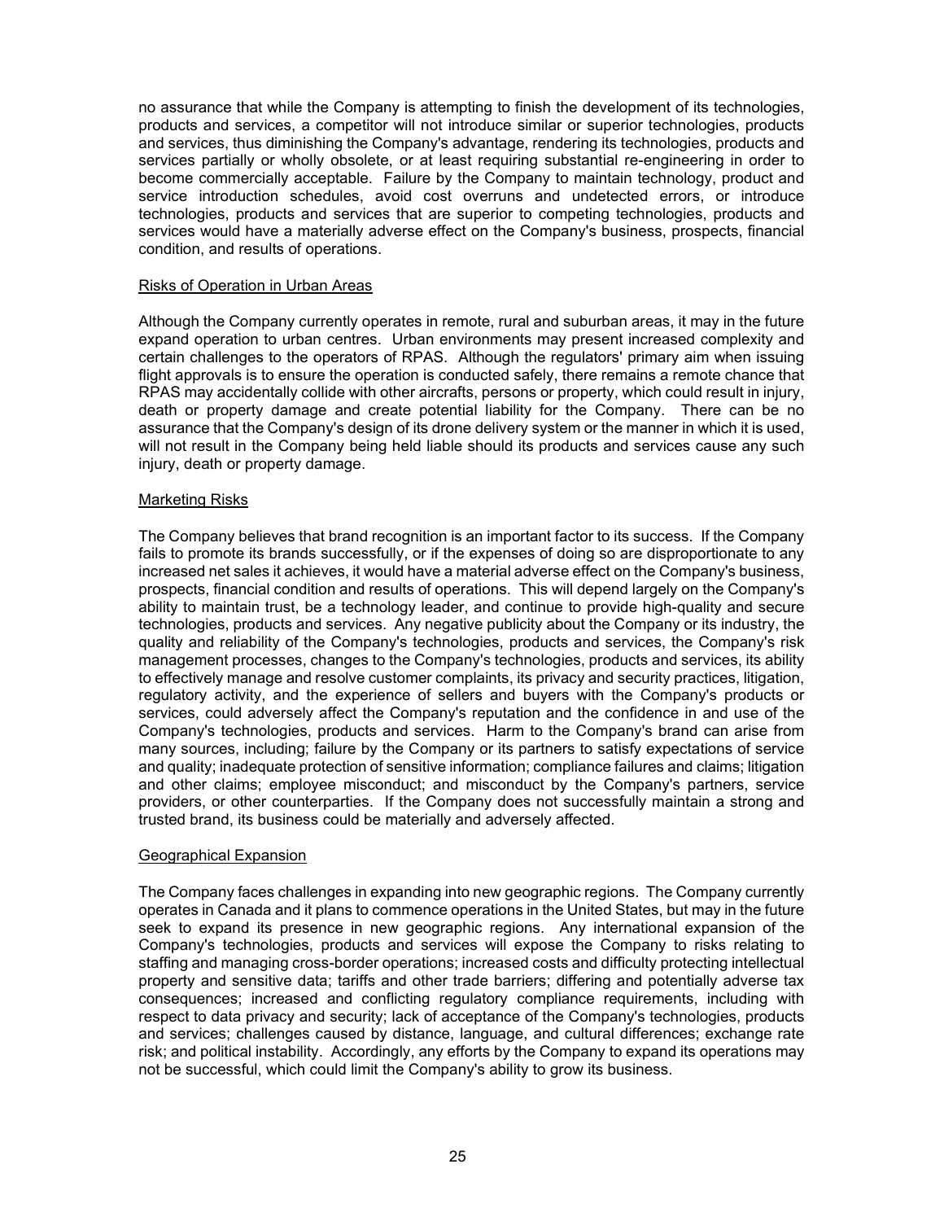no assurance that while the Company is attempting to finish the development of its technologies, products and services, a competitor will not introduce similar or superior technologies, products and services, thus diminishing the Company's advantage, rendering its technologies, products and services partially or wholly obsolete, or at least requiring substantial re-engineering in order to become commercially acceptable. Failure by the Company to maintain technology, product and service introduction schedules, avoid cost overruns and undetected errors, or introduce technologies, products and services that are superior to competing technologies, products and services would have a materially adverse effect on the Company's business, prospects, financial condition, and results of operations.

Risks of Operation in Urban Areas

Although the Company currently operates in remote, rural and suburban areas, it may in the future expand operation to urban centres. Urban environments may present increased complexity and certain challenges to the operators of RPAS. Although the regulators' primary aim when issuing flight approvals is to ensure the operation is conducted safely, there remains a remote chance that RPAS may accidentally collide with other aircrafts, persons or property, which could result in injury, death or property damage and create potential liability for the Company. There can be no assurance that the Company's design of its drone delivery system or the manner in which it is used, will not result in the Company being held liable should its products and services cause any such injury, death or property damage.

Marketing Risks

The Company believes that brand recognition is an important factor to its success. If the Company fails to promote its brands successfully, or if the expenses of doing so are disproportionate to any increased net sales it achieves, it would have a material adverse effect on the Company's business, prospects, financial condition and results of operations. This will depend largely on the Company's ability to maintain trust, be a technology leader, and continue to provide high-quality and secure technologies, products and services. Any negative publicity about the Company or its industry, the quality and reliability of the Company's technologies, products and services, the Company's risk management processes, changes to the Company's technologies, products and services, its ability to effectively manage and resolve customer complaints, its privacy and security practices, litigation, regulatory activity, and the experience of sellers and buyers with the Company's products or services, could adversely affect the Company's reputation and the confidence in and use of the Company's technologies, products and services. Harm to the Company's brand can arise from many sources, including; failure by the Company or its partners to satisfy expectations of service and quality; inadequate protection of sensitive information; compliance failures and claims; litigation and other claims; employee misconduct; and misconduct by the Company's partners, service providers, or other counterparties. If the Company does not successfully maintain a strong and trusted brand, its business could be materially and adversely affected.

Geographical Expansion

The Company faces challenges in expanding into new geographic regions. The Company currently operates in Canada and it plans to commence operations in the United States, but may in the future seek to expand its presence in new geographic regions. Any international expansion of the Company's technologies, products and services will expose the Company to risks relating to staffing and managing cross-border operations; increased costs and difficulty protecting intellectual property and sensitive data; tariffs and other trade barriers; differing and potentially adverse tax consequences; increased and conflicting regulatory compliance requirements, including with respect to data privacy and security; lack of acceptance of the Company's technologies, products and services; challenges caused by distance, language, and cultural differences; exchange rate risk; and political instability. Accordingly, any efforts by the Company to expand its operations may not be successful, which could limit the Company's ability to grow its business.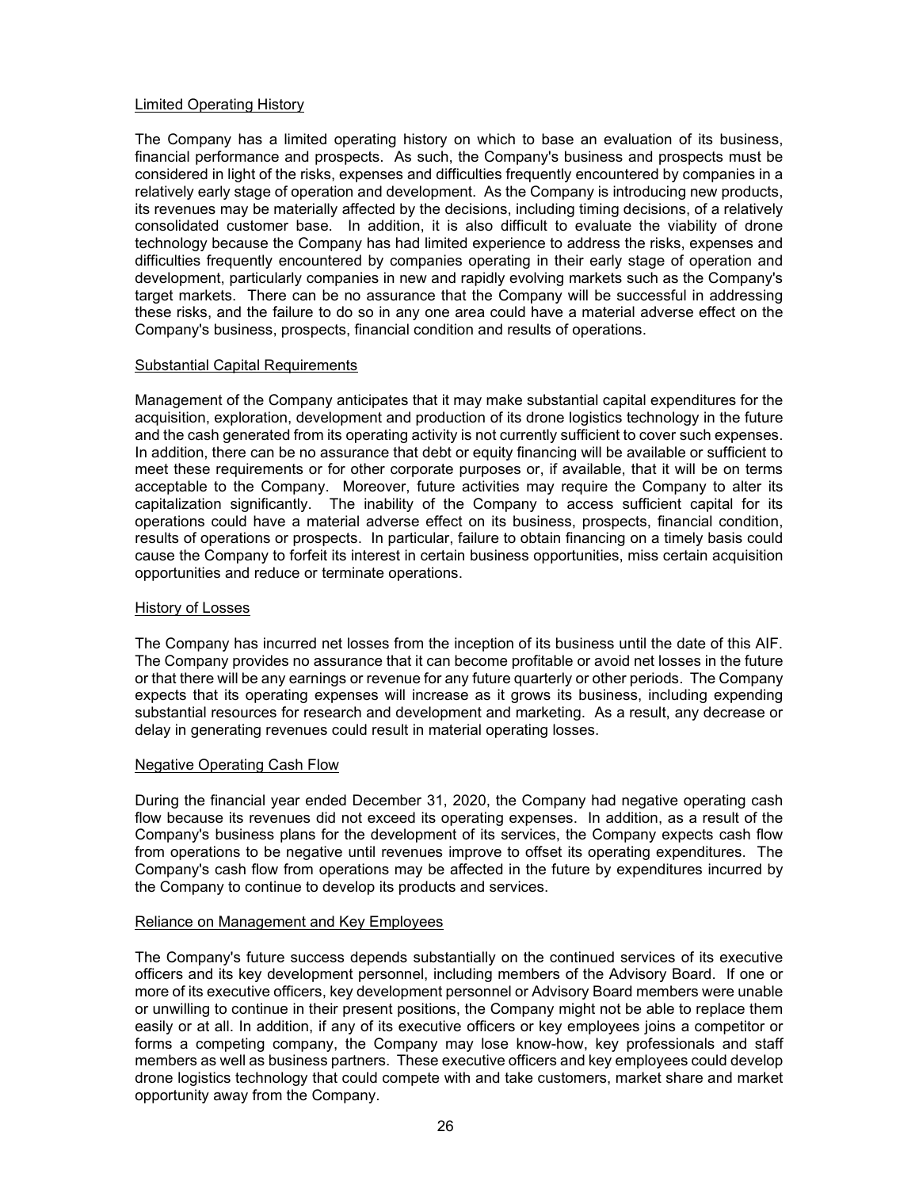### Limited Operating History

The Company has a limited operating history on which to base an evaluation of its business, financial performance and prospects. As such, the Company's business and prospects must be considered in light of the risks, expenses and difficulties frequently encountered by companies in a relatively early stage of operation and development. As the Company is introducing new products, its revenues may be materially affected by the decisions, including timing decisions, of a relatively consolidated customer base. In addition, it is also difficult to evaluate the viability of drone technology because the Company has had limited experience to address the risks, expenses and difficulties frequently encountered by companies operating in their early stage of operation and development, particularly companies in new and rapidly evolving markets such as the Company's target markets. There can be no assurance that the Company will be successful in addressing these risks, and the failure to do so in any one area could have a material adverse effect on the Company's business, prospects, financial condition and results of operations.

### Substantial Capital Requirements

Management of the Company anticipates that it may make substantial capital expenditures for the acquisition, exploration, development and production of its drone logistics technology in the future and the cash generated from its operating activity is not currently sufficient to cover such expenses. In addition, there can be no assurance that debt or equity financing will be available or sufficient to meet these requirements or for other corporate purposes or, if available, that it will be on terms acceptable to the Company. Moreover, future activities may require the Company to alter its capitalization significantly. The inability of the Company to access sufficient capital for its operations could have a material adverse effect on its business, prospects, financial condition, results of operations or prospects. In particular, failure to obtain financing on a timely basis could cause the Company to forfeit its interest in certain business opportunities, miss certain acquisition opportunities and reduce or terminate operations.

### History of Losses

The Company has incurred net losses from the inception of its business until the date of this AIF. The Company provides no assurance that it can become profitable or avoid net losses in the future or that there will be any earnings or revenue for any future quarterly or other periods. The Company expects that its operating expenses will increase as it grows its business, including expending substantial resources for research and development and marketing. As a result, any decrease or delay in generating revenues could result in material operating losses.

### Negative Operating Cash Flow

During the financial year ended December 31, 2020, the Company had negative operating cash flow because its revenues did not exceed its operating expenses. In addition, as a result of the Company's business plans for the development of its services, the Company expects cash flow from operations to be negative until revenues improve to offset its operating expenditures. The Company's cash flow from operations may be affected in the future by expenditures incurred by the Company to continue to develop its products and services.

### Reliance on Management and Key Employees

The Company's future success depends substantially on the continued services of its executive officers and its key development personnel, including members of the Advisory Board. If one or more of its executive officers, key development personnel or Advisory Board members were unable or unwilling to continue in their present positions, the Company might not be able to replace them easily or at all. In addition, if any of its executive officers or key employees joins a competitor or forms a competing company, the Company may lose know-how, key professionals and staff members as well as business partners. These executive officers and key employees could develop drone logistics technology that could compete with and take customers, market share and market opportunity away from the Company.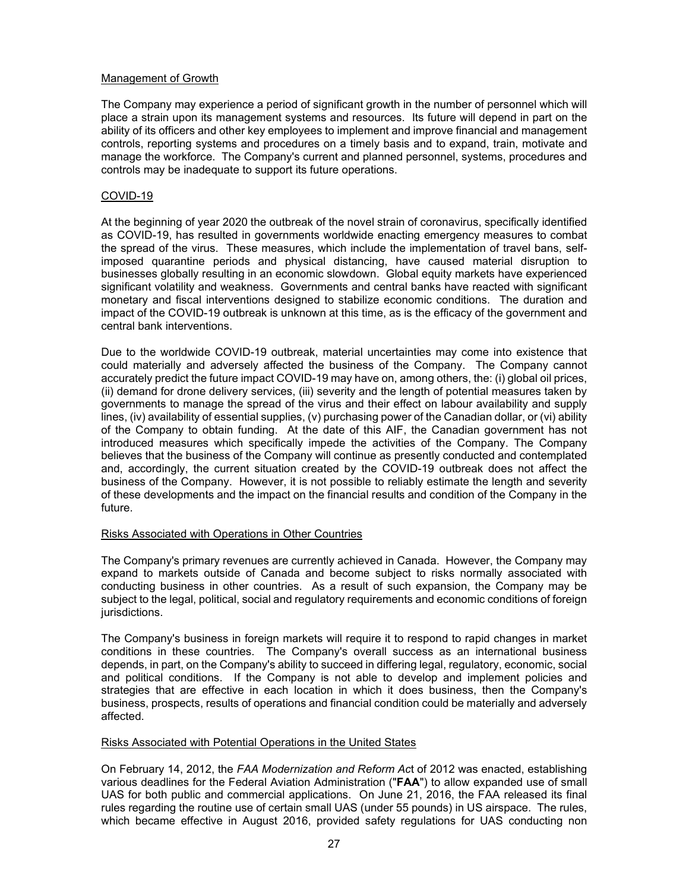Management of Growth

The Company may experience a period of significant growth in the number of personnel which will place a strain upon its management systems and resources. Its future will depend in part on the ability of its officers and other key employees to implement and improve financial and management controls, reporting systems and procedures on a timely basis and to expand, train, motivate and manage the workforce. The Company's current and planned personnel, systems, procedures and controls may be inadequate to support its future operations.

COVID-19

At the beginning of year 2020 the outbreak of the novel strain of coronavirus, specifically identified as COVID-19, has resulted in governments worldwide enacting emergency measures to combat the spread of the virus. These measures, which include the implementation of travel bans, self-imposed quarantine periods and physical distancing, have caused material disruption to businesses globally resulting in an economic slowdown. Global equity markets have experienced significant volatility and weakness. Governments and central banks have reacted with significant monetary and fiscal interventions designed to stabilize economic conditions. The duration and impact of the COVID-19 outbreak is unknown at this time, as is the efficacy of the government and central bank interventions.

Due to the worldwide COVID-19 outbreak, material uncertainties may come into existence that could materially and adversely affected the business of the Company. The Company cannot accurately predict the future impact COVID-19 may have on, among others, the: (i) global oil prices, (ii) demand for drone delivery services, (iii) severity and the length of potential measures taken by governments to manage the spread of the virus and their effect on labour availability and supply lines, (iv) availability of essential supplies, (v) purchasing power of the Canadian dollar, or (vi) ability of the Company to obtain funding. At the date of this AIF, the Canadian government has not introduced measures which specifically impede the activities of the Company. The Company believes that the business of the Company will continue as presently conducted and contemplated and, accordingly, the current situation created by the COVID-19 outbreak does not affect the business of the Company. However, it is not possible to reliably estimate the length and severity of these developments and the impact on the financial results and condition of the Company in the future.

Risks Associated with Operations in Other Countries

The Company's primary revenues are currently achieved in Canada. However, the Company may expand to markets outside of Canada and become subject to risks normally associated with conducting business in other countries. As a result of such expansion, the Company may be subject to the legal, political, social and regulatory requirements and economic conditions of foreign jurisdictions.

The Company's business in foreign markets will require it to respond to rapid changes in market conditions in these countries. The Company's overall success as an international business depends, in part, on the Company's ability to succeed in differing legal, regulatory, economic, social and political conditions. If the Company is not able to develop and implement policies and strategies that are effective in each location in which it does business, then the Company's business, prospects, results of operations and financial condition could be materially and adversely affected.

Risks Associated with Potential Operations in the United States

On February 14, 2012, the *FAA Modernization and Reform Act* of 2012 was enacted, establishing various deadlines for the Federal Aviation Administration ("**FAA**") to allow expanded use of small UAS for both public and commercial applications. On June 21, 2016, the FAA released its final rules regarding the routine use of certain small UAS (under 55 pounds) in US airspace. The rules, which became effective in August 2016, provided safety regulations for UAS conducting non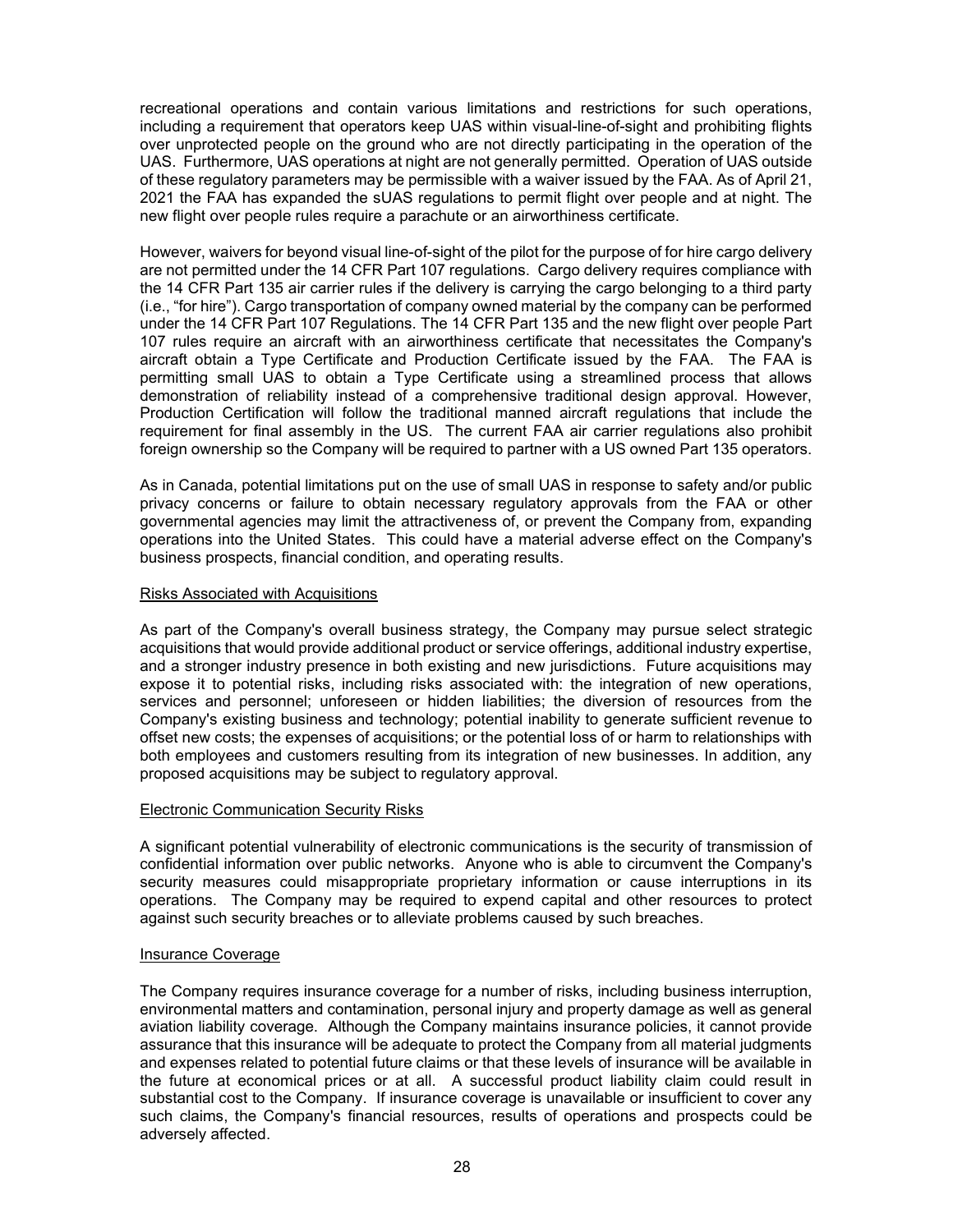recreational operations and contain various limitations and restrictions for such operations, including a requirement that operators keep UAS within visual-line-of-sight and prohibiting flights over unprotected people on the ground who are not directly participating in the operation of the UAS. Furthermore, UAS operations at night are not generally permitted. Operation of UAS outside of these regulatory parameters may be permissible with a waiver issued by the FAA. As of April 21, 2021 the FAA has expanded the sUAS regulations to permit flight over people and at night. The new flight over people rules require a parachute or an airworthiness certificate.

However, waivers for beyond visual line-of-sight of the pilot for the purpose of for hire cargo delivery are not permitted under the 14 CFR Part 107 regulations. Cargo delivery requires compliance with the 14 CFR Part 135 air carrier rules if the delivery is carrying the cargo belonging to a third party (i.e., "for hire"). Cargo transportation of company owned material by the company can be performed under the 14 CFR Part 107 Regulations. The 14 CFR Part 135 and the new flight over people Part 107 rules require an aircraft with an airworthiness certificate that necessitates the Company's aircraft obtain a Type Certificate and Production Certificate issued by the FAA. The FAA is permitting small UAS to obtain a Type Certificate using a streamlined process that allows demonstration of reliability instead of a comprehensive traditional design approval. However, Production Certification will follow the traditional manned aircraft regulations that include the requirement for final assembly in the US. The current FAA air carrier regulations also prohibit foreign ownership so the Company will be required to partner with a US owned Part 135 operators.

As in Canada, potential limitations put on the use of small UAS in response to safety and/or public privacy concerns or failure to obtain necessary regulatory approvals from the FAA or other governmental agencies may limit the attractiveness of, or prevent the Company from, expanding operations into the United States. This could have a material adverse effect on the Company's business prospects, financial condition, and operating results.

<u>Risks Associated with Acquisitions</u>

As part of the Company's overall business strategy, the Company may pursue select strategic acquisitions that would provide additional product or service offerings, additional industry expertise, and a stronger industry presence in both existing and new jurisdictions. Future acquisitions may expose it to potential risks, including risks associated with: the integration of new operations, services and personnel; unforeseen or hidden liabilities; the diversion of resources from the Company's existing business and technology; potential inability to generate sufficient revenue to offset new costs; the expenses of acquisitions; or the potential loss of or harm to relationships with both employees and customers resulting from its integration of new businesses. In addition, any proposed acquisitions may be subject to regulatory approval.

<u>Electronic Communication Security Risks</u>

A significant potential vulnerability of electronic communications is the security of transmission of confidential information over public networks. Anyone who is able to circumvent the Company's security measures could misappropriate proprietary information or cause interruptions in its operations. The Company may be required to expend capital and other resources to protect against such security breaches or to alleviate problems caused by such breaches.

<u>Insurance Coverage</u>

The Company requires insurance coverage for a number of risks, including business interruption, environmental matters and contamination, personal injury and property damage as well as general aviation liability coverage. Although the Company maintains insurance policies, it cannot provide assurance that this insurance will be adequate to protect the Company from all material judgments and expenses related to potential future claims or that these levels of insurance will be available in the future at economical prices or at all. A successful product liability claim could result in substantial cost to the Company. If insurance coverage is unavailable or insufficient to cover any such claims, the Company's financial resources, results of operations and prospects could be adversely affected.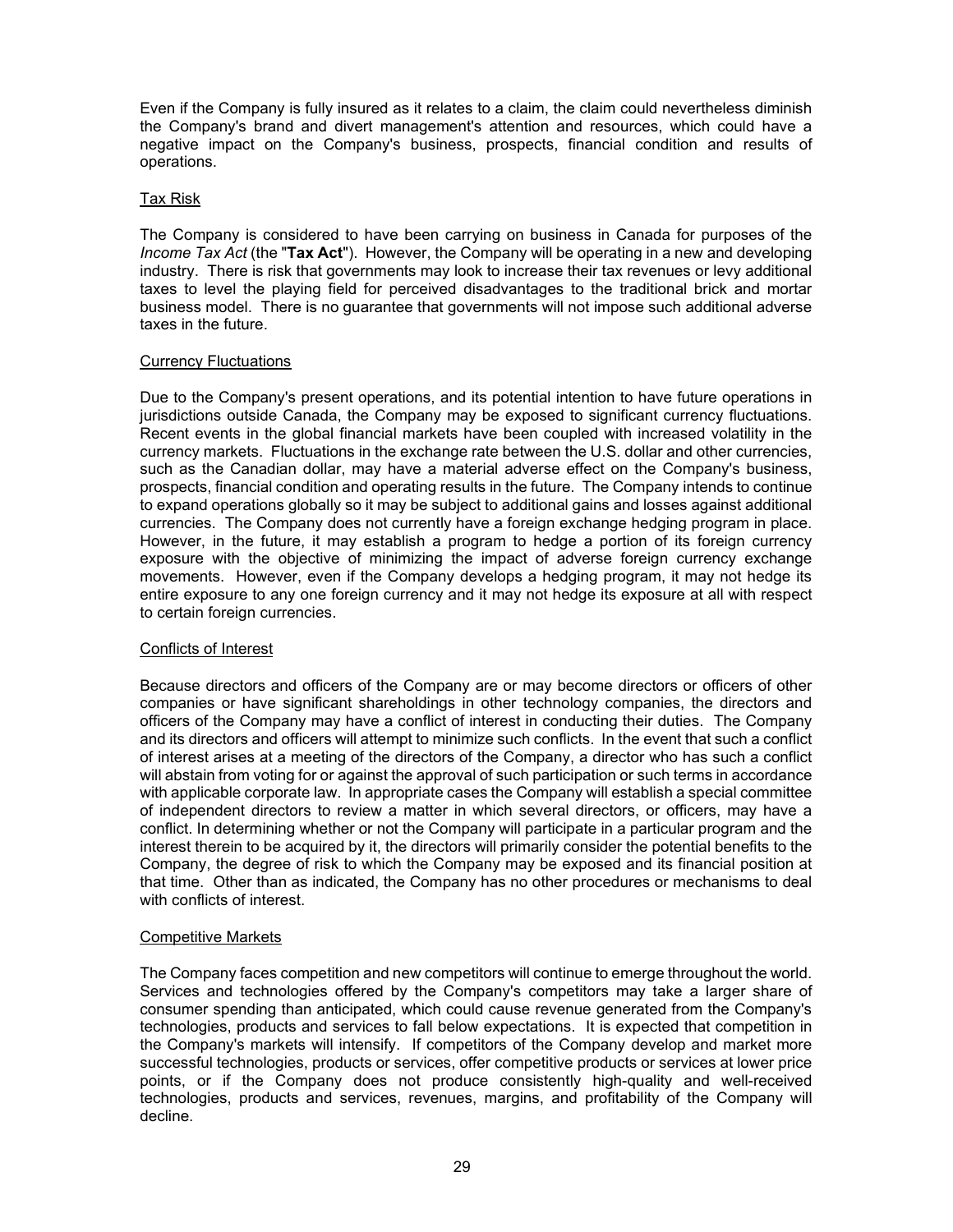Even if the Company is fully insured as it relates to a claim, the claim could nevertheless diminish the Company's brand and divert management's attention and resources, which could have a negative impact on the Company's business, prospects, financial condition and results of operations.

### Tax Risk

The Company is considered to have been carrying on business in Canada for purposes of the *Income Tax Act* (the "**Tax Act**"). However, the Company will be operating in a new and developing industry. There is risk that governments may look to increase their tax revenues or levy additional taxes to level the playing field for perceived disadvantages to the traditional brick and mortar business model. There is no guarantee that governments will not impose such additional adverse taxes in the future.

### Currency Fluctuations

Due to the Company's present operations, and its potential intention to have future operations in jurisdictions outside Canada, the Company may be exposed to significant currency fluctuations. Recent events in the global financial markets have been coupled with increased volatility in the currency markets. Fluctuations in the exchange rate between the U.S. dollar and other currencies, such as the Canadian dollar, may have a material adverse effect on the Company's business, prospects, financial condition and operating results in the future. The Company intends to continue to expand operations globally so it may be subject to additional gains and losses against additional currencies. The Company does not currently have a foreign exchange hedging program in place. However, in the future, it may establish a program to hedge a portion of its foreign currency exposure with the objective of minimizing the impact of adverse foreign currency exchange movements. However, even if the Company develops a hedging program, it may not hedge its entire exposure to any one foreign currency and it may not hedge its exposure at all with respect to certain foreign currencies.

### Conflicts of Interest

Because directors and officers of the Company are or may become directors or officers of other companies or have significant shareholdings in other technology companies, the directors and officers of the Company may have a conflict of interest in conducting their duties. The Company and its directors and officers will attempt to minimize such conflicts. In the event that such a conflict of interest arises at a meeting of the directors of the Company, a director who has such a conflict will abstain from voting for or against the approval of such participation or such terms in accordance with applicable corporate law. In appropriate cases the Company will establish a special committee of independent directors to review a matter in which several directors, or officers, may have a conflict. In determining whether or not the Company will participate in a particular program and the interest therein to be acquired by it, the directors will primarily consider the potential benefits to the Company, the degree of risk to which the Company may be exposed and its financial position at that time. Other than as indicated, the Company has no other procedures or mechanisms to deal with conflicts of interest.

### Competitive Markets

The Company faces competition and new competitors will continue to emerge throughout the world. Services and technologies offered by the Company's competitors may take a larger share of consumer spending than anticipated, which could cause revenue generated from the Company's technologies, products and services to fall below expectations. It is expected that competition in the Company's markets will intensify. If competitors of the Company develop and market more successful technologies, products or services, offer competitive products or services at lower price points, or if the Company does not produce consistently high-quality and well-received technologies, products and services, revenues, margins, and profitability of the Company will decline.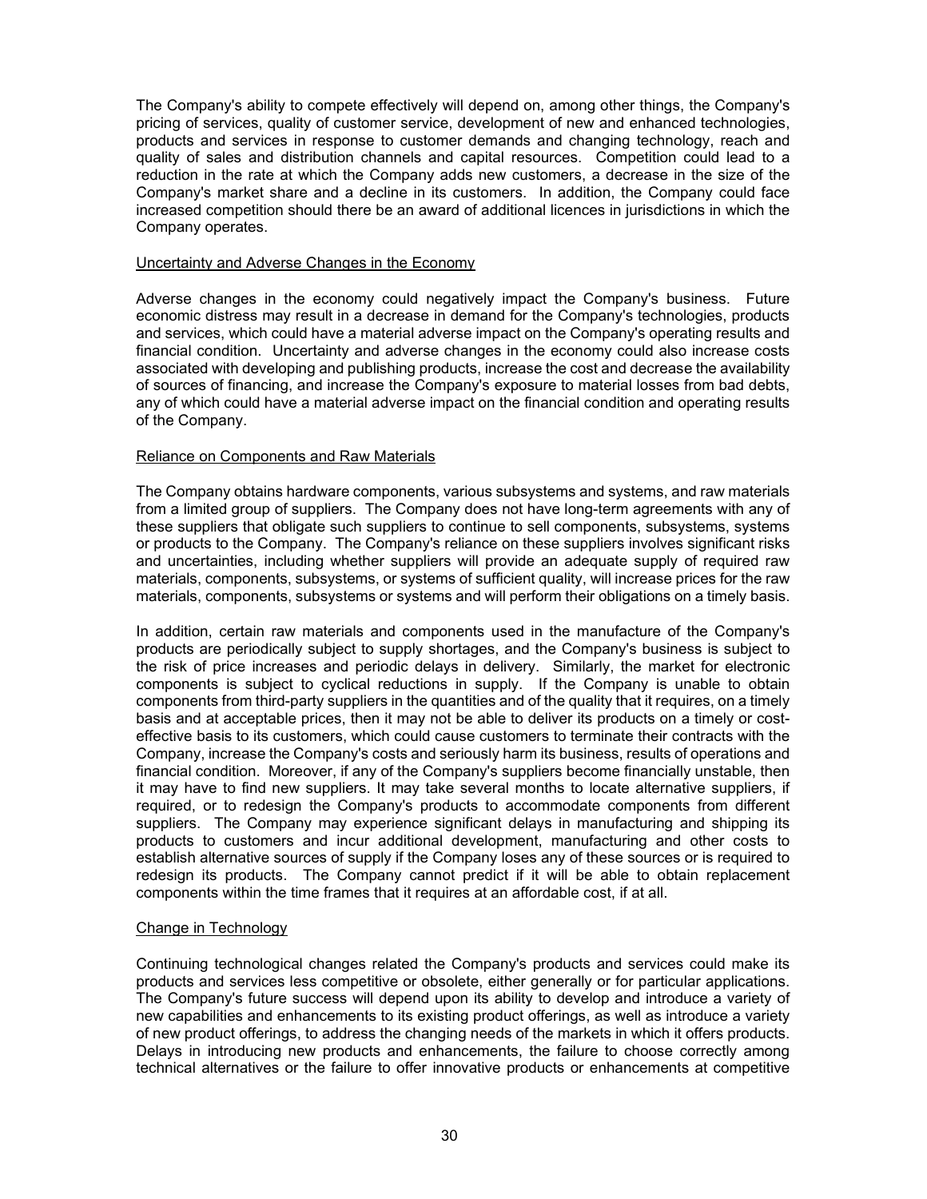The Company's ability to compete effectively will depend on, among other things, the Company's pricing of services, quality of customer service, development of new and enhanced technologies, products and services in response to customer demands and changing technology, reach and quality of sales and distribution channels and capital resources. Competition could lead to a reduction in the rate at which the Company adds new customers, a decrease in the size of the Company's market share and a decline in its customers. In addition, the Company could face increased competition should there be an award of additional licences in jurisdictions in which the Company operates.

### Uncertainty and Adverse Changes in the Economy

Adverse changes in the economy could negatively impact the Company's business. Future economic distress may result in a decrease in demand for the Company's technologies, products and services, which could have a material adverse impact on the Company's operating results and financial condition. Uncertainty and adverse changes in the economy could also increase costs associated with developing and publishing products, increase the cost and decrease the availability of sources of financing, and increase the Company's exposure to material losses from bad debts, any of which could have a material adverse impact on the financial condition and operating results of the Company.

### Reliance on Components and Raw Materials

The Company obtains hardware components, various subsystems and systems, and raw materials from a limited group of suppliers. The Company does not have long-term agreements with any of these suppliers that obligate such suppliers to continue to sell components, subsystems, systems or products to the Company. The Company's reliance on these suppliers involves significant risks and uncertainties, including whether suppliers will provide an adequate supply of required raw materials, components, subsystems, or systems of sufficient quality, will increase prices for the raw materials, components, subsystems or systems and will perform their obligations on a timely basis.

In addition, certain raw materials and components used in the manufacture of the Company's products are periodically subject to supply shortages, and the Company's business is subject to the risk of price increases and periodic delays in delivery. Similarly, the market for electronic components is subject to cyclical reductions in supply. If the Company is unable to obtain components from third-party suppliers in the quantities and of the quality that it requires, on a timely basis and at acceptable prices, then it may not be able to deliver its products on a timely or cost-effective basis to its customers, which could cause customers to terminate their contracts with the Company, increase the Company's costs and seriously harm its business, results of operations and financial condition. Moreover, if any of the Company's suppliers become financially unstable, then it may have to find new suppliers. It may take several months to locate alternative suppliers, if required, or to redesign the Company's products to accommodate components from different suppliers. The Company may experience significant delays in manufacturing and shipping its products to customers and incur additional development, manufacturing and other costs to establish alternative sources of supply if the Company loses any of these sources or is required to redesign its products. The Company cannot predict if it will be able to obtain replacement components within the time frames that it requires at an affordable cost, if at all.

### Change in Technology

Continuing technological changes related the Company's products and services could make its products and services less competitive or obsolete, either generally or for particular applications. The Company's future success will depend upon its ability to develop and introduce a variety of new capabilities and enhancements to its existing product offerings, as well as introduce a variety of new product offerings, to address the changing needs of the markets in which it offers products. Delays in introducing new products and enhancements, the failure to choose correctly among technical alternatives or the failure to offer innovative products or enhancements at competitive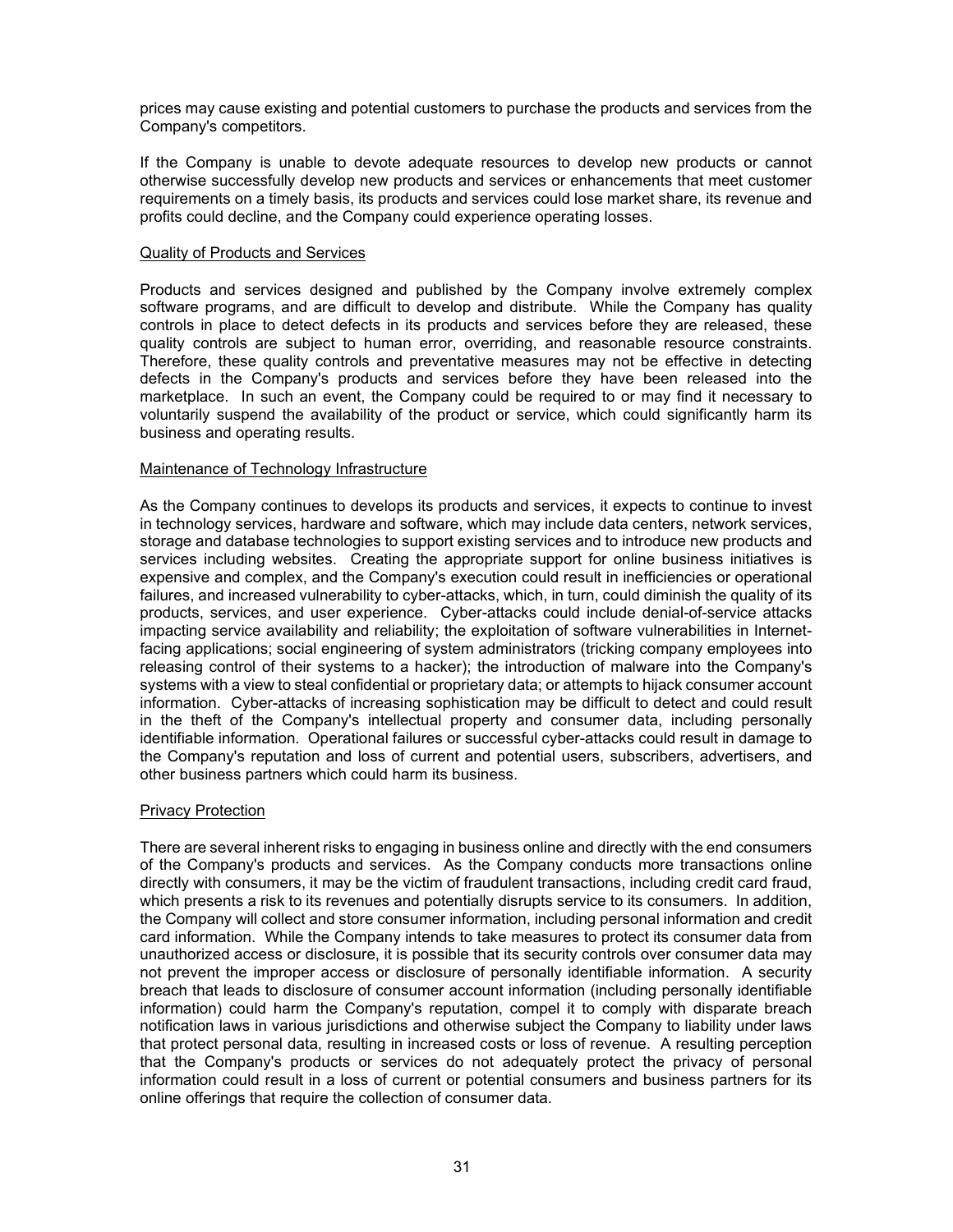prices may cause existing and potential customers to purchase the products and services from the Company's competitors.

If the Company is unable to devote adequate resources to develop new products or cannot otherwise successfully develop new products and services or enhancements that meet customer requirements on a timely basis, its products and services could lose market share, its revenue and profits could decline, and the Company could experience operating losses.

Quality of Products and Services

Products and services designed and published by the Company involve extremely complex software programs, and are difficult to develop and distribute. While the Company has quality controls in place to detect defects in its products and services before they are released, these quality controls are subject to human error, overriding, and reasonable resource constraints. Therefore, these quality controls and preventative measures may not be effective in detecting defects in the Company's products and services before they have been released into the marketplace. In such an event, the Company could be required to or may find it necessary to voluntarily suspend the availability of the product or service, which could significantly harm its business and operating results.

Maintenance of Technology Infrastructure

As the Company continues to develops its products and services, it expects to continue to invest in technology services, hardware and software, which may include data centers, network services, storage and database technologies to support existing services and to introduce new products and services including websites. Creating the appropriate support for online business initiatives is expensive and complex, and the Company's execution could result in inefficiencies or operational failures, and increased vulnerability to cyber-attacks, which, in turn, could diminish the quality of its products, services, and user experience. Cyber-attacks could include denial-of-service attacks impacting service availability and reliability; the exploitation of software vulnerabilities in Internet-facing applications; social engineering of system administrators (tricking company employees into releasing control of their systems to a hacker); the introduction of malware into the Company's systems with a view to steal confidential or proprietary data; or attempts to hijack consumer account information. Cyber-attacks of increasing sophistication may be difficult to detect and could result in the theft of the Company's intellectual property and consumer data, including personally identifiable information. Operational failures or successful cyber-attacks could result in damage to the Company's reputation and loss of current and potential users, subscribers, advertisers, and other business partners which could harm its business.

Privacy Protection

There are several inherent risks to engaging in business online and directly with the end consumers of the Company's products and services. As the Company conducts more transactions online directly with consumers, it may be the victim of fraudulent transactions, including credit card fraud, which presents a risk to its revenues and potentially disrupts service to its consumers. In addition, the Company will collect and store consumer information, including personal information and credit card information. While the Company intends to take measures to protect its consumer data from unauthorized access or disclosure, it is possible that its security controls over consumer data may not prevent the improper access or disclosure of personally identifiable information. A security breach that leads to disclosure of consumer account information (including personally identifiable information) could harm the Company's reputation, compel it to comply with disparate breach notification laws in various jurisdictions and otherwise subject the Company to liability under laws that protect personal data, resulting in increased costs or loss of revenue. A resulting perception that the Company's products or services do not adequately protect the privacy of personal information could result in a loss of current or potential consumers and business partners for its online offerings that require the collection of consumer data.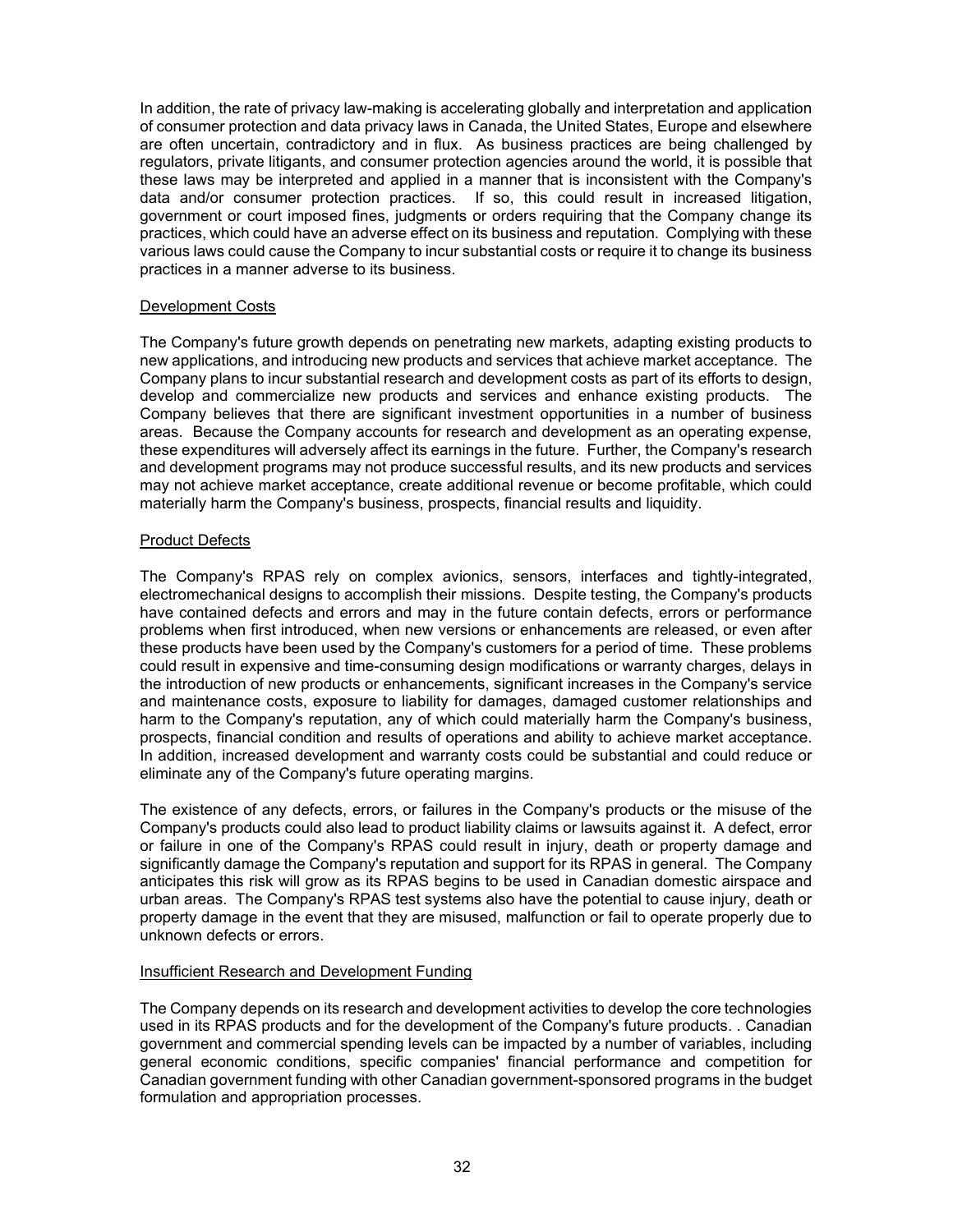In addition, the rate of privacy law-making is accelerating globally and interpretation and application of consumer protection and data privacy laws in Canada, the United States, Europe and elsewhere are often uncertain, contradictory and in flux. As business practices are being challenged by regulators, private litigants, and consumer protection agencies around the world, it is possible that these laws may be interpreted and applied in a manner that is inconsistent with the Company's data and/or consumer protection practices. If so, this could result in increased litigation, government or court imposed fines, judgments or orders requiring that the Company change its practices, which could have an adverse effect on its business and reputation. Complying with these various laws could cause the Company to incur substantial costs or require it to change its business practices in a manner adverse to its business.

Development Costs

The Company's future growth depends on penetrating new markets, adapting existing products to new applications, and introducing new products and services that achieve market acceptance. The Company plans to incur substantial research and development costs as part of its efforts to design, develop and commercialize new products and services and enhance existing products. The Company believes that there are significant investment opportunities in a number of business areas. Because the Company accounts for research and development as an operating expense, these expenditures will adversely affect its earnings in the future. Further, the Company's research and development programs may not produce successful results, and its new products and services may not achieve market acceptance, create additional revenue or become profitable, which could materially harm the Company's business, prospects, financial results and liquidity.

Product Defects

The Company's RPAS rely on complex avionics, sensors, interfaces and tightly-integrated, electromechanical designs to accomplish their missions. Despite testing, the Company's products have contained defects and errors and may in the future contain defects, errors or performance problems when first introduced, when new versions or enhancements are released, or even after these products have been used by the Company's customers for a period of time. These problems could result in expensive and time-consuming design modifications or warranty charges, delays in the introduction of new products or enhancements, significant increases in the Company's service and maintenance costs, exposure to liability for damages, damaged customer relationships and harm to the Company's reputation, any of which could materially harm the Company's business, prospects, financial condition and results of operations and ability to achieve market acceptance. In addition, increased development and warranty costs could be substantial and could reduce or eliminate any of the Company's future operating margins.

The existence of any defects, errors, or failures in the Company's products or the misuse of the Company's products could also lead to product liability claims or lawsuits against it. A defect, error or failure in one of the Company's RPAS could result in injury, death or property damage and significantly damage the Company's reputation and support for its RPAS in general. The Company anticipates this risk will grow as its RPAS begins to be used in Canadian domestic airspace and urban areas. The Company's RPAS test systems also have the potential to cause injury, death or property damage in the event that they are misused, malfunction or fail to operate properly due to unknown defects or errors.

Insufficient Research and Development Funding

The Company depends on its research and development activities to develop the core technologies used in its RPAS products and for the development of the Company's future products. . Canadian government and commercial spending levels can be impacted by a number of variables, including general economic conditions, specific companies' financial performance and competition for Canadian government funding with other Canadian government-sponsored programs in the budget formulation and appropriation processes.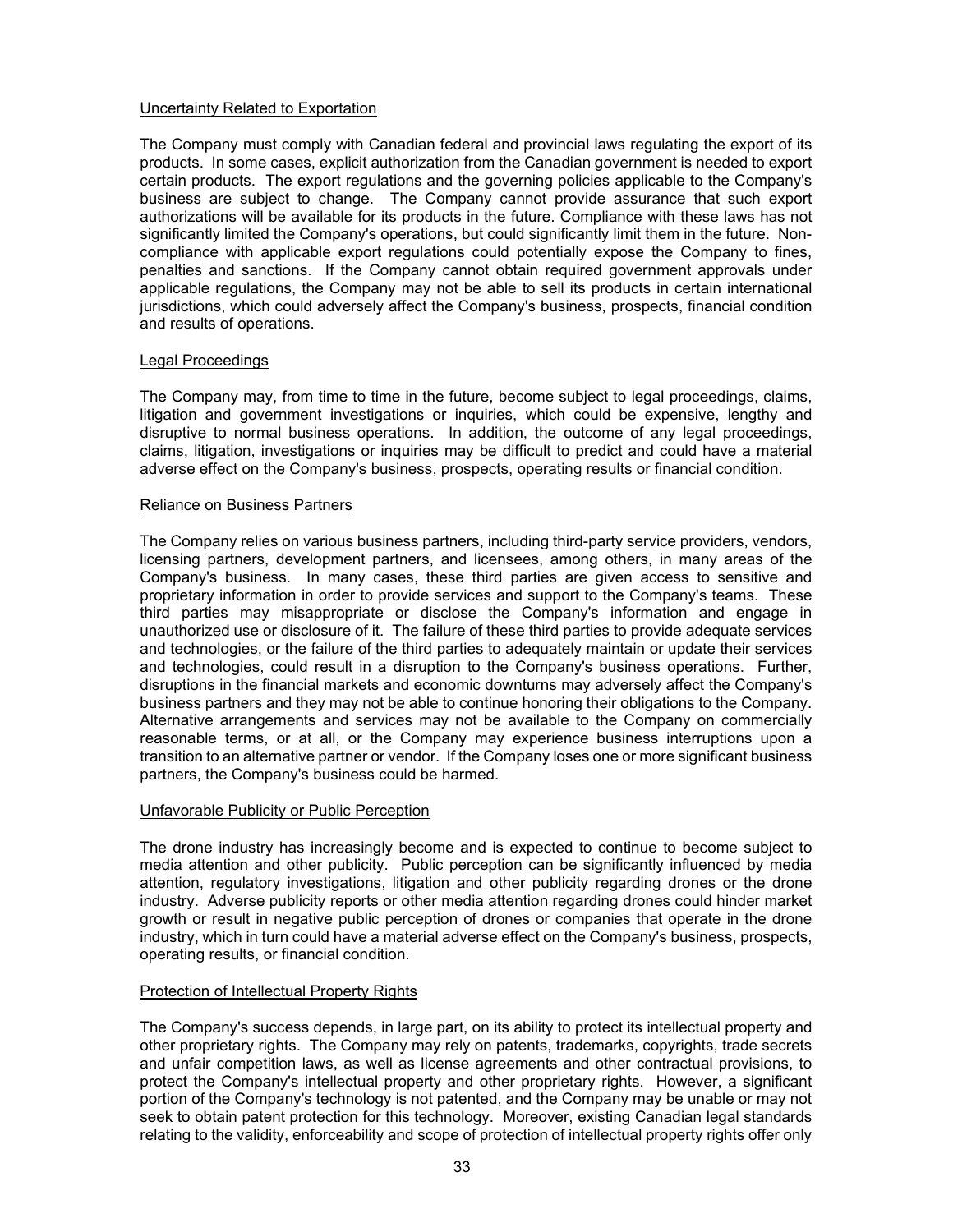Uncertainty Related to Exportation

The Company must comply with Canadian federal and provincial laws regulating the export of its products. In some cases, explicit authorization from the Canadian government is needed to export certain products. The export regulations and the governing policies applicable to the Company's business are subject to change. The Company cannot provide assurance that such export authorizations will be available for its products in the future. Compliance with these laws has not significantly limited the Company's operations, but could significantly limit them in the future. Non-compliance with applicable export regulations could potentially expose the Company to fines, penalties and sanctions. If the Company cannot obtain required government approvals under applicable regulations, the Company may not be able to sell its products in certain international jurisdictions, which could adversely affect the Company's business, prospects, financial condition and results of operations.

Legal Proceedings

The Company may, from time to time in the future, become subject to legal proceedings, claims, litigation and government investigations or inquiries, which could be expensive, lengthy and disruptive to normal business operations. In addition, the outcome of any legal proceedings, claims, litigation, investigations or inquiries may be difficult to predict and could have a material adverse effect on the Company's business, prospects, operating results or financial condition.

Reliance on Business Partners

The Company relies on various business partners, including third-party service providers, vendors, licensing partners, development partners, and licensees, among others, in many areas of the Company's business. In many cases, these third parties are given access to sensitive and proprietary information in order to provide services and support to the Company's teams. These third parties may misappropriate or disclose the Company's information and engage in unauthorized use or disclosure of it. The failure of these third parties to provide adequate services and technologies, or the failure of the third parties to adequately maintain or update their services and technologies, could result in a disruption to the Company's business operations. Further, disruptions in the financial markets and economic downturns may adversely affect the Company's business partners and they may not be able to continue honoring their obligations to the Company. Alternative arrangements and services may not be available to the Company on commercially reasonable terms, or at all, or the Company may experience business interruptions upon a transition to an alternative partner or vendor. If the Company loses one or more significant business partners, the Company's business could be harmed.

Unfavorable Publicity or Public Perception

The drone industry has increasingly become and is expected to continue to become subject to media attention and other publicity. Public perception can be significantly influenced by media attention, regulatory investigations, litigation and other publicity regarding drones or the drone industry. Adverse publicity reports or other media attention regarding drones could hinder market growth or result in negative public perception of drones or companies that operate in the drone industry, which in turn could have a material adverse effect on the Company's business, prospects, operating results, or financial condition.

Protection of Intellectual Property Rights

The Company's success depends, in large part, on its ability to protect its intellectual property and other proprietary rights. The Company may rely on patents, trademarks, copyrights, trade secrets and unfair competition laws, as well as license agreements and other contractual provisions, to protect the Company's intellectual property and other proprietary rights. However, a significant portion of the Company's technology is not patented, and the Company may be unable or may not seek to obtain patent protection for this technology. Moreover, existing Canadian legal standards relating to the validity, enforceability and scope of protection of intellectual property rights offer only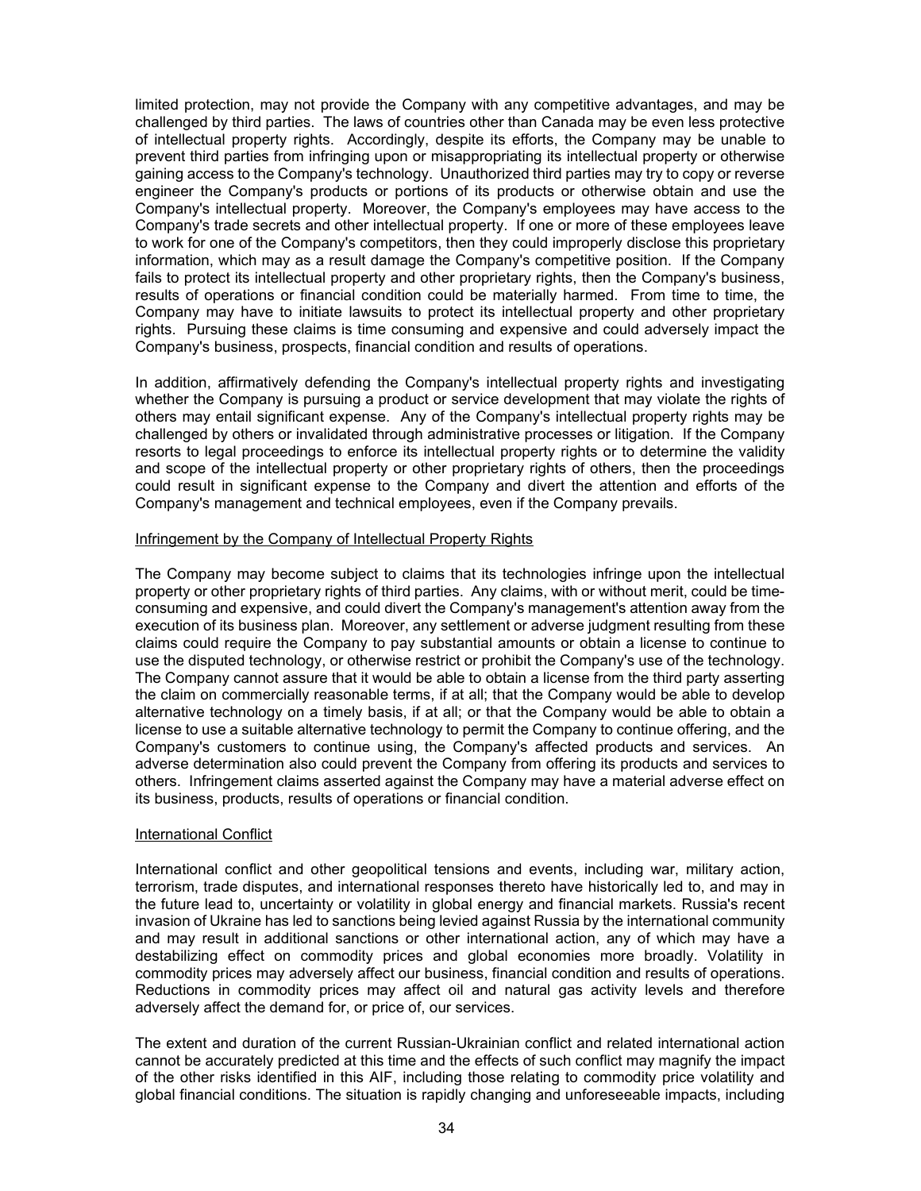limited protection, may not provide the Company with any competitive advantages, and may be challenged by third parties. The laws of countries other than Canada may be even less protective of intellectual property rights. Accordingly, despite its efforts, the Company may be unable to prevent third parties from infringing upon or misappropriating its intellectual property or otherwise gaining access to the Company's technology. Unauthorized third parties may try to copy or reverse engineer the Company's products or portions of its products or otherwise obtain and use the Company's intellectual property. Moreover, the Company's employees may have access to the Company's trade secrets and other intellectual property. If one or more of these employees leave to work for one of the Company's competitors, then they could improperly disclose this proprietary information, which may as a result damage the Company's competitive position. If the Company fails to protect its intellectual property and other proprietary rights, then the Company's business, results of operations or financial condition could be materially harmed. From time to time, the Company may have to initiate lawsuits to protect its intellectual property and other proprietary rights. Pursuing these claims is time consuming and expensive and could adversely impact the Company's business, prospects, financial condition and results of operations.

In addition, affirmatively defending the Company's intellectual property rights and investigating whether the Company is pursuing a product or service development that may violate the rights of others may entail significant expense. Any of the Company's intellectual property rights may be challenged by others or invalidated through administrative processes or litigation. If the Company resorts to legal proceedings to enforce its intellectual property rights or to determine the validity and scope of the intellectual property or other proprietary rights of others, then the proceedings could result in significant expense to the Company and divert the attention and efforts of the Company's management and technical employees, even if the Company prevails.

Infringement by the Company of Intellectual Property Rights

The Company may become subject to claims that its technologies infringe upon the intellectual property or other proprietary rights of third parties. Any claims, with or without merit, could be time-consuming and expensive, and could divert the Company's management's attention away from the execution of its business plan. Moreover, any settlement or adverse judgment resulting from these claims could require the Company to pay substantial amounts or obtain a license to continue to use the disputed technology, or otherwise restrict or prohibit the Company's use of the technology. The Company cannot assure that it would be able to obtain a license from the third party asserting the claim on commercially reasonable terms, if at all; that the Company would be able to develop alternative technology on a timely basis, if at all; or that the Company would be able to obtain a license to use a suitable alternative technology to permit the Company to continue offering, and the Company's customers to continue using, the Company's affected products and services. An adverse determination also could prevent the Company from offering its products and services to others. Infringement claims asserted against the Company may have a material adverse effect on its business, products, results of operations or financial condition.

International Conflict

International conflict and other geopolitical tensions and events, including war, military action, terrorism, trade disputes, and international responses thereto have historically led to, and may in the future lead to, uncertainty or volatility in global energy and financial markets. Russia's recent invasion of Ukraine has led to sanctions being levied against Russia by the international community and may result in additional sanctions or other international action, any of which may have a destabilizing effect on commodity prices and global economies more broadly. Volatility in commodity prices may adversely affect our business, financial condition and results of operations. Reductions in commodity prices may affect oil and natural gas activity levels and therefore adversely affect the demand for, or price of, our services.

The extent and duration of the current Russian-Ukrainian conflict and related international action cannot be accurately predicted at this time and the effects of such conflict may magnify the impact of the other risks identified in this AIF, including those relating to commodity price volatility and global financial conditions. The situation is rapidly changing and unforeseeable impacts, including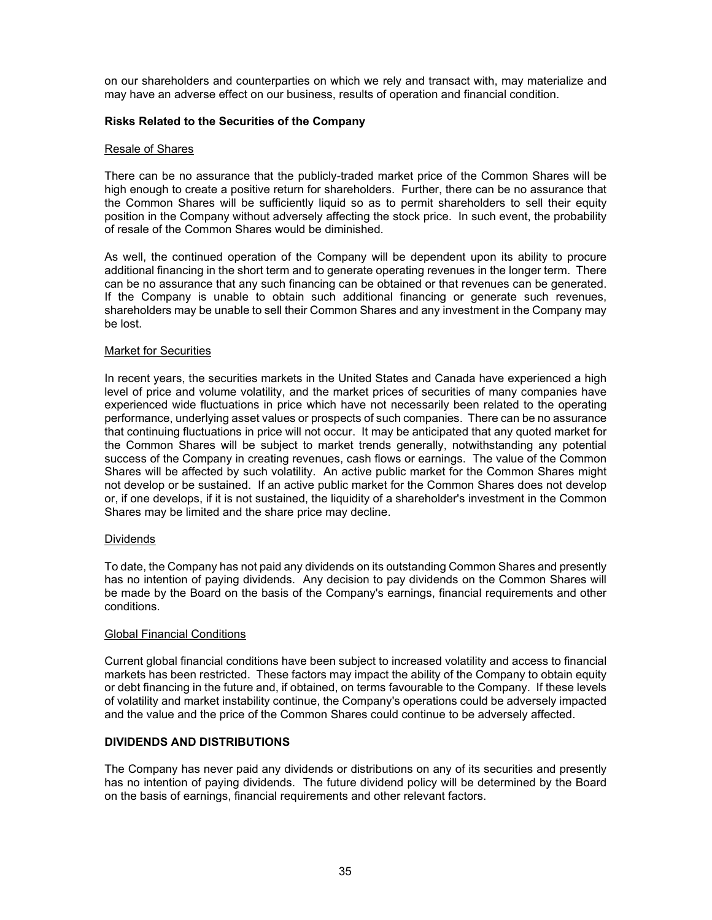on our shareholders and counterparties on which we rely and transact with, may materialize and may have an adverse effect on our business, results of operation and financial condition.

**Risks Related to the Securities of the Company**

Resale of Shares

There can be no assurance that the publicly-traded market price of the Common Shares will be high enough to create a positive return for shareholders. Further, there can be no assurance that the Common Shares will be sufficiently liquid so as to permit shareholders to sell their equity position in the Company without adversely affecting the stock price. In such event, the probability of resale of the Common Shares would be diminished.

As well, the continued operation of the Company will be dependent upon its ability to procure additional financing in the short term and to generate operating revenues in the longer term. There can be no assurance that any such financing can be obtained or that revenues can be generated. If the Company is unable to obtain such additional financing or generate such revenues, shareholders may be unable to sell their Common Shares and any investment in the Company may be lost.

Market for Securities

In recent years, the securities markets in the United States and Canada have experienced a high level of price and volume volatility, and the market prices of securities of many companies have experienced wide fluctuations in price which have not necessarily been related to the operating performance, underlying asset values or prospects of such companies. There can be no assurance that continuing fluctuations in price will not occur. It may be anticipated that any quoted market for the Common Shares will be subject to market trends generally, notwithstanding any potential success of the Company in creating revenues, cash flows or earnings. The value of the Common Shares will be affected by such volatility. An active public market for the Common Shares might not develop or be sustained. If an active public market for the Common Shares does not develop or, if one develops, if it is not sustained, the liquidity of a shareholder's investment in the Common Shares may be limited and the share price may decline.

Dividends

To date, the Company has not paid any dividends on its outstanding Common Shares and presently has no intention of paying dividends. Any decision to pay dividends on the Common Shares will be made by the Board on the basis of the Company's earnings, financial requirements and other conditions.

Global Financial Conditions

Current global financial conditions have been subject to increased volatility and access to financial markets has been restricted. These factors may impact the ability of the Company to obtain equity or debt financing in the future and, if obtained, on terms favourable to the Company. If these levels of volatility and market instability continue, the Company's operations could be adversely impacted and the value and the price of the Common Shares could continue to be adversely affected.

## DIVIDENDS AND DISTRIBUTIONS

The Company has never paid any dividends or distributions on any of its securities and presently has no intention of paying dividends. The future dividend policy will be determined by the Board on the basis of earnings, financial requirements and other relevant factors.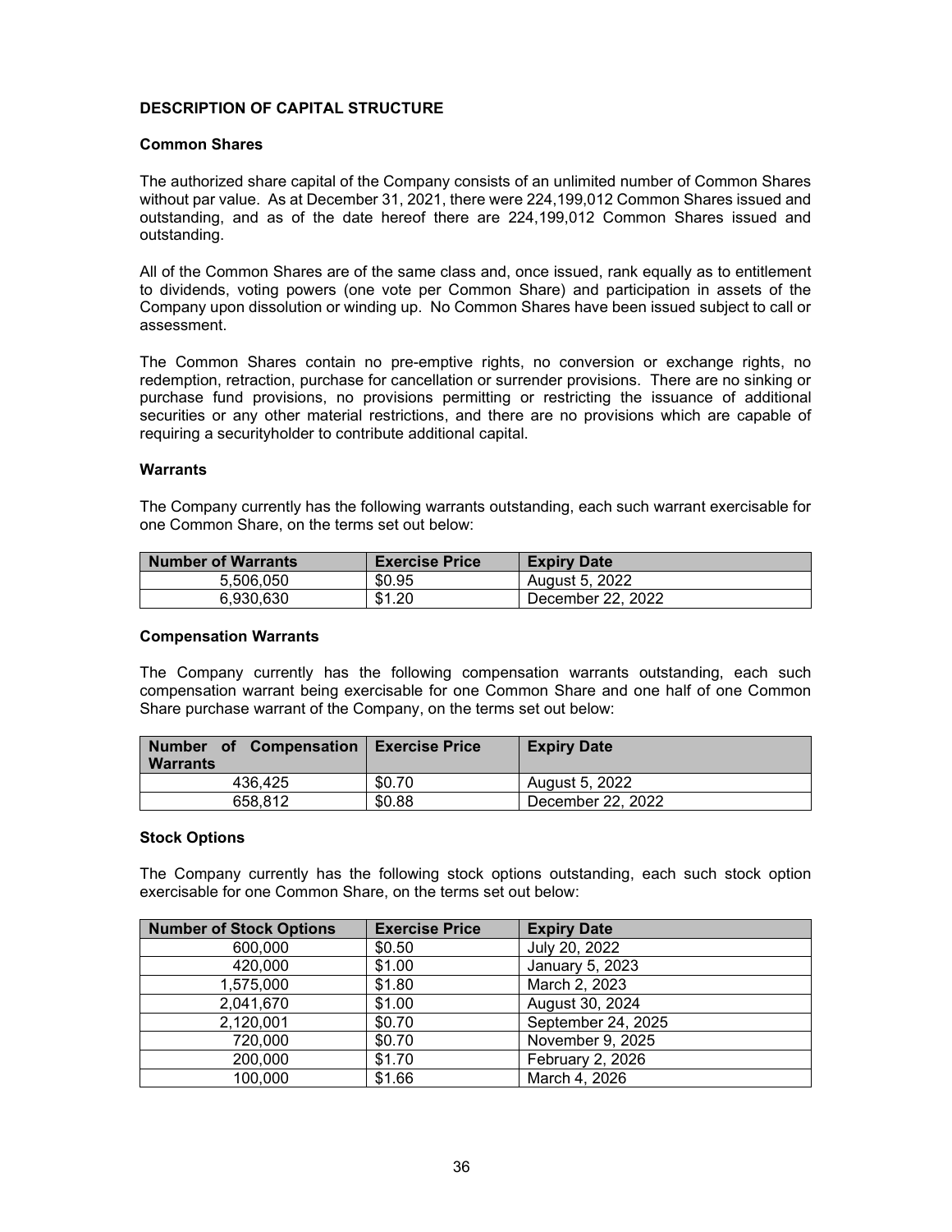## DESCRIPTION OF CAPITAL STRUCTURE

### Common Shares

The authorized share capital of the Company consists of an unlimited number of Common Shares without par value. As at December 31, 2021, there were 224,199,012 Common Shares issued and outstanding, and as of the date hereof there are 224,199,012 Common Shares issued and outstanding.

All of the Common Shares are of the same class and, once issued, rank equally as to entitlement to dividends, voting powers (one vote per Common Share) and participation in assets of the Company upon dissolution or winding up. No Common Shares have been issued subject to call or assessment.

The Common Shares contain no pre-emptive rights, no conversion or exchange rights, no redemption, retraction, purchase for cancellation or surrender provisions. There are no sinking or purchase fund provisions, no provisions permitting or restricting the issuance of additional securities or any other material restrictions, and there are no provisions which are capable of requiring a securityholder to contribute additional capital.

### Warrants

The Company currently has the following warrants outstanding, each such warrant exercisable for one Common Share, on the terms set out below:

| Number of Warrants | Exercise Price | Expiry Date |
|---|---|---|
| 5,506,050 | $0.95 | August 5, 2022 |
| 6,930,630 | $1.20 | December 22, 2022 |

### Compensation Warrants

The Company currently has the following compensation warrants outstanding, each such compensation warrant being exercisable for one Common Share and one half of one Common Share purchase warrant of the Company, on the terms set out below:

| Number of Compensation Warrants | Exercise Price | Expiry Date |
|---|---|---|
| 436,425 | $0.70 | August 5, 2022 |
| 658,812 | $0.88 | December 22, 2022 |

### Stock Options

The Company currently has the following stock options outstanding, each such stock option exercisable for one Common Share, on the terms set out below:

| Number of Stock Options | Exercise Price | Expiry Date |
|---|---|---|
| 600,000 | $0.50 | July 20, 2022 |
| 420,000 | $1.00 | January 5, 2023 |
| 1,575,000 | $1.80 | March 2, 2023 |
| 2,041,670 | $1.00 | August 30, 2024 |
| 2,120,001 | $0.70 | September 24, 2025 |
| 720,000 | $0.70 | November 9, 2025 |
| 200,000 | $1.70 | February 2, 2026 |
| 100,000 | $1.66 | March 4, 2026 |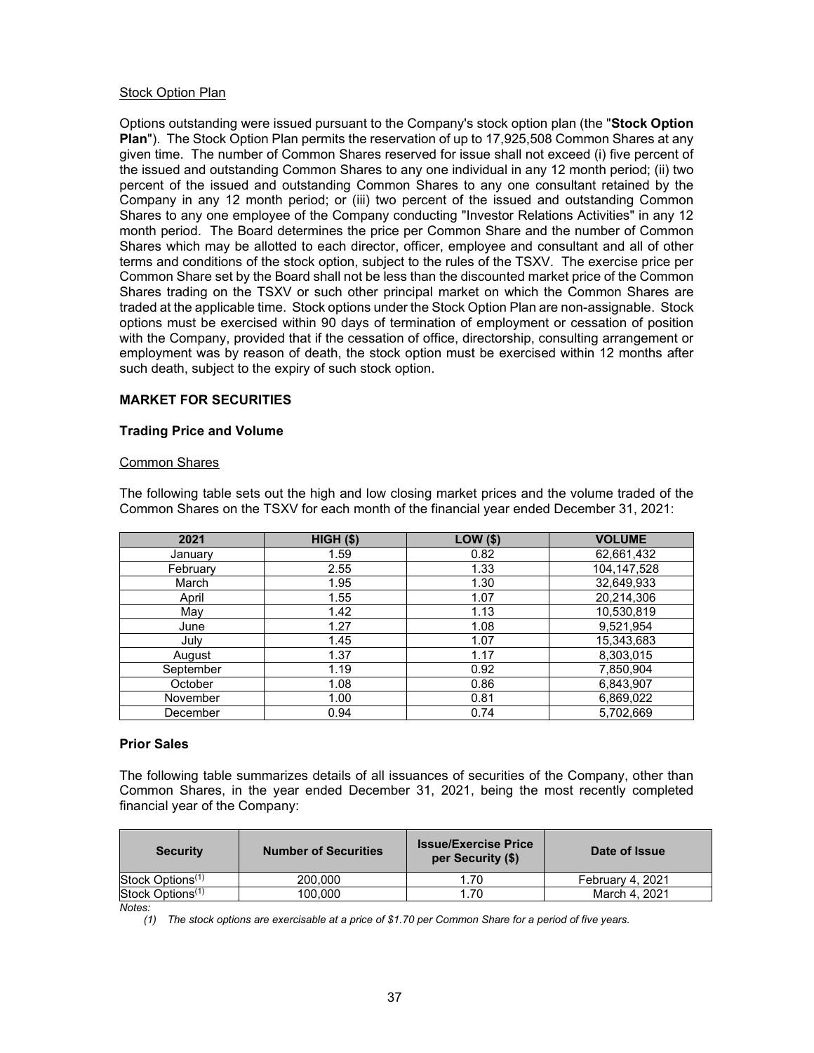Stock Option Plan

Options outstanding were issued pursuant to the Company's stock option plan (the "**Stock Option Plan**"). The Stock Option Plan permits the reservation of up to 17,925,508 Common Shares at any given time. The number of Common Shares reserved for issue shall not exceed (i) five percent of the issued and outstanding Common Shares to any one individual in any 12 month period; (ii) two percent of the issued and outstanding Common Shares to any one consultant retained by the Company in any 12 month period; or (iii) two percent of the issued and outstanding Common Shares to any one employee of the Company conducting "Investor Relations Activities" in any 12 month period. The Board determines the price per Common Share and the number of Common Shares which may be allotted to each director, officer, employee and consultant and all of other terms and conditions of the stock option, subject to the rules of the TSXV. The exercise price per Common Share set by the Board shall not be less than the discounted market price of the Common Shares trading on the TSXV or such other principal market on which the Common Shares are traded at the applicable time. Stock options under the Stock Option Plan are non-assignable. Stock options must be exercised within 90 days of termination of employment or cessation of position with the Company, provided that if the cessation of office, directorship, consulting arrangement or employment was by reason of death, the stock option must be exercised within 12 months after such death, subject to the expiry of such stock option.

## MARKET FOR SECURITIES

### Trading Price and Volume

Common Shares

The following table sets out the high and low closing market prices and the volume traded of the Common Shares on the TSXV for each month of the financial year ended December 31, 2021:

| 2021 | HIGH ($) | LOW ($) | VOLUME |
|---|---|---|---|
| January | 1.59 | 0.82 | 62,661,432 |
| February | 2.55 | 1.33 | 104,147,528 |
| March | 1.95 | 1.30 | 32,649,933 |
| April | 1.55 | 1.07 | 20,214,306 |
| May | 1.42 | 1.13 | 10,530,819 |
| June | 1.27 | 1.08 | 9,521,954 |
| July | 1.45 | 1.07 | 15,343,683 |
| August | 1.37 | 1.17 | 8,303,015 |
| September | 1.19 | 0.92 | 7,850,904 |
| October | 1.08 | 0.86 | 6,843,907 |
| November | 1.00 | 0.81 | 6,869,022 |
| December | 0.94 | 0.74 | 5,702,669 |

### Prior Sales

The following table summarizes details of all issuances of securities of the Company, other than Common Shares, in the year ended December 31, 2021, being the most recently completed financial year of the Company:

| Security | Number of Securities | Issue/Exercise Price per Security ($) | Date of Issue |
|---|---|---|---|
| Stock Options(1) | 200,000 | 1.70 | February 4, 2021 |
| Stock Options(1) | 100,000 | 1.70 | March 4, 2021 |

*Notes:*

*(1) The stock options are exercisable at a price of $1.70 per Common Share for a period of five years.*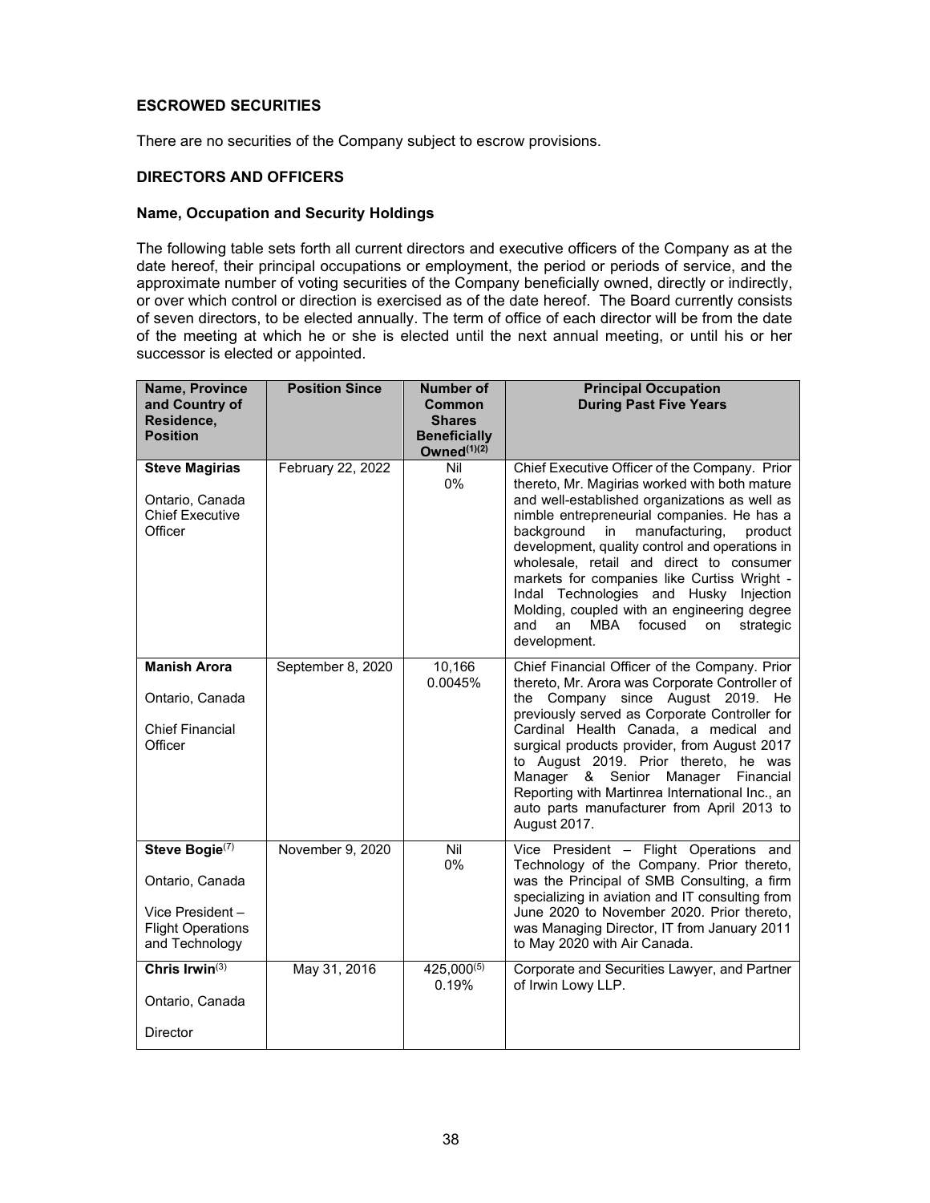## ESCROWED SECURITIES

There are no securities of the Company subject to escrow provisions.

## DIRECTORS AND OFFICERS

### Name, Occupation and Security Holdings

The following table sets forth all current directors and executive officers of the Company as at the date hereof, their principal occupations or employment, the period or periods of service, and the approximate number of voting securities of the Company beneficially owned, directly or indirectly, or over which control or direction is exercised as of the date hereof. The Board currently consists of seven directors, to be elected annually. The term of office of each director will be from the date of the meeting at which he or she is elected until the next annual meeting, or until his or her successor is elected or appointed.

| Name, Province and Country of Residence, Position | Position Since | Number of Common Shares Beneficially Owned(1)(2) | Principal Occupation During Past Five Years |
|---|---|---|---|
| **Steve Magirias**<br><br>Ontario, Canada<br>Chief Executive Officer | February 22, 2022 | Nil<br>0% | Chief Executive Officer of the Company. Prior thereto, Mr. Magirias worked with both mature and well-established organizations as well as nimble entrepreneurial companies. He has a background in manufacturing, product development, quality control and operations in wholesale, retail and direct to consumer markets for companies like Curtiss Wright - Indal Technologies and Husky Injection Molding, coupled with an engineering degree and an MBA focused on strategic development. |
| **Manish Arora**<br><br>Ontario, Canada<br><br>Chief Financial Officer | September 8, 2020 | 10,166<br>0.0045% | Chief Financial Officer of the Company. Prior thereto, Mr. Arora was Corporate Controller of the Company since August 2019. He previously served as Corporate Controller for Cardinal Health Canada, a medical and surgical products provider, from August 2017 to August 2019. Prior thereto, he was Manager & Senior Manager Financial Reporting with Martinrea International Inc., an auto parts manufacturer from April 2013 to August 2017. |
| **Steve Bogie**(7)<br><br>Ontario, Canada<br><br>Vice President – Flight Operations and Technology | November 9, 2020 | Nil<br>0% | Vice President – Flight Operations and Technology of the Company. Prior thereto, was the Principal of SMB Consulting, a firm specializing in aviation and IT consulting from June 2020 to November 2020. Prior thereto, was Managing Director, IT from January 2011 to May 2020 with Air Canada. |
| **Chris Irwin**(3)<br><br>Ontario, Canada<br><br>Director | May 31, 2016 | 425,000(5)<br>0.19% | Corporate and Securities Lawyer, and Partner of Irwin Lowy LLP. |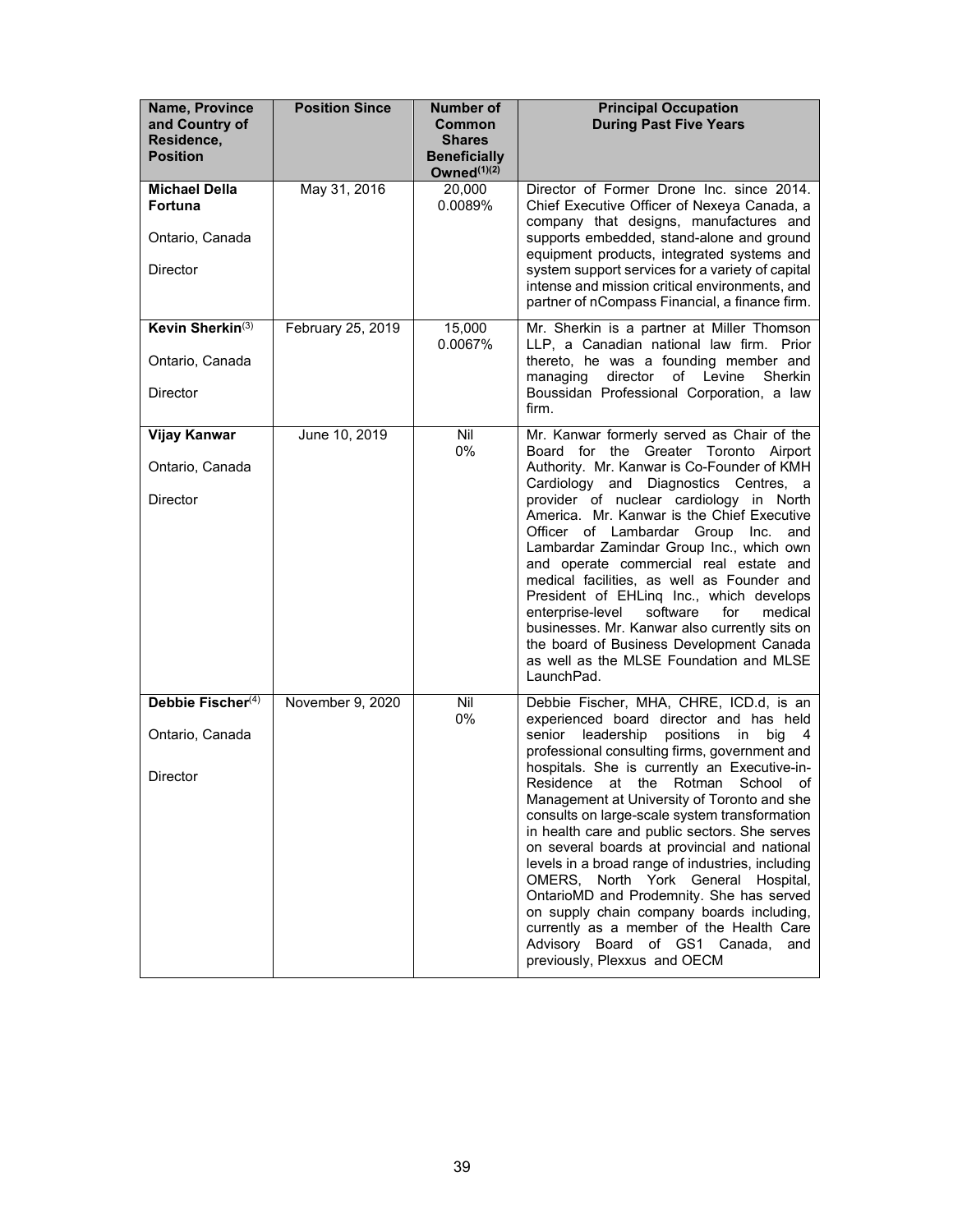| Name, Province and Country of Residence, Position | Position Since | Number of Common Shares Beneficially Owned[(1)(2)] | Principal Occupation During Past Five Years |
| --- | --- | --- | --- |
| **Michael Della Fortuna**<br><br>Ontario, Canada<br><br>Director | May 31, 2016 | 20,000<br>0.0089% | Director of Former Drone Inc. since 2014. Chief Executive Officer of Nexeya Canada, a company that designs, manufactures and supports embedded, stand-alone and ground equipment products, integrated systems and system support services for a variety of capital intense and mission critical environments, and partner of nCompass Financial, a finance firm. |
| **Kevin Sherkin**[(3)]<br><br>Ontario, Canada<br><br>Director | February 25, 2019 | 15,000<br>0.0067% | Mr. Sherkin is a partner at Miller Thomson LLP, a Canadian national law firm. Prior thereto, he was a founding member and managing director of Levine Sherkin Boussidan Professional Corporation, a law firm. |
| **Vijay Kanwar**<br><br>Ontario, Canada<br><br>Director | June 10, 2019 | Nil<br>0% | Mr. Kanwar formerly served as Chair of the Board for the Greater Toronto Airport Authority. Mr. Kanwar is Co-Founder of KMH Cardiology and Diagnostics Centres, a provider of nuclear cardiology in North America. Mr. Kanwar is the Chief Executive Officer of Lambardar Group Inc. and Lambardar Zamindar Group Inc., which own and operate commercial real estate and medical facilities, as well as Founder and President of EHLinq Inc., which develops enterprise-level software for medical businesses. Mr. Kanwar also currently sits on the board of Business Development Canada as well as the MLSE Foundation and MLSE LaunchPad. |
| **Debbie Fischer**[(4)]<br><br>Ontario, Canada<br><br>Director | November 9, 2020 | Nil<br>0% | Debbie Fischer, MHA, CHRE, ICD.d, is an experienced board director and has held senior leadership positions in big 4 professional consulting firms, government and hospitals. She is currently an Executive-in-Residence at the Rotman School of Management at University of Toronto and she consults on large-scale system transformation in health care and public sectors. She serves on several boards at provincial and national levels in a broad range of industries, including OMERS, North York General Hospital, OntarioMD and Prodemnity. She has served on supply chain company boards including, currently as a member of the Health Care Advisory Board of GS1 Canada, and previously, Plexxus and OECM |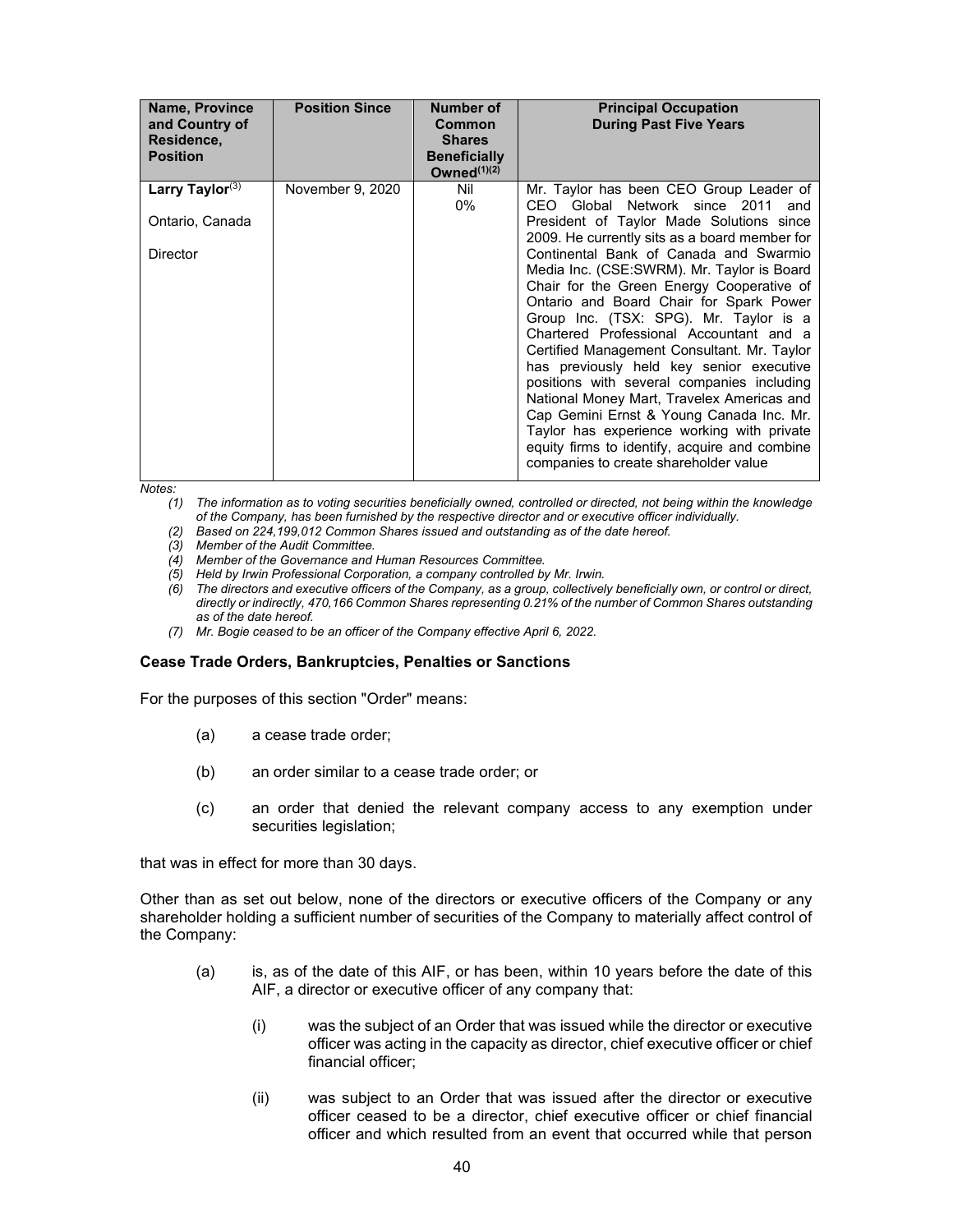| Name, Province and Country of Residence, Position | Position Since | Number of Common Shares Beneficially Owned[(1)(2)] | Principal Occupation During Past Five Years |
|---|---|---|---|
| **Larry Taylor**[(3)]<br><br>Ontario, Canada<br><br>Director | November 9, 2020 | Nil<br>0% | Mr. Taylor has been CEO Group Leader of CEO Global Network since 2011 and President of Taylor Made Solutions since 2009. He currently sits as a board member for Continental Bank of Canada and Swarmio Media Inc. (CSE:SWRM). Mr. Taylor is Board Chair for the Green Energy Cooperative of Ontario and Board Chair for Spark Power Group Inc. (TSX: SPG). Mr. Taylor is a Chartered Professional Accountant and a Certified Management Consultant. Mr. Taylor has previously held key senior executive positions with several companies including National Money Mart, Travelex Americas and Cap Gemini Ernst & Young Canada Inc. Mr. Taylor has experience working with private equity firms to identify, acquire and combine companies to create shareholder value |

*Notes:*

*(1) The information as to voting securities beneficially owned, controlled or directed, not being within the knowledge of the Company, has been furnished by the respective director and or executive officer individually.*

*(2) Based on 224,199,012 Common Shares issued and outstanding as of the date hereof.*

*(3) Member of the Audit Committee.*

*(4) Member of the Governance and Human Resources Committee.*

*(5) Held by Irwin Professional Corporation, a company controlled by Mr. Irwin.*

*(6) The directors and executive officers of the Company, as a group, collectively beneficially own, or control or direct, directly or indirectly, 470,166 Common Shares representing 0.21% of the number of Common Shares outstanding as of the date hereof.*

*(7) Mr. Bogie ceased to be an officer of the Company effective April 6, 2022.*

### Cease Trade Orders, Bankruptcies, Penalties or Sanctions

For the purposes of this section "Order" means:

(a) a cease trade order;

(b) an order similar to a cease trade order; or

(c) an order that denied the relevant company access to any exemption under securities legislation;

that was in effect for more than 30 days.

Other than as set out below, none of the directors or executive officers of the Company or any shareholder holding a sufficient number of securities of the Company to materially affect control of the Company:

(a) is, as of the date of this AIF, or has been, within 10 years before the date of this AIF, a director or executive officer of any company that:

(i) was the subject of an Order that was issued while the director or executive officer was acting in the capacity as director, chief executive officer or chief financial officer;

(ii) was subject to an Order that was issued after the director or executive officer ceased to be a director, chief executive officer or chief financial officer and which resulted from an event that occurred while that person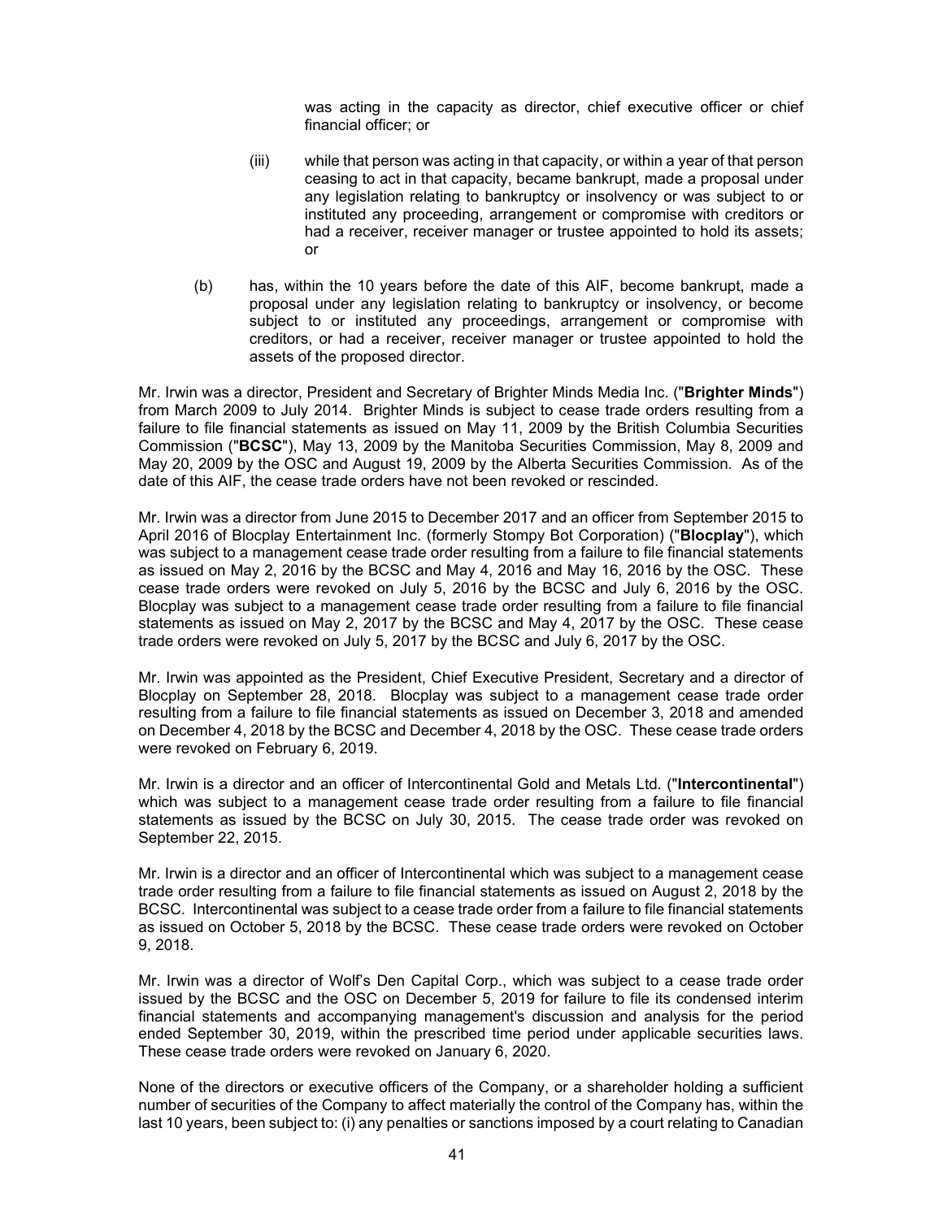was acting in the capacity as director, chief executive officer or chief financial officer; or

(iii) while that person was acting in that capacity, or within a year of that person ceasing to act in that capacity, became bankrupt, made a proposal under any legislation relating to bankruptcy or insolvency or was subject to or instituted any proceeding, arrangement or compromise with creditors or had a receiver, receiver manager or trustee appointed to hold its assets; or

(b) has, within the 10 years before the date of this AIF, become bankrupt, made a proposal under any legislation relating to bankruptcy or insolvency, or become subject to or instituted any proceedings, arrangement or compromise with creditors, or had a receiver, receiver manager or trustee appointed to hold the assets of the proposed director.

Mr. Irwin was a director, President and Secretary of Brighter Minds Media Inc. ("**Brighter Minds**") from March 2009 to July 2014. Brighter Minds is subject to cease trade orders resulting from a failure to file financial statements as issued on May 11, 2009 by the British Columbia Securities Commission ("**BCSC**"), May 13, 2009 by the Manitoba Securities Commission, May 8, 2009 and May 20, 2009 by the OSC and August 19, 2009 by the Alberta Securities Commission. As of the date of this AIF, the cease trade orders have not been revoked or rescinded.

Mr. Irwin was a director from June 2015 to December 2017 and an officer from September 2015 to April 2016 of Blocplay Entertainment Inc. (formerly Stompy Bot Corporation) ("**Blocplay**"), which was subject to a management cease trade order resulting from a failure to file financial statements as issued on May 2, 2016 by the BCSC and May 4, 2016 and May 16, 2016 by the OSC. These cease trade orders were revoked on July 5, 2016 by the BCSC and July 6, 2016 by the OSC. Blocplay was subject to a management cease trade order resulting from a failure to file financial statements as issued on May 2, 2017 by the BCSC and May 4, 2017 by the OSC. These cease trade orders were revoked on July 5, 2017 by the BCSC and July 6, 2017 by the OSC.

Mr. Irwin was appointed as the President, Chief Executive President, Secretary and a director of Blocplay on September 28, 2018. Blocplay was subject to a management cease trade order resulting from a failure to file financial statements as issued on December 3, 2018 and amended on December 4, 2018 by the BCSC and December 4, 2018 by the OSC. These cease trade orders were revoked on February 6, 2019.

Mr. Irwin is a director and an officer of Intercontinental Gold and Metals Ltd. ("**Intercontinental**") which was subject to a management cease trade order resulting from a failure to file financial statements as issued by the BCSC on July 30, 2015. The cease trade order was revoked on September 22, 2015.

Mr. Irwin is a director and an officer of Intercontinental which was subject to a management cease trade order resulting from a failure to file financial statements as issued on August 2, 2018 by the BCSC. Intercontinental was subject to a cease trade order from a failure to file financial statements as issued on October 5, 2018 by the BCSC. These cease trade orders were revoked on October 9, 2018.

Mr. Irwin was a director of Wolf's Den Capital Corp., which was subject to a cease trade order issued by the BCSC and the OSC on December 5, 2019 for failure to file its condensed interim financial statements and accompanying management's discussion and analysis for the period ended September 30, 2019, within the prescribed time period under applicable securities laws. These cease trade orders were revoked on January 6, 2020.

None of the directors or executive officers of the Company, or a shareholder holding a sufficient number of securities of the Company to affect materially the control of the Company has, within the last 10 years, been subject to: (i) any penalties or sanctions imposed by a court relating to Canadian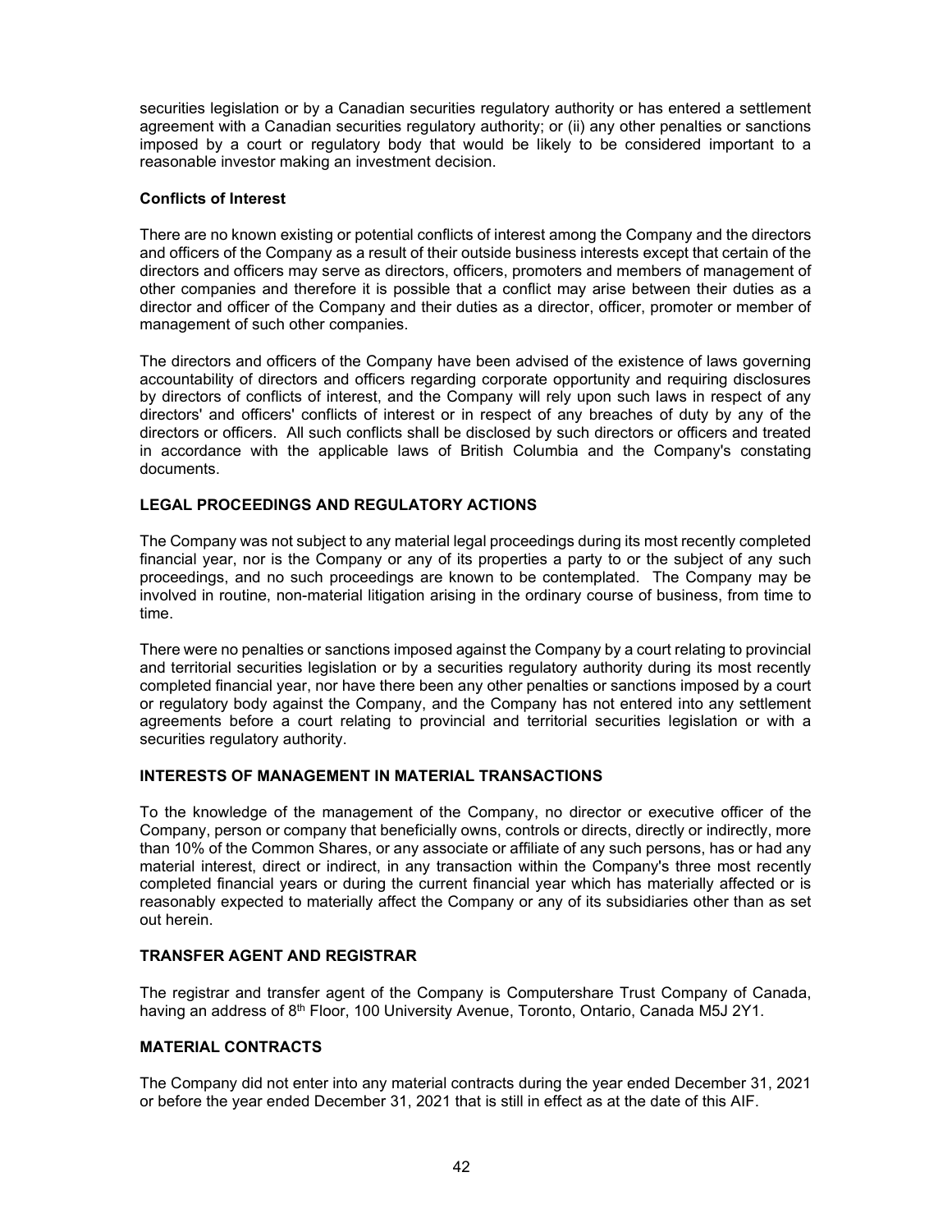securities legislation or by a Canadian securities regulatory authority or has entered a settlement agreement with a Canadian securities regulatory authority; or (ii) any other penalties or sanctions imposed by a court or regulatory body that would be likely to be considered important to a reasonable investor making an investment decision.

### Conflicts of Interest

There are no known existing or potential conflicts of interest among the Company and the directors and officers of the Company as a result of their outside business interests except that certain of the directors and officers may serve as directors, officers, promoters and members of management of other companies and therefore it is possible that a conflict may arise between their duties as a director and officer of the Company and their duties as a director, officer, promoter or member of management of such other companies.

The directors and officers of the Company have been advised of the existence of laws governing accountability of directors and officers regarding corporate opportunity and requiring disclosures by directors of conflicts of interest, and the Company will rely upon such laws in respect of any directors' and officers' conflicts of interest or in respect of any breaches of duty by any of the directors or officers. All such conflicts shall be disclosed by such directors or officers and treated in accordance with the applicable laws of British Columbia and the Company's constating documents.

## LEGAL PROCEEDINGS AND REGULATORY ACTIONS

The Company was not subject to any material legal proceedings during its most recently completed financial year, nor is the Company or any of its properties a party to or the subject of any such proceedings, and no such proceedings are known to be contemplated. The Company may be involved in routine, non-material litigation arising in the ordinary course of business, from time to time.

There were no penalties or sanctions imposed against the Company by a court relating to provincial and territorial securities legislation or by a securities regulatory authority during its most recently completed financial year, nor have there been any other penalties or sanctions imposed by a court or regulatory body against the Company, and the Company has not entered into any settlement agreements before a court relating to provincial and territorial securities legislation or with a securities regulatory authority.

## INTERESTS OF MANAGEMENT IN MATERIAL TRANSACTIONS

To the knowledge of the management of the Company, no director or executive officer of the Company, person or company that beneficially owns, controls or directs, directly or indirectly, more than 10% of the Common Shares, or any associate or affiliate of any such persons, has or had any material interest, direct or indirect, in any transaction within the Company's three most recently completed financial years or during the current financial year which has materially affected or is reasonably expected to materially affect the Company or any of its subsidiaries other than as set out herein.

## TRANSFER AGENT AND REGISTRAR

The registrar and transfer agent of the Company is Computershare Trust Company of Canada, having an address of 8th Floor, 100 University Avenue, Toronto, Ontario, Canada M5J 2Y1.

## MATERIAL CONTRACTS

The Company did not enter into any material contracts during the year ended December 31, 2021 or before the year ended December 31, 2021 that is still in effect as at the date of this AIF.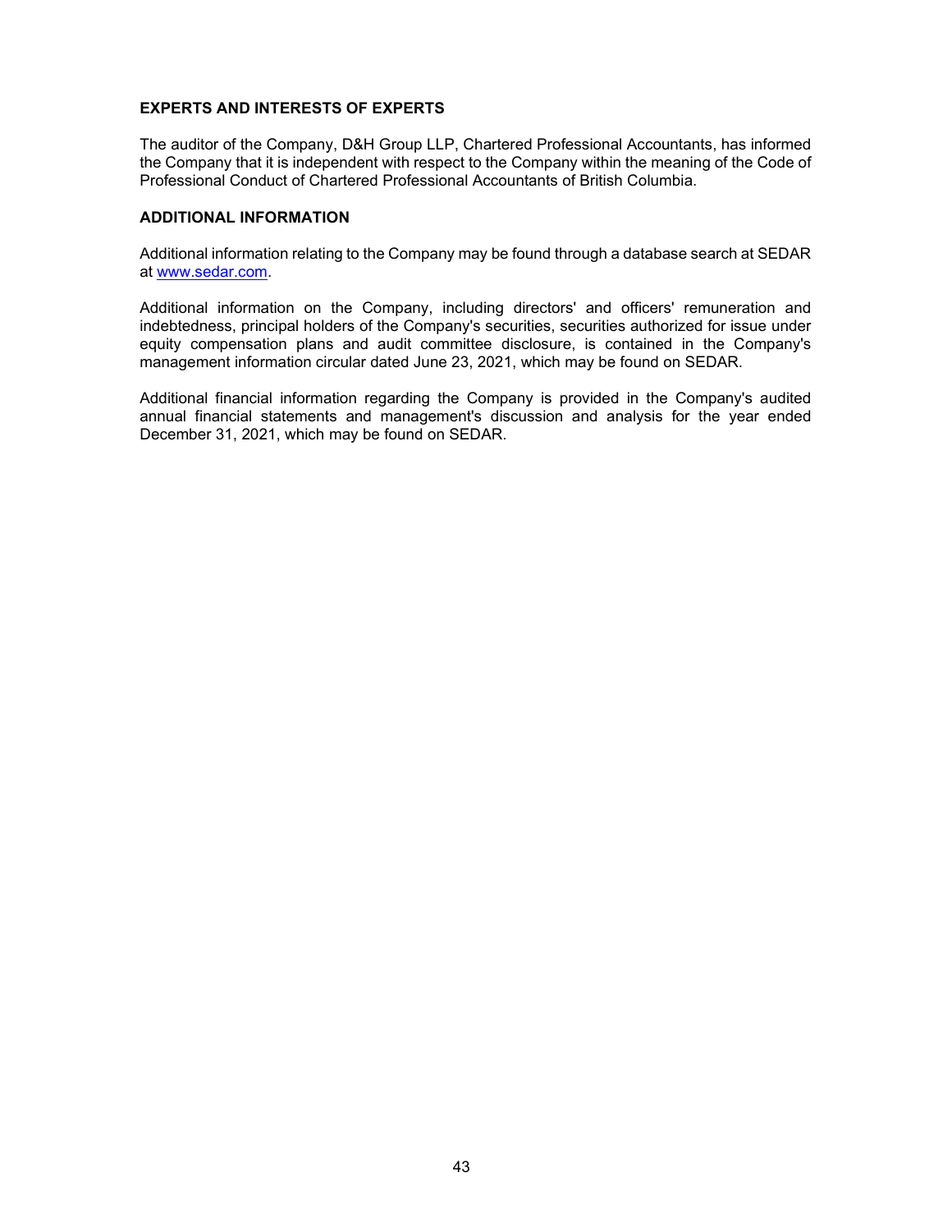## EXPERTS AND INTERESTS OF EXPERTS

The auditor of the Company, D&H Group LLP, Chartered Professional Accountants, has informed the Company that it is independent with respect to the Company within the meaning of the Code of Professional Conduct of Chartered Professional Accountants of British Columbia.

## ADDITIONAL INFORMATION

Additional information relating to the Company may be found through a database search at SEDAR at www.sedar.com.

Additional information on the Company, including directors' and officers' remuneration and indebtedness, principal holders of the Company's securities, securities authorized for issue under equity compensation plans and audit committee disclosure, is contained in the Company's management information circular dated June 23, 2021, which may be found on SEDAR.

Additional financial information regarding the Company is provided in the Company's audited annual financial statements and management's discussion and analysis for the year ended December 31, 2021, which may be found on SEDAR.